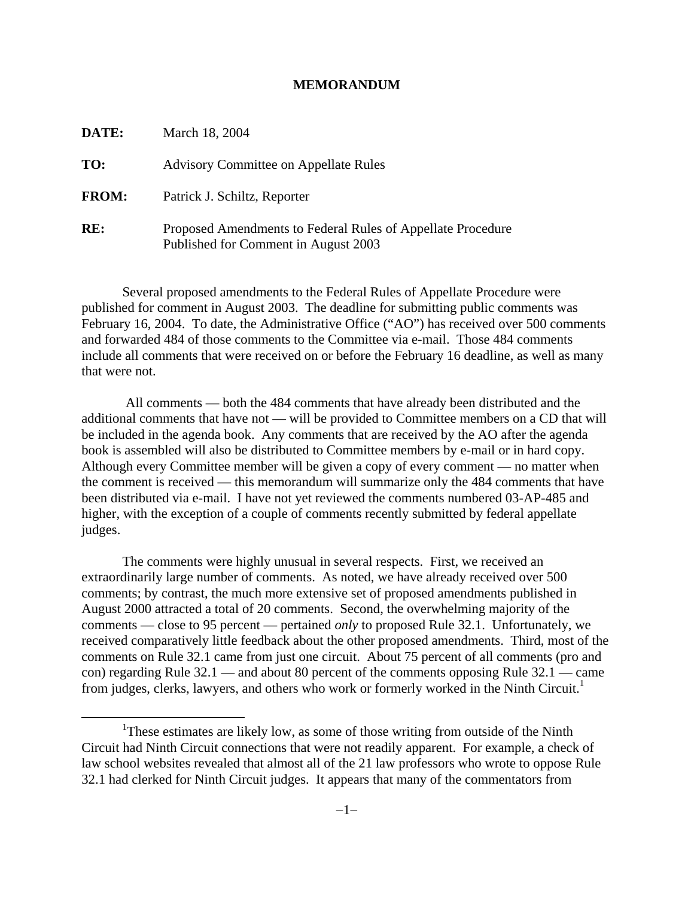# MEMORANDUM

**DATE:** March 18, 2004

**TO:** Advisory Committee on Appellate Rules

**FROM:** Patrick J. Schiltz, Reporter

**RE:** Proposed Amendments to Federal Rules of Appellate Procedure Published for Comment in August 2003

Several proposed amendments to the Federal Rules of Appellate Procedure were published for comment in August 2003. The deadline for submitting public comments was February 16, 2004. To date, the Administrative Office ("AO") has received over 500 comments and forwarded 484 of those comments to the Committee via e-mail. Those 484 comments include all comments that were received on or before the February 16 deadline, as well as many that were not.

All comments — both the 484 comments that have already been distributed and the additional comments that have not — will be provided to Committee members on a CD that will be included in the agenda book. Any comments that are received by the AO after the agenda book is assembled will also be distributed to Committee members by e-mail or in hard copy. Although every Committee member will be given a copy of every comment — no matter when the comment is received — this memorandum will summarize only the 484 comments that have been distributed via e-mail. I have not yet reviewed the comments numbered 03-AP-485 and higher, with the exception of a couple of comments recently submitted by federal appellate judges.

The comments were highly unusual in several respects. First, we received an extraordinarily large number of comments. As noted, we have already received over 500 comments; by contrast, the much more extensive set of proposed amendments published in August 2000 attracted a total of 20 comments. Second, the overwhelming majority of the comments — close to 95 percent — pertained *only* to proposed Rule 32.1. Unfortunately, we received comparatively little feedback about the other proposed amendments. Third, most of the comments on Rule 32.1 came from just one circuit. About 75 percent of all comments (pro and con) regarding Rule 32.1 — and about 80 percent of the comments opposing Rule 32.1 — came from judges, clerks, lawyers, and others who work or formerly worked in the Ninth Circuit.[1]

[1]These estimates are likely low, as some of those writing from outside of the Ninth Circuit had Ninth Circuit connections that were not readily apparent. For example, a check of law school websites revealed that almost all of the 21 law professors who wrote to oppose Rule 32.1 had clerked for Ninth Circuit judges. It appears that many of the commentators from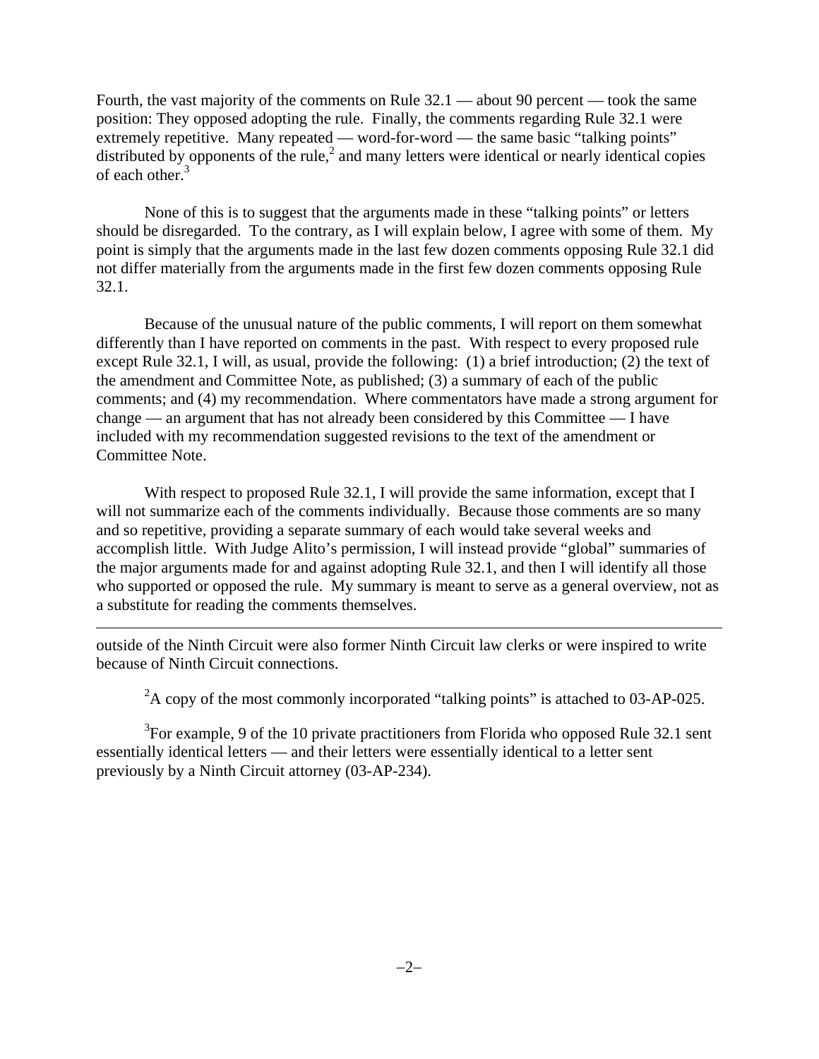Fourth, the vast majority of the comments on Rule 32.1 — about 90 percent — took the same position: They opposed adopting the rule. Finally, the comments regarding Rule 32.1 were extremely repetitive. Many repeated — word-for-word — the same basic "talking points" distributed by opponents of the rule,[2] and many letters were identical or nearly identical copies of each other.[3]

None of this is to suggest that the arguments made in these "talking points" or letters should be disregarded. To the contrary, as I will explain below, I agree with some of them. My point is simply that the arguments made in the last few dozen comments opposing Rule 32.1 did not differ materially from the arguments made in the first few dozen comments opposing Rule 32.1.

Because of the unusual nature of the public comments, I will report on them somewhat differently than I have reported on comments in the past. With respect to every proposed rule except Rule 32.1, I will, as usual, provide the following: (1) a brief introduction; (2) the text of the amendment and Committee Note, as published; (3) a summary of each of the public comments; and (4) my recommendation. Where commentators have made a strong argument for change — an argument that has not already been considered by this Committee — I have included with my recommendation suggested revisions to the text of the amendment or Committee Note.

With respect to proposed Rule 32.1, I will provide the same information, except that I will not summarize each of the comments individually. Because those comments are so many and so repetitive, providing a separate summary of each would take several weeks and accomplish little. With Judge Alito's permission, I will instead provide "global" summaries of the major arguments made for and against adopting Rule 32.1, and then I will identify all those who supported or opposed the rule. My summary is meant to serve as a general overview, not as a substitute for reading the comments themselves.

---

outside of the Ninth Circuit were also former Ninth Circuit law clerks or were inspired to write because of Ninth Circuit connections.

[2]A copy of the most commonly incorporated "talking points" is attached to 03-AP-025.

[3]For example, 9 of the 10 private practitioners from Florida who opposed Rule 32.1 sent essentially identical letters — and their letters were essentially identical to a letter sent previously by a Ninth Circuit attorney (03-AP-234).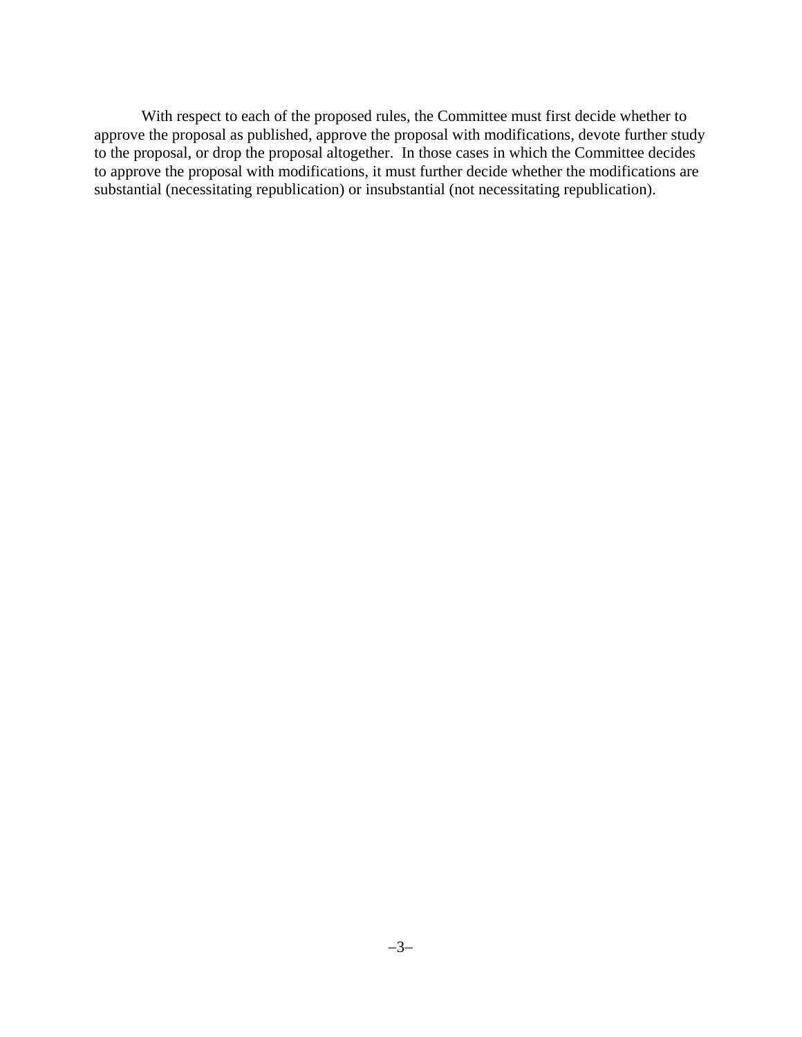With respect to each of the proposed rules, the Committee must first decide whether to approve the proposal as published, approve the proposal with modifications, devote further study to the proposal, or drop the proposal altogether. In those cases in which the Committee decides to approve the proposal with modifications, it must further decide whether the modifications are substantial (necessitating republication) or insubstantial (not necessitating republication).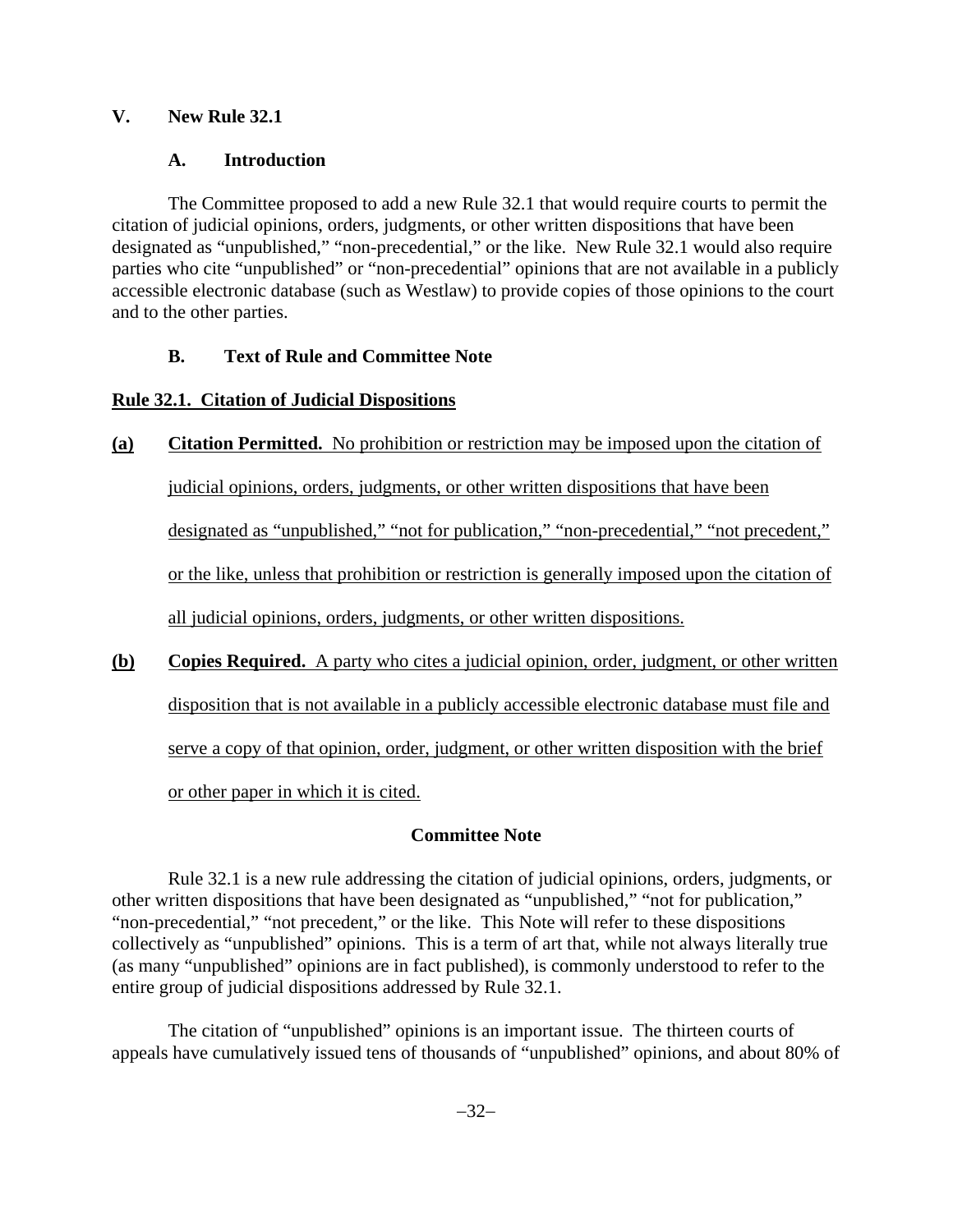## V. New Rule 32.1

### A. Introduction

The Committee proposed to add a new Rule 32.1 that would require courts to permit the citation of judicial opinions, orders, judgments, or other written dispositions that have been designated as "unpublished," "non-precedential," or the like. New Rule 32.1 would also require parties who cite "unpublished" or "non-precedential" opinions that are not available in a publicly accessible electronic database (such as Westlaw) to provide copies of those opinions to the court and to the other parties.

### B. Text of Rule and Committee Note

**Rule 32.1. Citation of Judicial Dispositions**

**(a) Citation Permitted.** No prohibition or restriction may be imposed upon the citation of judicial opinions, orders, judgments, or other written dispositions that have been designated as "unpublished," "not for publication," "non-precedential," "not precedent," or the like, unless that prohibition or restriction is generally imposed upon the citation of all judicial opinions, orders, judgments, or other written dispositions.

**(b) Copies Required.** A party who cites a judicial opinion, order, judgment, or other written disposition that is not available in a publicly accessible electronic database must file and serve a copy of that opinion, order, judgment, or other written disposition with the brief or other paper in which it is cited.

**Committee Note**

Rule 32.1 is a new rule addressing the citation of judicial opinions, orders, judgments, or other written dispositions that have been designated as "unpublished," "not for publication," "non-precedential," "not precedent," or the like. This Note will refer to these dispositions collectively as "unpublished" opinions. This is a term of art that, while not always literally true (as many "unpublished" opinions are in fact published), is commonly understood to refer to the entire group of judicial dispositions addressed by Rule 32.1.

The citation of "unpublished" opinions is an important issue. The thirteen courts of appeals have cumulatively issued tens of thousands of "unpublished" opinions, and about 80% of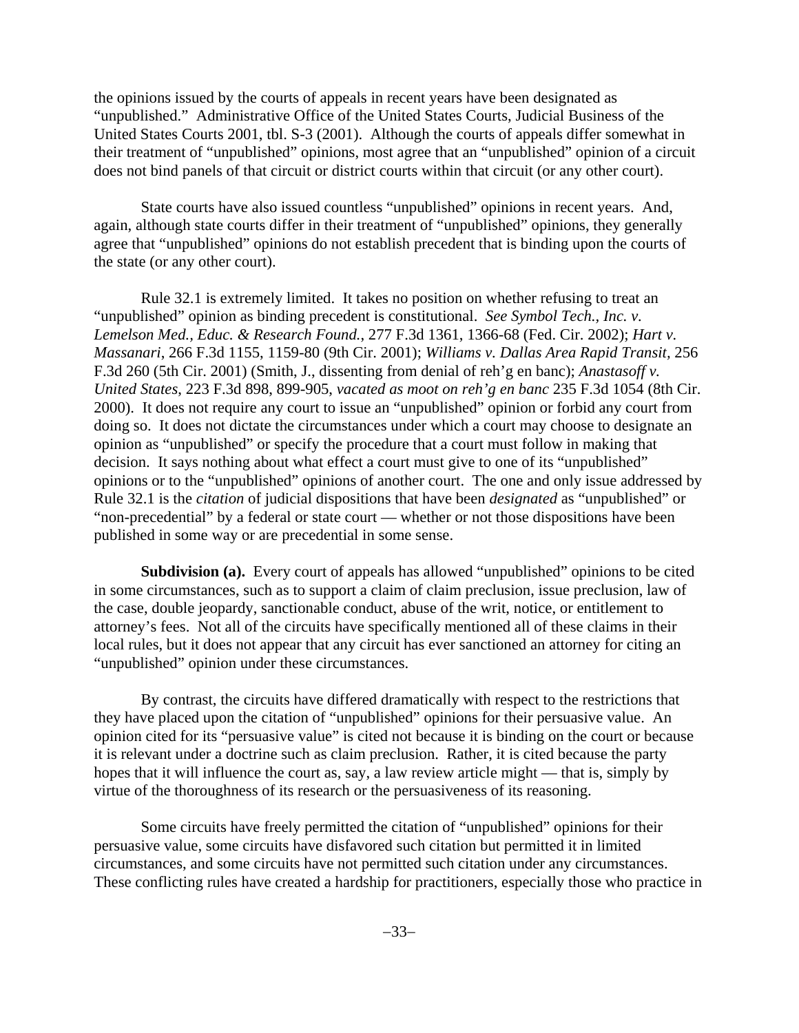the opinions issued by the courts of appeals in recent years have been designated as "unpublished." Administrative Office of the United States Courts, Judicial Business of the United States Courts 2001, tbl. S-3 (2001). Although the courts of appeals differ somewhat in their treatment of "unpublished" opinions, most agree that an "unpublished" opinion of a circuit does not bind panels of that circuit or district courts within that circuit (or any other court).

State courts have also issued countless "unpublished" opinions in recent years. And, again, although state courts differ in their treatment of "unpublished" opinions, they generally agree that "unpublished" opinions do not establish precedent that is binding upon the courts of the state (or any other court).

Rule 32.1 is extremely limited. It takes no position on whether refusing to treat an "unpublished" opinion as binding precedent is constitutional. *See Symbol Tech., Inc. v. Lemelson Med., Educ. & Research Found.*, 277 F.3d 1361, 1366-68 (Fed. Cir. 2002); *Hart v. Massanari*, 266 F.3d 1155, 1159-80 (9th Cir. 2001); *Williams v. Dallas Area Rapid Transit*, 256 F.3d 260 (5th Cir. 2001) (Smith, J., dissenting from denial of reh'g en banc); *Anastasoff v. United States*, 223 F.3d 898, 899-905, *vacated as moot on reh'g en banc* 235 F.3d 1054 (8th Cir. 2000). It does not require any court to issue an "unpublished" opinion or forbid any court from doing so. It does not dictate the circumstances under which a court may choose to designate an opinion as "unpublished" or specify the procedure that a court must follow in making that decision. It says nothing about what effect a court must give to one of its "unpublished" opinions or to the "unpublished" opinions of another court. The one and only issue addressed by Rule 32.1 is the *citation* of judicial dispositions that have been *designated* as "unpublished" or "non-precedential" by a federal or state court — whether or not those dispositions have been published in some way or are precedential in some sense.

**Subdivision (a).** Every court of appeals has allowed "unpublished" opinions to be cited in some circumstances, such as to support a claim of claim preclusion, issue preclusion, law of the case, double jeopardy, sanctionable conduct, abuse of the writ, notice, or entitlement to attorney's fees. Not all of the circuits have specifically mentioned all of these claims in their local rules, but it does not appear that any circuit has ever sanctioned an attorney for citing an "unpublished" opinion under these circumstances.

By contrast, the circuits have differed dramatically with respect to the restrictions that they have placed upon the citation of "unpublished" opinions for their persuasive value. An opinion cited for its "persuasive value" is cited not because it is binding on the court or because it is relevant under a doctrine such as claim preclusion. Rather, it is cited because the party hopes that it will influence the court as, say, a law review article might — that is, simply by virtue of the thoroughness of its research or the persuasiveness of its reasoning.

Some circuits have freely permitted the citation of "unpublished" opinions for their persuasive value, some circuits have disfavored such citation but permitted it in limited circumstances, and some circuits have not permitted such citation under any circumstances. These conflicting rules have created a hardship for practitioners, especially those who practice in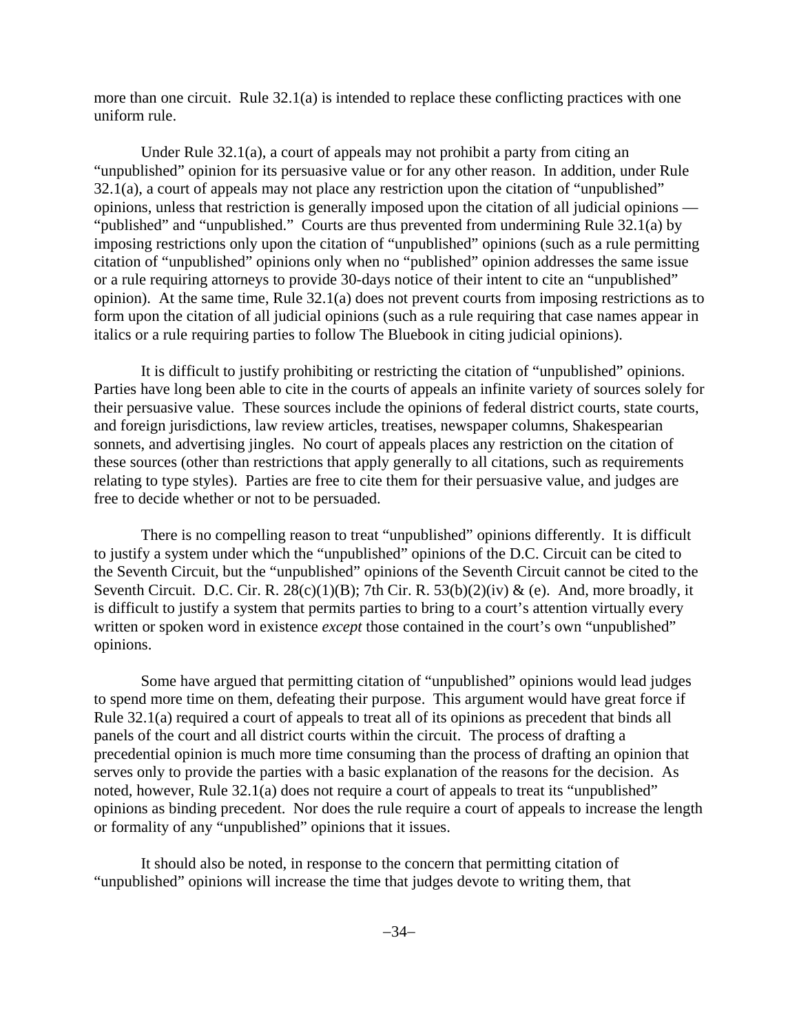more than one circuit. Rule 32.1(a) is intended to replace these conflicting practices with one uniform rule.

Under Rule 32.1(a), a court of appeals may not prohibit a party from citing an "unpublished" opinion for its persuasive value or for any other reason. In addition, under Rule 32.1(a), a court of appeals may not place any restriction upon the citation of "unpublished" opinions, unless that restriction is generally imposed upon the citation of all judicial opinions — "published" and "unpublished." Courts are thus prevented from undermining Rule 32.1(a) by imposing restrictions only upon the citation of "unpublished" opinions (such as a rule permitting citation of "unpublished" opinions only when no "published" opinion addresses the same issue or a rule requiring attorneys to provide 30-days notice of their intent to cite an "unpublished" opinion). At the same time, Rule 32.1(a) does not prevent courts from imposing restrictions as to form upon the citation of all judicial opinions (such as a rule requiring that case names appear in italics or a rule requiring parties to follow The Bluebook in citing judicial opinions).

It is difficult to justify prohibiting or restricting the citation of "unpublished" opinions. Parties have long been able to cite in the courts of appeals an infinite variety of sources solely for their persuasive value. These sources include the opinions of federal district courts, state courts, and foreign jurisdictions, law review articles, treatises, newspaper columns, Shakespearian sonnets, and advertising jingles. No court of appeals places any restriction on the citation of these sources (other than restrictions that apply generally to all citations, such as requirements relating to type styles). Parties are free to cite them for their persuasive value, and judges are free to decide whether or not to be persuaded.

There is no compelling reason to treat "unpublished" opinions differently. It is difficult to justify a system under which the "unpublished" opinions of the D.C. Circuit can be cited to the Seventh Circuit, but the "unpublished" opinions of the Seventh Circuit cannot be cited to the Seventh Circuit. D.C. Cir. R. 28(c)(1)(B); 7th Cir. R. 53(b)(2)(iv) & (e). And, more broadly, it is difficult to justify a system that permits parties to bring to a court's attention virtually every written or spoken word in existence *except* those contained in the court's own "unpublished" opinions.

Some have argued that permitting citation of "unpublished" opinions would lead judges to spend more time on them, defeating their purpose. This argument would have great force if Rule 32.1(a) required a court of appeals to treat all of its opinions as precedent that binds all panels of the court and all district courts within the circuit. The process of drafting a precedential opinion is much more time consuming than the process of drafting an opinion that serves only to provide the parties with a basic explanation of the reasons for the decision. As noted, however, Rule 32.1(a) does not require a court of appeals to treat its "unpublished" opinions as binding precedent. Nor does the rule require a court of appeals to increase the length or formality of any "unpublished" opinions that it issues.

It should also be noted, in response to the concern that permitting citation of "unpublished" opinions will increase the time that judges devote to writing them, that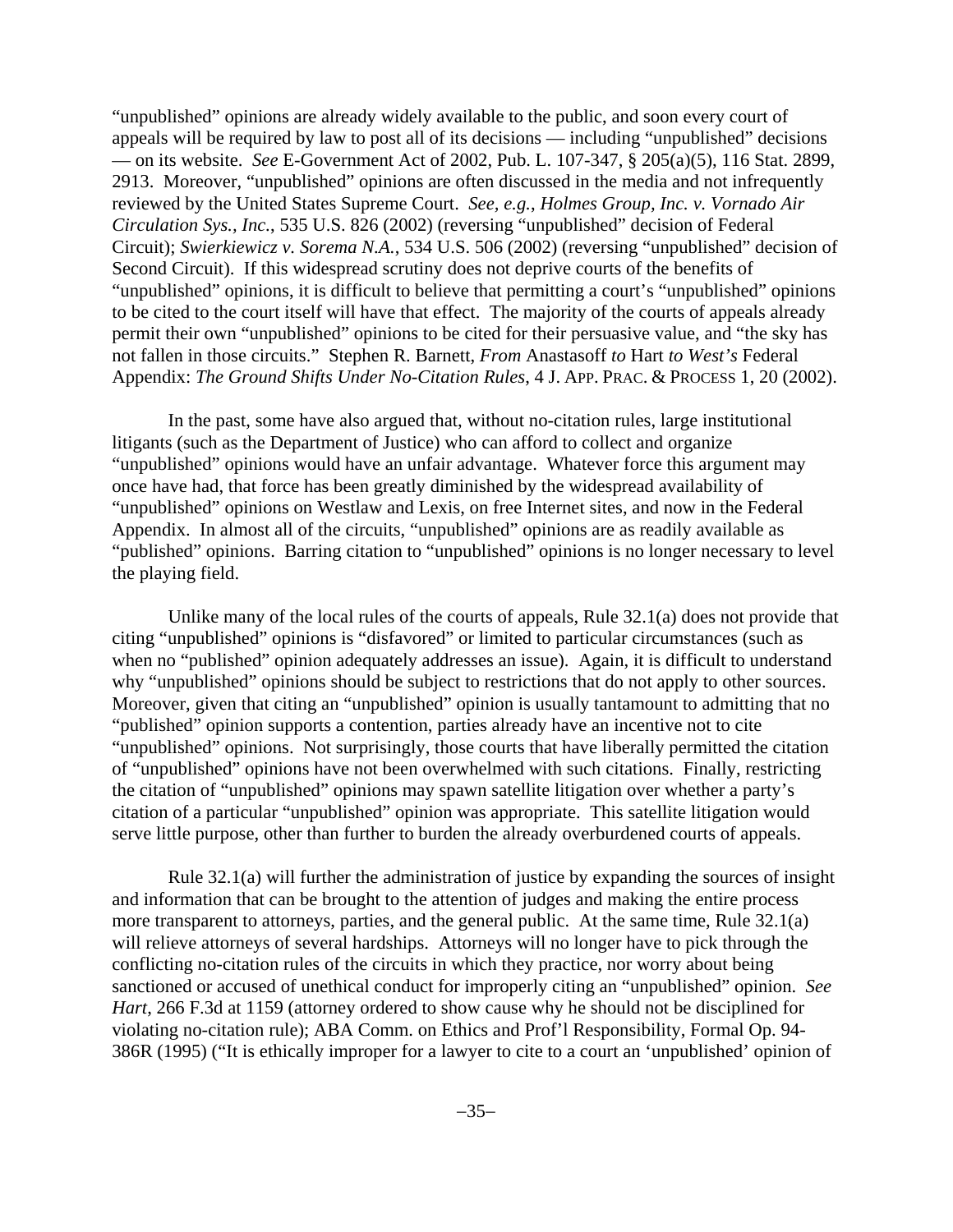"unpublished" opinions are already widely available to the public, and soon every court of appeals will be required by law to post all of its decisions — including "unpublished" decisions — on its website. *See* E-Government Act of 2002, Pub. L. 107-347, § 205(a)(5), 116 Stat. 2899, 2913. Moreover, "unpublished" opinions are often discussed in the media and not infrequently reviewed by the United States Supreme Court. *See, e.g.*, *Holmes Group, Inc. v. Vornado Air Circulation Sys., Inc.*, 535 U.S. 826 (2002) (reversing "unpublished" decision of Federal Circuit); *Swierkiewicz v. Sorema N.A.*, 534 U.S. 506 (2002) (reversing "unpublished" decision of Second Circuit). If this widespread scrutiny does not deprive courts of the benefits of "unpublished" opinions, it is difficult to believe that permitting a court's "unpublished" opinions to be cited to the court itself will have that effect. The majority of the courts of appeals already permit their own "unpublished" opinions to be cited for their persuasive value, and "the sky has not fallen in those circuits." Stephen R. Barnett, *From* Anastasoff *to* Hart *to West's* Federal Appendix: *The Ground Shifts Under No-Citation Rules*, 4 J. APP. PRAC. & PROCESS 1, 20 (2002).

In the past, some have also argued that, without no-citation rules, large institutional litigants (such as the Department of Justice) who can afford to collect and organize "unpublished" opinions would have an unfair advantage. Whatever force this argument may once have had, that force has been greatly diminished by the widespread availability of "unpublished" opinions on Westlaw and Lexis, on free Internet sites, and now in the Federal Appendix. In almost all of the circuits, "unpublished" opinions are as readily available as "published" opinions. Barring citation to "unpublished" opinions is no longer necessary to level the playing field.

Unlike many of the local rules of the courts of appeals, Rule 32.1(a) does not provide that citing "unpublished" opinions is "disfavored" or limited to particular circumstances (such as when no "published" opinion adequately addresses an issue). Again, it is difficult to understand why "unpublished" opinions should be subject to restrictions that do not apply to other sources. Moreover, given that citing an "unpublished" opinion is usually tantamount to admitting that no "published" opinion supports a contention, parties already have an incentive not to cite "unpublished" opinions. Not surprisingly, those courts that have liberally permitted the citation of "unpublished" opinions have not been overwhelmed with such citations. Finally, restricting the citation of "unpublished" opinions may spawn satellite litigation over whether a party's citation of a particular "unpublished" opinion was appropriate. This satellite litigation would serve little purpose, other than further to burden the already overburdened courts of appeals.

Rule 32.1(a) will further the administration of justice by expanding the sources of insight and information that can be brought to the attention of judges and making the entire process more transparent to attorneys, parties, and the general public. At the same time, Rule 32.1(a) will relieve attorneys of several hardships. Attorneys will no longer have to pick through the conflicting no-citation rules of the circuits in which they practice, nor worry about being sanctioned or accused of unethical conduct for improperly citing an "unpublished" opinion. *See Hart*, 266 F.3d at 1159 (attorney ordered to show cause why he should not be disciplined for violating no-citation rule); ABA Comm. on Ethics and Prof'l Responsibility, Formal Op. 94-386R (1995) ("It is ethically improper for a lawyer to cite to a court an 'unpublished' opinion of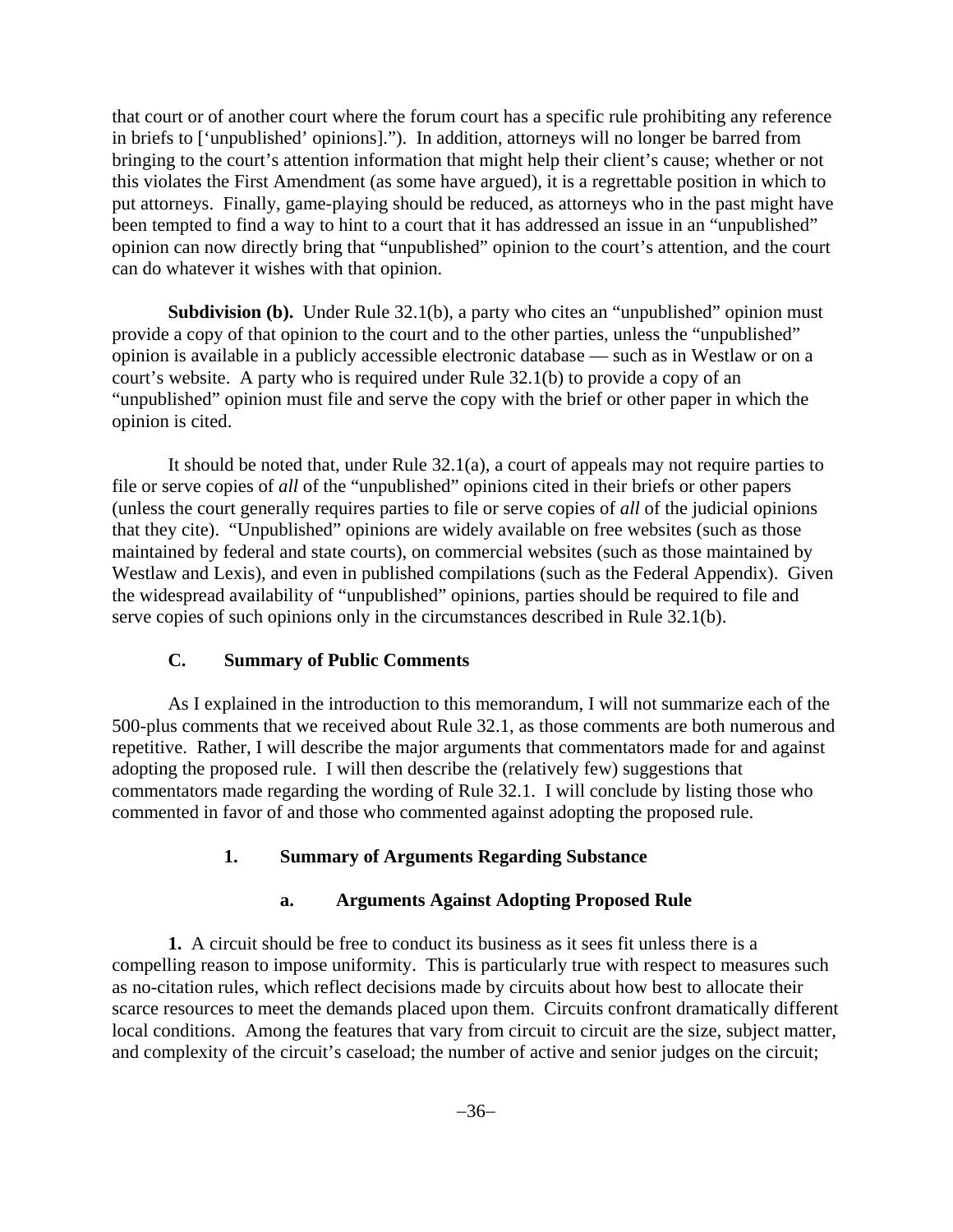that court or of another court where the forum court has a specific rule prohibiting any reference in briefs to ['unpublished' opinions]."). In addition, attorneys will no longer be barred from bringing to the court's attention information that might help their client's cause; whether or not this violates the First Amendment (as some have argued), it is a regrettable position in which to put attorneys. Finally, game-playing should be reduced, as attorneys who in the past might have been tempted to find a way to hint to a court that it has addressed an issue in an "unpublished" opinion can now directly bring that "unpublished" opinion to the court's attention, and the court can do whatever it wishes with that opinion.

**Subdivision (b).** Under Rule 32.1(b), a party who cites an "unpublished" opinion must provide a copy of that opinion to the court and to the other parties, unless the "unpublished" opinion is available in a publicly accessible electronic database — such as in Westlaw or on a court's website. A party who is required under Rule 32.1(b) to provide a copy of an "unpublished" opinion must file and serve the copy with the brief or other paper in which the opinion is cited.

It should be noted that, under Rule 32.1(a), a court of appeals may not require parties to file or serve copies of *all* of the "unpublished" opinions cited in their briefs or other papers (unless the court generally requires parties to file or serve copies of *all* of the judicial opinions that they cite). "Unpublished" opinions are widely available on free websites (such as those maintained by federal and state courts), on commercial websites (such as those maintained by Westlaw and Lexis), and even in published compilations (such as the Federal Appendix). Given the widespread availability of "unpublished" opinions, parties should be required to file and serve copies of such opinions only in the circumstances described in Rule 32.1(b).

### C. Summary of Public Comments

As I explained in the introduction to this memorandum, I will not summarize each of the 500-plus comments that we received about Rule 32.1, as those comments are both numerous and repetitive. Rather, I will describe the major arguments that commentators made for and against adopting the proposed rule. I will then describe the (relatively few) suggestions that commentators made regarding the wording of Rule 32.1. I will conclude by listing those who commented in favor of and those who commented against adopting the proposed rule.

#### 1. Summary of Arguments Regarding Substance

##### a. Arguments Against Adopting Proposed Rule

**1.** A circuit should be free to conduct its business as it sees fit unless there is a compelling reason to impose uniformity. This is particularly true with respect to measures such as no-citation rules, which reflect decisions made by circuits about how best to allocate their scarce resources to meet the demands placed upon them. Circuits confront dramatically different local conditions. Among the features that vary from circuit to circuit are the size, subject matter, and complexity of the circuit's caseload; the number of active and senior judges on the circuit;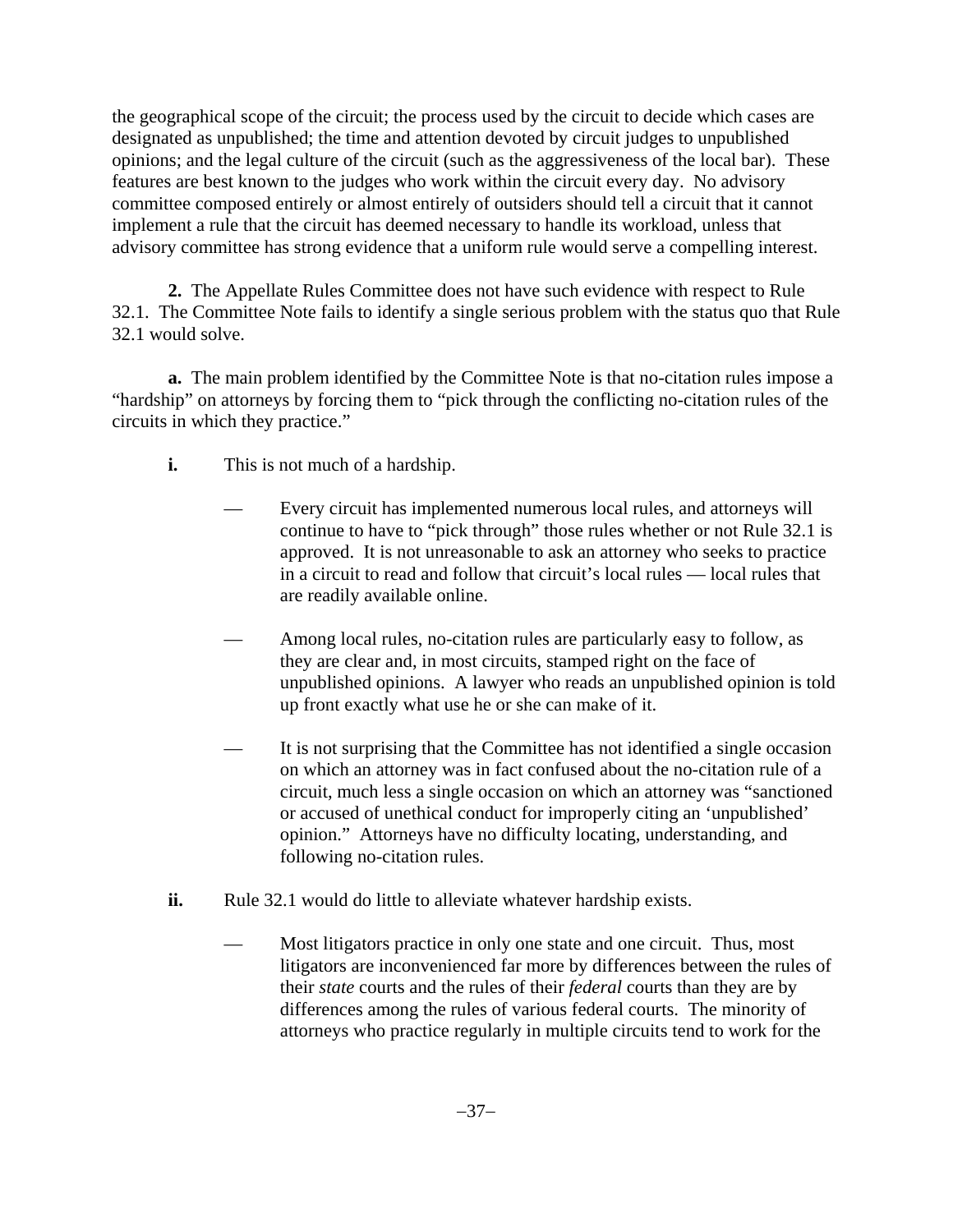the geographical scope of the circuit; the process used by the circuit to decide which cases are designated as unpublished; the time and attention devoted by circuit judges to unpublished opinions; and the legal culture of the circuit (such as the aggressiveness of the local bar). These features are best known to the judges who work within the circuit every day. No advisory committee composed entirely or almost entirely of outsiders should tell a circuit that it cannot implement a rule that the circuit has deemed necessary to handle its workload, unless that advisory committee has strong evidence that a uniform rule would serve a compelling interest.

**2.** The Appellate Rules Committee does not have such evidence with respect to Rule 32.1. The Committee Note fails to identify a single serious problem with the status quo that Rule 32.1 would solve.

**a.** The main problem identified by the Committee Note is that no-citation rules impose a "hardship" on attorneys by forcing them to "pick through the conflicting no-citation rules of the circuits in which they practice."

**i.** This is not much of a hardship.

— Every circuit has implemented numerous local rules, and attorneys will continue to have to "pick through" those rules whether or not Rule 32.1 is approved. It is not unreasonable to ask an attorney who seeks to practice in a circuit to read and follow that circuit's local rules — local rules that are readily available online.

— Among local rules, no-citation rules are particularly easy to follow, as they are clear and, in most circuits, stamped right on the face of unpublished opinions. A lawyer who reads an unpublished opinion is told up front exactly what use he or she can make of it.

— It is not surprising that the Committee has not identified a single occasion on which an attorney was in fact confused about the no-citation rule of a circuit, much less a single occasion on which an attorney was "sanctioned or accused of unethical conduct for improperly citing an 'unpublished' opinion." Attorneys have no difficulty locating, understanding, and following no-citation rules.

**ii.** Rule 32.1 would do little to alleviate whatever hardship exists.

— Most litigators practice in only one state and one circuit. Thus, most litigators are inconvenienced far more by differences between the rules of their *state* courts and the rules of their *federal* courts than they are by differences among the rules of various federal courts. The minority of attorneys who practice regularly in multiple circuits tend to work for the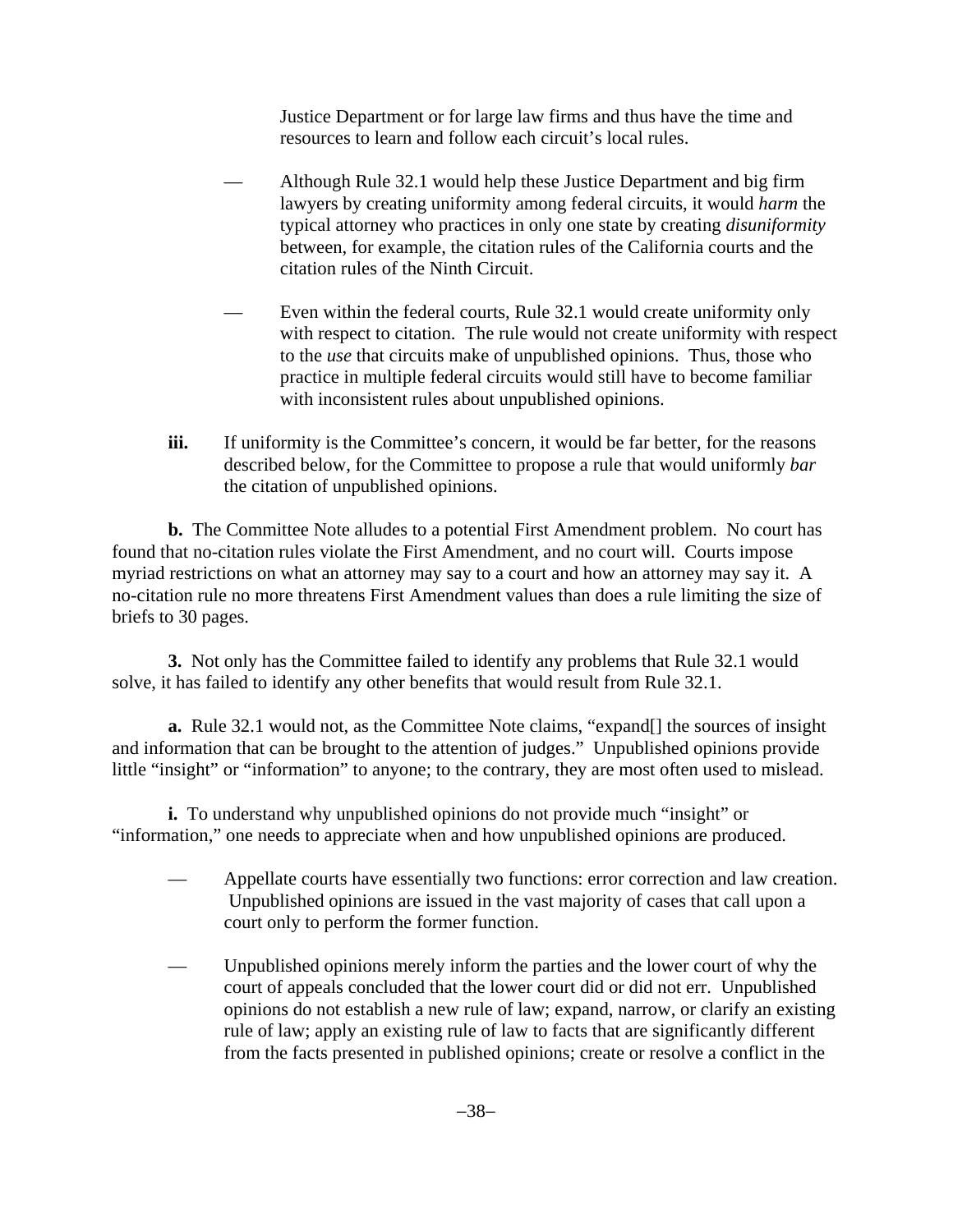Justice Department or for large law firms and thus have the time and resources to learn and follow each circuit's local rules.

— Although Rule 32.1 would help these Justice Department and big firm lawyers by creating uniformity among federal circuits, it would *harm* the typical attorney who practices in only one state by creating *disuniformity* between, for example, the citation rules of the California courts and the citation rules of the Ninth Circuit.

— Even within the federal courts, Rule 32.1 would create uniformity only with respect to citation. The rule would not create uniformity with respect to the *use* that circuits make of unpublished opinions. Thus, those who practice in multiple federal circuits would still have to become familiar with inconsistent rules about unpublished opinions.

**iii.** If uniformity is the Committee's concern, it would be far better, for the reasons described below, for the Committee to propose a rule that would uniformly *bar* the citation of unpublished opinions.

**b.** The Committee Note alludes to a potential First Amendment problem. No court has found that no-citation rules violate the First Amendment, and no court will. Courts impose myriad restrictions on what an attorney may say to a court and how an attorney may say it. A no-citation rule no more threatens First Amendment values than does a rule limiting the size of briefs to 30 pages.

**3.** Not only has the Committee failed to identify any problems that Rule 32.1 would solve, it has failed to identify any other benefits that would result from Rule 32.1.

**a.** Rule 32.1 would not, as the Committee Note claims, "expand[] the sources of insight and information that can be brought to the attention of judges." Unpublished opinions provide little "insight" or "information" to anyone; to the contrary, they are most often used to mislead.

**i.** To understand why unpublished opinions do not provide much "insight" or "information," one needs to appreciate when and how unpublished opinions are produced.

— Appellate courts have essentially two functions: error correction and law creation. Unpublished opinions are issued in the vast majority of cases that call upon a court only to perform the former function.

— Unpublished opinions merely inform the parties and the lower court of why the court of appeals concluded that the lower court did or did not err. Unpublished opinions do not establish a new rule of law; expand, narrow, or clarify an existing rule of law; apply an existing rule of law to facts that are significantly different from the facts presented in published opinions; create or resolve a conflict in the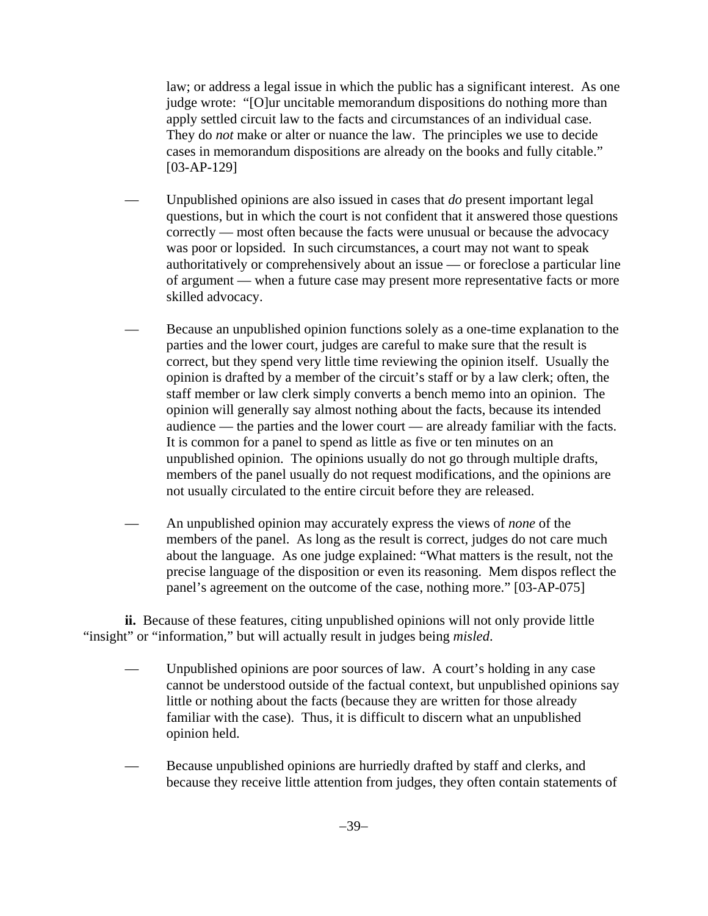law; or address a legal issue in which the public has a significant interest. As one judge wrote: "[O]ur uncitable memorandum dispositions do nothing more than apply settled circuit law to the facts and circumstances of an individual case. They do *not* make or alter or nuance the law. The principles we use to decide cases in memorandum dispositions are already on the books and fully citable." [03-AP-129]

— Unpublished opinions are also issued in cases that *do* present important legal questions, but in which the court is not confident that it answered those questions correctly — most often because the facts were unusual or because the advocacy was poor or lopsided. In such circumstances, a court may not want to speak authoritatively or comprehensively about an issue — or foreclose a particular line of argument — when a future case may present more representative facts or more skilled advocacy.

— Because an unpublished opinion functions solely as a one-time explanation to the parties and the lower court, judges are careful to make sure that the result is correct, but they spend very little time reviewing the opinion itself. Usually the opinion is drafted by a member of the circuit's staff or by a law clerk; often, the staff member or law clerk simply converts a bench memo into an opinion. The opinion will generally say almost nothing about the facts, because its intended audience — the parties and the lower court — are already familiar with the facts. It is common for a panel to spend as little as five or ten minutes on an unpublished opinion. The opinions usually do not go through multiple drafts, members of the panel usually do not request modifications, and the opinions are not usually circulated to the entire circuit before they are released.

— An unpublished opinion may accurately express the views of *none* of the members of the panel. As long as the result is correct, judges do not care much about the language. As one judge explained: "What matters is the result, not the precise language of the disposition or even its reasoning. Mem dispos reflect the panel's agreement on the outcome of the case, nothing more." [03-AP-075]

**ii.** Because of these features, citing unpublished opinions will not only provide little "insight" or "information," but will actually result in judges being *misled*.

— Unpublished opinions are poor sources of law. A court's holding in any case cannot be understood outside of the factual context, but unpublished opinions say little or nothing about the facts (because they are written for those already familiar with the case). Thus, it is difficult to discern what an unpublished opinion held.

— Because unpublished opinions are hurriedly drafted by staff and clerks, and because they receive little attention from judges, they often contain statements of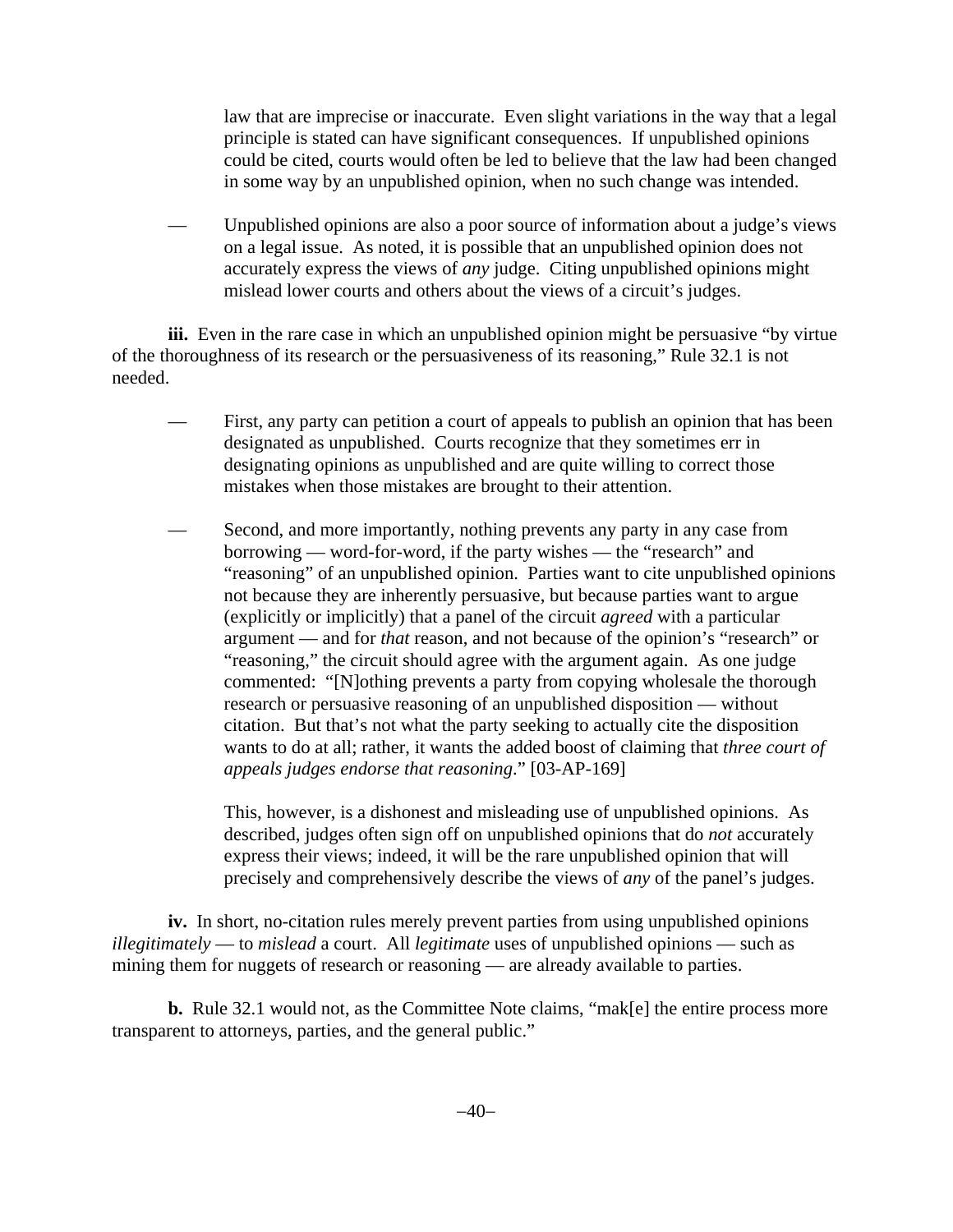law that are imprecise or inaccurate. Even slight variations in the way that a legal principle is stated can have significant consequences. If unpublished opinions could be cited, courts would often be led to believe that the law had been changed in some way by an unpublished opinion, when no such change was intended.

— Unpublished opinions are also a poor source of information about a judge's views on a legal issue. As noted, it is possible that an unpublished opinion does not accurately express the views of *any* judge. Citing unpublished opinions might mislead lower courts and others about the views of a circuit's judges.

**iii.** Even in the rare case in which an unpublished opinion might be persuasive "by virtue of the thoroughness of its research or the persuasiveness of its reasoning," Rule 32.1 is not needed.

— First, any party can petition a court of appeals to publish an opinion that has been designated as unpublished. Courts recognize that they sometimes err in designating opinions as unpublished and are quite willing to correct those mistakes when those mistakes are brought to their attention.

— Second, and more importantly, nothing prevents any party in any case from borrowing — word-for-word, if the party wishes — the "research" and "reasoning" of an unpublished opinion. Parties want to cite unpublished opinions not because they are inherently persuasive, but because parties want to argue (explicitly or implicitly) that a panel of the circuit *agreed* with a particular argument — and for *that* reason, and not because of the opinion's "research" or "reasoning," the circuit should agree with the argument again. As one judge commented: "[N]othing prevents a party from copying wholesale the thorough research or persuasive reasoning of an unpublished disposition — without citation. But that's not what the party seeking to actually cite the disposition wants to do at all; rather, it wants the added boost of claiming that *three court of appeals judges endorse that reasoning*." [03-AP-169]

This, however, is a dishonest and misleading use of unpublished opinions. As described, judges often sign off on unpublished opinions that do *not* accurately express their views; indeed, it will be the rare unpublished opinion that will precisely and comprehensively describe the views of *any* of the panel's judges.

**iv.** In short, no-citation rules merely prevent parties from using unpublished opinions *illegitimately* — to *mislead* a court. All *legitimate* uses of unpublished opinions — such as mining them for nuggets of research or reasoning — are already available to parties.

**b.** Rule 32.1 would not, as the Committee Note claims, "mak[e] the entire process more transparent to attorneys, parties, and the general public."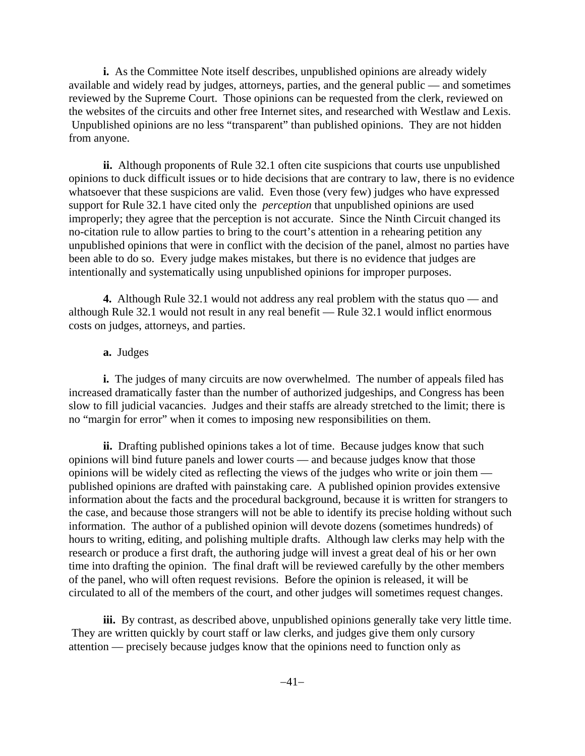**i.** As the Committee Note itself describes, unpublished opinions are already widely available and widely read by judges, attorneys, parties, and the general public — and sometimes reviewed by the Supreme Court. Those opinions can be requested from the clerk, reviewed on the websites of the circuits and other free Internet sites, and researched with Westlaw and Lexis. Unpublished opinions are no less "transparent" than published opinions. They are not hidden from anyone.

**ii.** Although proponents of Rule 32.1 often cite suspicions that courts use unpublished opinions to duck difficult issues or to hide decisions that are contrary to law, there is no evidence whatsoever that these suspicions are valid. Even those (very few) judges who have expressed support for Rule 32.1 have cited only the *perception* that unpublished opinions are used improperly; they agree that the perception is not accurate. Since the Ninth Circuit changed its no-citation rule to allow parties to bring to the court's attention in a rehearing petition any unpublished opinions that were in conflict with the decision of the panel, almost no parties have been able to do so. Every judge makes mistakes, but there is no evidence that judges are intentionally and systematically using unpublished opinions for improper purposes.

**4.** Although Rule 32.1 would not address any real problem with the status quo — and although Rule 32.1 would not result in any real benefit — Rule 32.1 would inflict enormous costs on judges, attorneys, and parties.

**a.** Judges

**i.** The judges of many circuits are now overwhelmed. The number of appeals filed has increased dramatically faster than the number of authorized judgeships, and Congress has been slow to fill judicial vacancies. Judges and their staffs are already stretched to the limit; there is no "margin for error" when it comes to imposing new responsibilities on them.

**ii.** Drafting published opinions takes a lot of time. Because judges know that such opinions will bind future panels and lower courts — and because judges know that those opinions will be widely cited as reflecting the views of the judges who write or join them — published opinions are drafted with painstaking care. A published opinion provides extensive information about the facts and the procedural background, because it is written for strangers to the case, and because those strangers will not be able to identify its precise holding without such information. The author of a published opinion will devote dozens (sometimes hundreds) of hours to writing, editing, and polishing multiple drafts. Although law clerks may help with the research or produce a first draft, the authoring judge will invest a great deal of his or her own time into drafting the opinion. The final draft will be reviewed carefully by the other members of the panel, who will often request revisions. Before the opinion is released, it will be circulated to all of the members of the court, and other judges will sometimes request changes.

**iii.** By contrast, as described above, unpublished opinions generally take very little time. They are written quickly by court staff or law clerks, and judges give them only cursory attention — precisely because judges know that the opinions need to function only as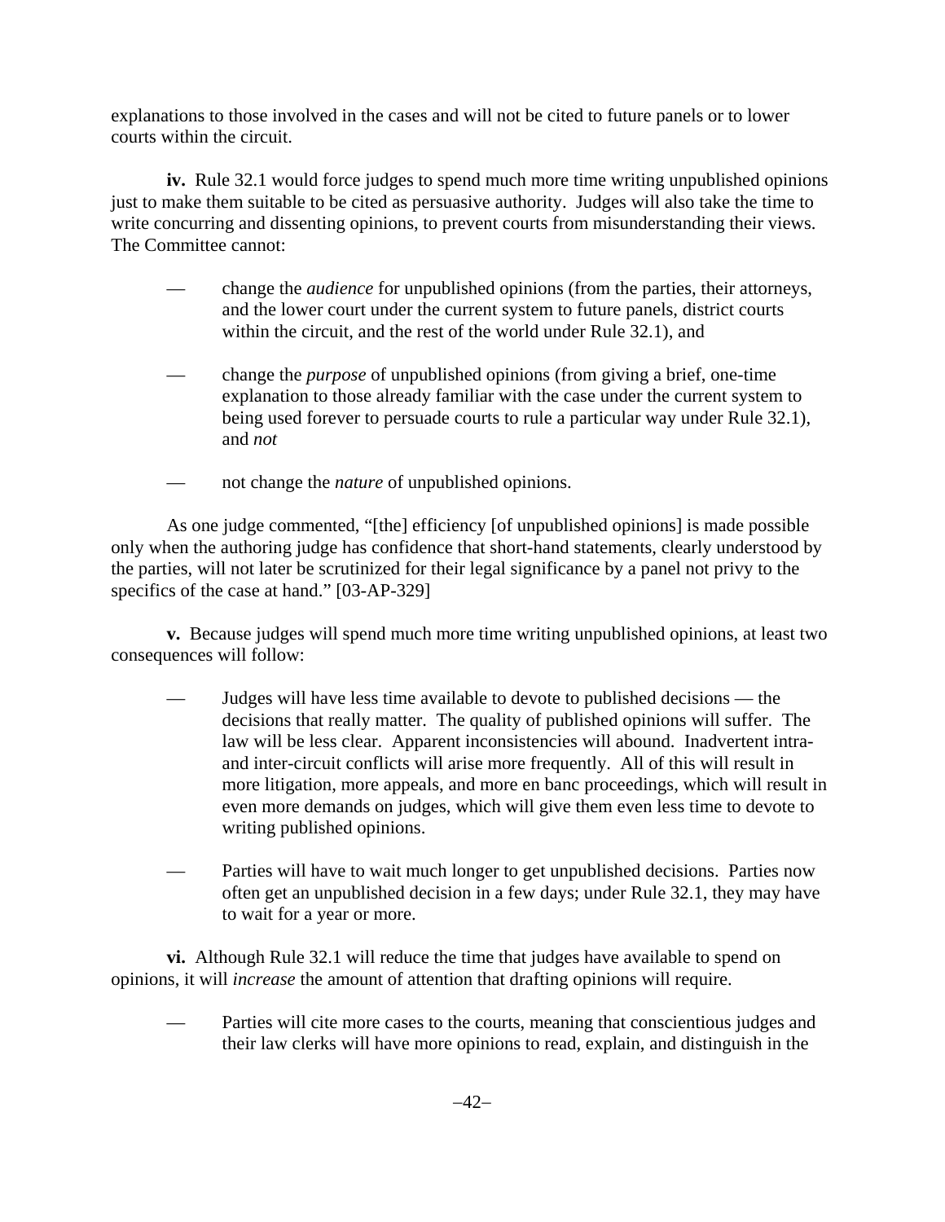explanations to those involved in the cases and will not be cited to future panels or to lower courts within the circuit.

**iv.** Rule 32.1 would force judges to spend much more time writing unpublished opinions just to make them suitable to be cited as persuasive authority. Judges will also take the time to write concurring and dissenting opinions, to prevent courts from misunderstanding their views. The Committee cannot:

— change the *audience* for unpublished opinions (from the parties, their attorneys, and the lower court under the current system to future panels, district courts within the circuit, and the rest of the world under Rule 32.1), and

— change the *purpose* of unpublished opinions (from giving a brief, one-time explanation to those already familiar with the case under the current system to being used forever to persuade courts to rule a particular way under Rule 32.1), and *not*

— not change the *nature* of unpublished opinions.

As one judge commented, "[the] efficiency [of unpublished opinions] is made possible only when the authoring judge has confidence that short-hand statements, clearly understood by the parties, will not later be scrutinized for their legal significance by a panel not privy to the specifics of the case at hand." [03-AP-329]

**v.** Because judges will spend much more time writing unpublished opinions, at least two consequences will follow:

— Judges will have less time available to devote to published decisions — the decisions that really matter. The quality of published opinions will suffer. The law will be less clear. Apparent inconsistencies will abound. Inadvertent intra- and inter-circuit conflicts will arise more frequently. All of this will result in more litigation, more appeals, and more en banc proceedings, which will result in even more demands on judges, which will give them even less time to devote to writing published opinions.

— Parties will have to wait much longer to get unpublished decisions. Parties now often get an unpublished decision in a few days; under Rule 32.1, they may have to wait for a year or more.

**vi.** Although Rule 32.1 will reduce the time that judges have available to spend on opinions, it will *increase* the amount of attention that drafting opinions will require.

— Parties will cite more cases to the courts, meaning that conscientious judges and their law clerks will have more opinions to read, explain, and distinguish in the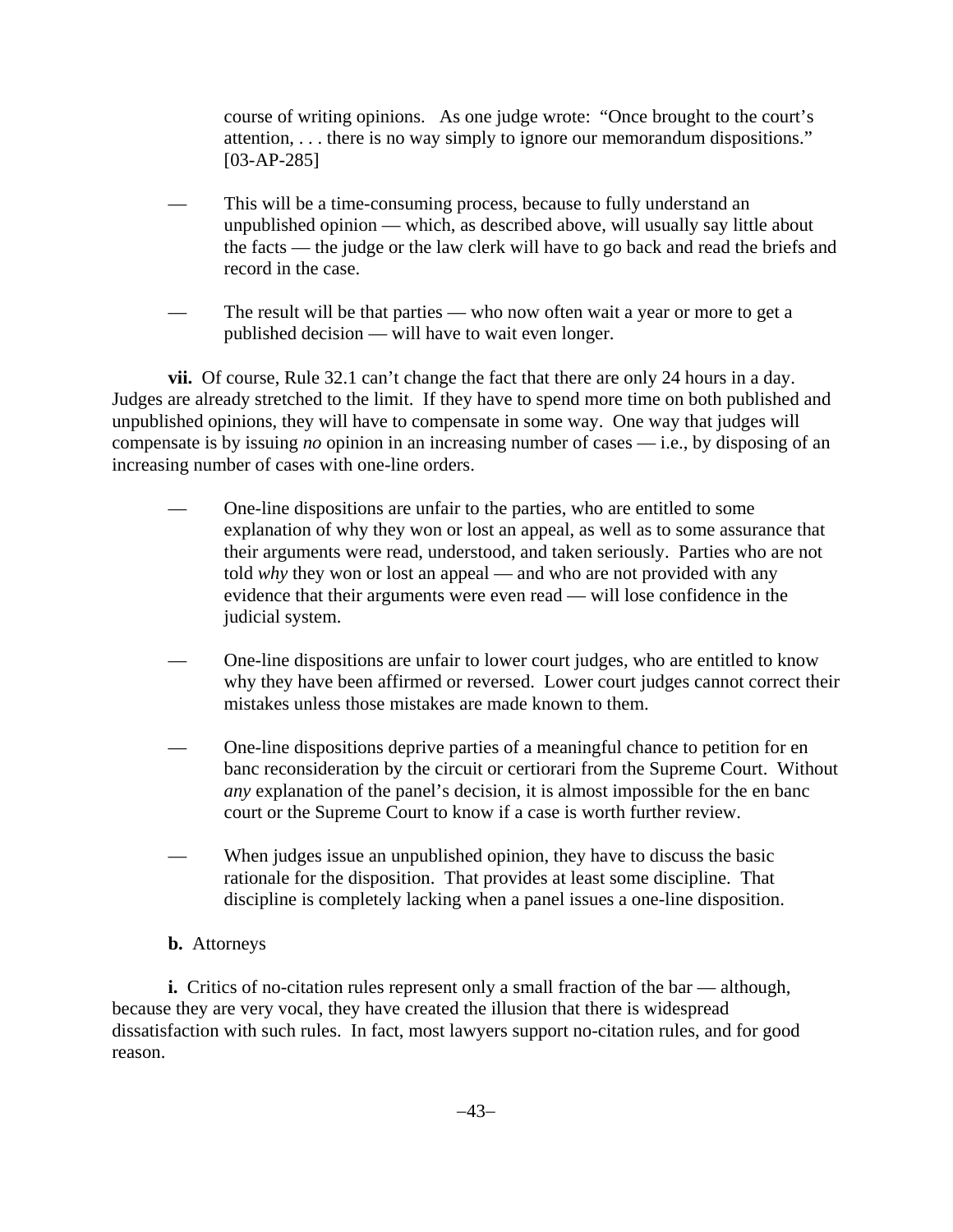course of writing opinions. As one judge wrote: "Once brought to the court's attention, . . . there is no way simply to ignore our memorandum dispositions." [03-AP-285]

— This will be a time-consuming process, because to fully understand an unpublished opinion — which, as described above, will usually say little about the facts — the judge or the law clerk will have to go back and read the briefs and record in the case.

— The result will be that parties — who now often wait a year or more to get a published decision — will have to wait even longer.

**vii.** Of course, Rule 32.1 can't change the fact that there are only 24 hours in a day. Judges are already stretched to the limit. If they have to spend more time on both published and unpublished opinions, they will have to compensate in some way. One way that judges will compensate is by issuing *no* opinion in an increasing number of cases — i.e., by disposing of an increasing number of cases with one-line orders.

— One-line dispositions are unfair to the parties, who are entitled to some explanation of why they won or lost an appeal, as well as to some assurance that their arguments were read, understood, and taken seriously. Parties who are not told *why* they won or lost an appeal — and who are not provided with any evidence that their arguments were even read — will lose confidence in the judicial system.

— One-line dispositions are unfair to lower court judges, who are entitled to know why they have been affirmed or reversed. Lower court judges cannot correct their mistakes unless those mistakes are made known to them.

— One-line dispositions deprive parties of a meaningful chance to petition for en banc reconsideration by the circuit or certiorari from the Supreme Court. Without *any* explanation of the panel's decision, it is almost impossible for the en banc court or the Supreme Court to know if a case is worth further review.

— When judges issue an unpublished opinion, they have to discuss the basic rationale for the disposition. That provides at least some discipline. That discipline is completely lacking when a panel issues a one-line disposition.

**b.** Attorneys

**i.** Critics of no-citation rules represent only a small fraction of the bar — although, because they are very vocal, they have created the illusion that there is widespread dissatisfaction with such rules. In fact, most lawyers support no-citation rules, and for good reason.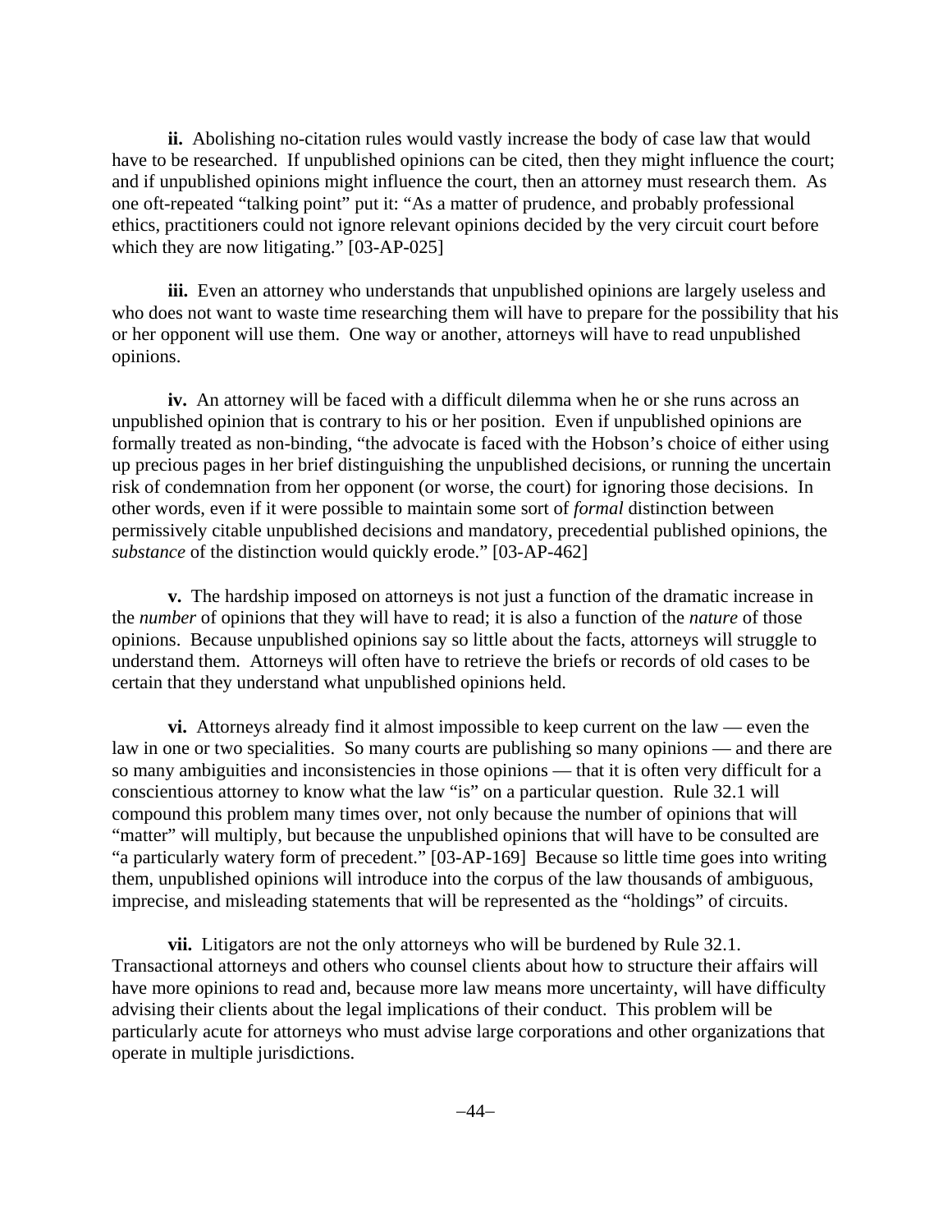**ii.** Abolishing no-citation rules would vastly increase the body of case law that would have to be researched. If unpublished opinions can be cited, then they might influence the court; and if unpublished opinions might influence the court, then an attorney must research them. As one oft-repeated "talking point" put it: "As a matter of prudence, and probably professional ethics, practitioners could not ignore relevant opinions decided by the very circuit court before which they are now litigating." [03-AP-025]

**iii.** Even an attorney who understands that unpublished opinions are largely useless and who does not want to waste time researching them will have to prepare for the possibility that his or her opponent will use them. One way or another, attorneys will have to read unpublished opinions.

**iv.** An attorney will be faced with a difficult dilemma when he or she runs across an unpublished opinion that is contrary to his or her position. Even if unpublished opinions are formally treated as non-binding, "the advocate is faced with the Hobson's choice of either using up precious pages in her brief distinguishing the unpublished decisions, or running the uncertain risk of condemnation from her opponent (or worse, the court) for ignoring those decisions. In other words, even if it were possible to maintain some sort of *formal* distinction between permissively citable unpublished decisions and mandatory, precedential published opinions, the *substance* of the distinction would quickly erode." [03-AP-462]

**v.** The hardship imposed on attorneys is not just a function of the dramatic increase in the *number* of opinions that they will have to read; it is also a function of the *nature* of those opinions. Because unpublished opinions say so little about the facts, attorneys will struggle to understand them. Attorneys will often have to retrieve the briefs or records of old cases to be certain that they understand what unpublished opinions held.

**vi.** Attorneys already find it almost impossible to keep current on the law — even the law in one or two specialities. So many courts are publishing so many opinions — and there are so many ambiguities and inconsistencies in those opinions — that it is often very difficult for a conscientious attorney to know what the law "is" on a particular question. Rule 32.1 will compound this problem many times over, not only because the number of opinions that will "matter" will multiply, but because the unpublished opinions that will have to be consulted are "a particularly watery form of precedent." [03-AP-169] Because so little time goes into writing them, unpublished opinions will introduce into the corpus of the law thousands of ambiguous, imprecise, and misleading statements that will be represented as the "holdings" of circuits.

**vii.** Litigators are not the only attorneys who will be burdened by Rule 32.1. Transactional attorneys and others who counsel clients about how to structure their affairs will have more opinions to read and, because more law means more uncertainty, will have difficulty advising their clients about the legal implications of their conduct. This problem will be particularly acute for attorneys who must advise large corporations and other organizations that operate in multiple jurisdictions.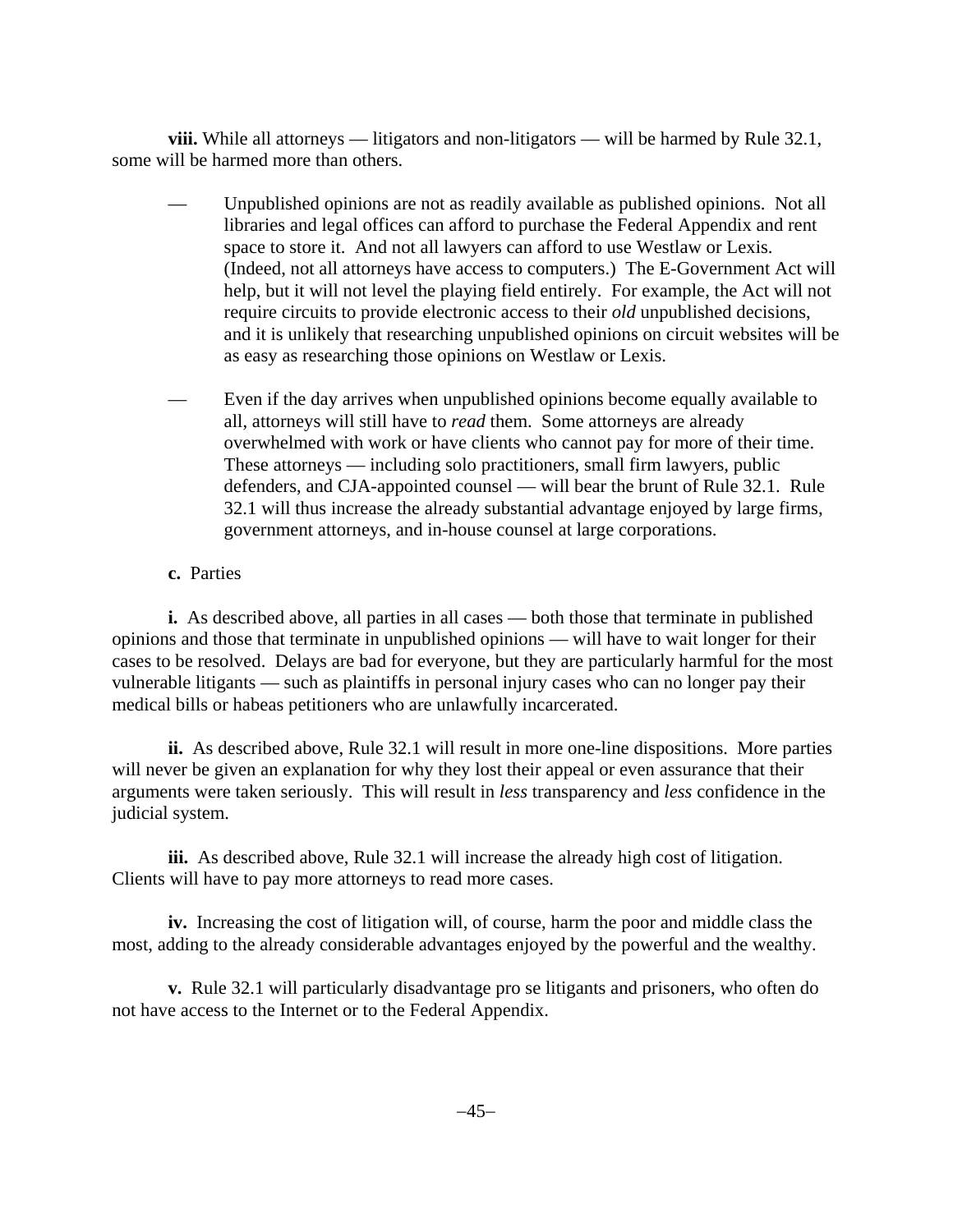**viii.** While all attorneys — litigators and non-litigators — will be harmed by Rule 32.1, some will be harmed more than others.

— Unpublished opinions are not as readily available as published opinions. Not all libraries and legal offices can afford to purchase the Federal Appendix and rent space to store it. And not all lawyers can afford to use Westlaw or Lexis. (Indeed, not all attorneys have access to computers.) The E-Government Act will help, but it will not level the playing field entirely. For example, the Act will not require circuits to provide electronic access to their *old* unpublished decisions, and it is unlikely that researching unpublished opinions on circuit websites will be as easy as researching those opinions on Westlaw or Lexis.

— Even if the day arrives when unpublished opinions become equally available to all, attorneys will still have to *read* them. Some attorneys are already overwhelmed with work or have clients who cannot pay for more of their time. These attorneys — including solo practitioners, small firm lawyers, public defenders, and CJA-appointed counsel — will bear the brunt of Rule 32.1. Rule 32.1 will thus increase the already substantial advantage enjoyed by large firms, government attorneys, and in-house counsel at large corporations.

**c.** Parties

**i.** As described above, all parties in all cases — both those that terminate in published opinions and those that terminate in unpublished opinions — will have to wait longer for their cases to be resolved. Delays are bad for everyone, but they are particularly harmful for the most vulnerable litigants — such as plaintiffs in personal injury cases who can no longer pay their medical bills or habeas petitioners who are unlawfully incarcerated.

**ii.** As described above, Rule 32.1 will result in more one-line dispositions. More parties will never be given an explanation for why they lost their appeal or even assurance that their arguments were taken seriously. This will result in *less* transparency and *less* confidence in the judicial system.

**iii.** As described above, Rule 32.1 will increase the already high cost of litigation. Clients will have to pay more attorneys to read more cases.

**iv.** Increasing the cost of litigation will, of course, harm the poor and middle class the most, adding to the already considerable advantages enjoyed by the powerful and the wealthy.

**v.** Rule 32.1 will particularly disadvantage pro se litigants and prisoners, who often do not have access to the Internet or to the Federal Appendix.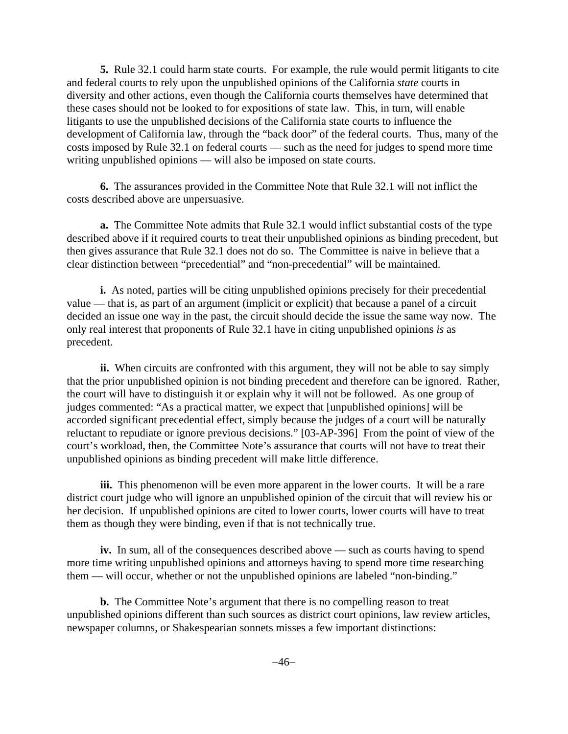**5.** Rule 32.1 could harm state courts. For example, the rule would permit litigants to cite and federal courts to rely upon the unpublished opinions of the California *state* courts in diversity and other actions, even though the California courts themselves have determined that these cases should not be looked to for expositions of state law. This, in turn, will enable litigants to use the unpublished decisions of the California state courts to influence the development of California law, through the "back door" of the federal courts. Thus, many of the costs imposed by Rule 32.1 on federal courts — such as the need for judges to spend more time writing unpublished opinions — will also be imposed on state courts.

**6.** The assurances provided in the Committee Note that Rule 32.1 will not inflict the costs described above are unpersuasive.

**a.** The Committee Note admits that Rule 32.1 would inflict substantial costs of the type described above if it required courts to treat their unpublished opinions as binding precedent, but then gives assurance that Rule 32.1 does not do so. The Committee is naive in believe that a clear distinction between "precedential" and "non-precedential" will be maintained.

**i.** As noted, parties will be citing unpublished opinions precisely for their precedential value — that is, as part of an argument (implicit or explicit) that because a panel of a circuit decided an issue one way in the past, the circuit should decide the issue the same way now. The only real interest that proponents of Rule 32.1 have in citing unpublished opinions *is* as precedent.

**ii.** When circuits are confronted with this argument, they will not be able to say simply that the prior unpublished opinion is not binding precedent and therefore can be ignored. Rather, the court will have to distinguish it or explain why it will not be followed. As one group of judges commented: "As a practical matter, we expect that [unpublished opinions] will be accorded significant precedential effect, simply because the judges of a court will be naturally reluctant to repudiate or ignore previous decisions." [03-AP-396] From the point of view of the court's workload, then, the Committee Note's assurance that courts will not have to treat their unpublished opinions as binding precedent will make little difference.

**iii.** This phenomenon will be even more apparent in the lower courts. It will be a rare district court judge who will ignore an unpublished opinion of the circuit that will review his or her decision. If unpublished opinions are cited to lower courts, lower courts will have to treat them as though they were binding, even if that is not technically true.

**iv.** In sum, all of the consequences described above — such as courts having to spend more time writing unpublished opinions and attorneys having to spend more time researching them — will occur, whether or not the unpublished opinions are labeled "non-binding."

**b.** The Committee Note's argument that there is no compelling reason to treat unpublished opinions different than such sources as district court opinions, law review articles, newspaper columns, or Shakespearian sonnets misses a few important distinctions: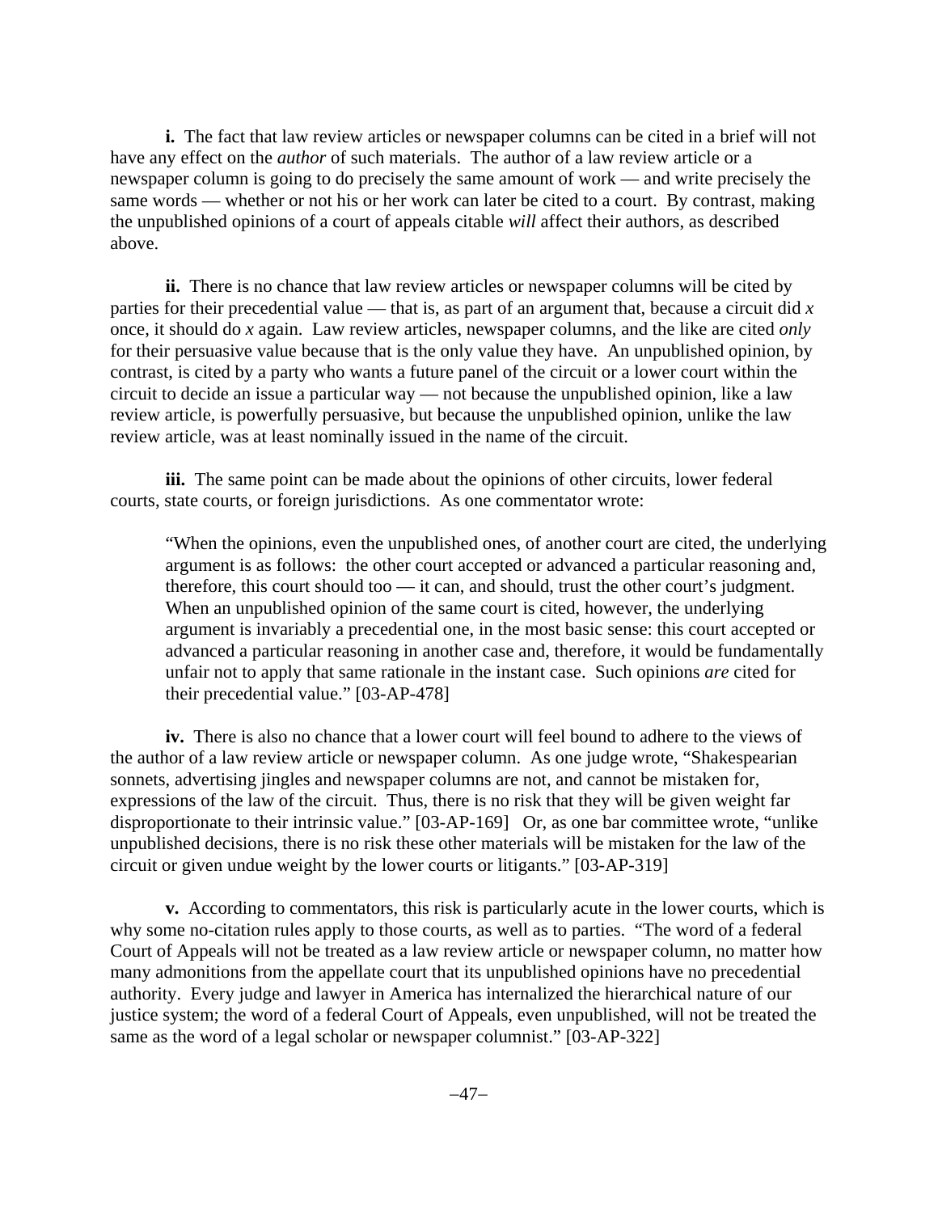**i.** The fact that law review articles or newspaper columns can be cited in a brief will not have any effect on the *author* of such materials. The author of a law review article or a newspaper column is going to do precisely the same amount of work — and write precisely the same words — whether or not his or her work can later be cited to a court. By contrast, making the unpublished opinions of a court of appeals citable *will* affect their authors, as described above.

**ii.** There is no chance that law review articles or newspaper columns will be cited by parties for their precedential value — that is, as part of an argument that, because a circuit did *x* once, it should do *x* again. Law review articles, newspaper columns, and the like are cited *only* for their persuasive value because that is the only value they have. An unpublished opinion, by contrast, is cited by a party who wants a future panel of the circuit or a lower court within the circuit to decide an issue a particular way — not because the unpublished opinion, like a law review article, is powerfully persuasive, but because the unpublished opinion, unlike the law review article, was at least nominally issued in the name of the circuit.

**iii.** The same point can be made about the opinions of other circuits, lower federal courts, state courts, or foreign jurisdictions. As one commentator wrote:

> "When the opinions, even the unpublished ones, of another court are cited, the underlying argument is as follows: the other court accepted or advanced a particular reasoning and, therefore, this court should too — it can, and should, trust the other court's judgment. When an unpublished opinion of the same court is cited, however, the underlying argument is invariably a precedential one, in the most basic sense: this court accepted or advanced a particular reasoning in another case and, therefore, it would be fundamentally unfair not to apply that same rationale in the instant case. Such opinions *are* cited for their precedential value." [03-AP-478]

**iv.** There is also no chance that a lower court will feel bound to adhere to the views of the author of a law review article or newspaper column. As one judge wrote, "Shakespearian sonnets, advertising jingles and newspaper columns are not, and cannot be mistaken for, expressions of the law of the circuit. Thus, there is no risk that they will be given weight far disproportionate to their intrinsic value." [03-AP-169] Or, as one bar committee wrote, "unlike unpublished decisions, there is no risk these other materials will be mistaken for the law of the circuit or given undue weight by the lower courts or litigants." [03-AP-319]

**v.** According to commentators, this risk is particularly acute in the lower courts, which is why some no-citation rules apply to those courts, as well as to parties. "The word of a federal Court of Appeals will not be treated as a law review article or newspaper column, no matter how many admonitions from the appellate court that its unpublished opinions have no precedential authority. Every judge and lawyer in America has internalized the hierarchical nature of our justice system; the word of a federal Court of Appeals, even unpublished, will not be treated the same as the word of a legal scholar or newspaper columnist." [03-AP-322]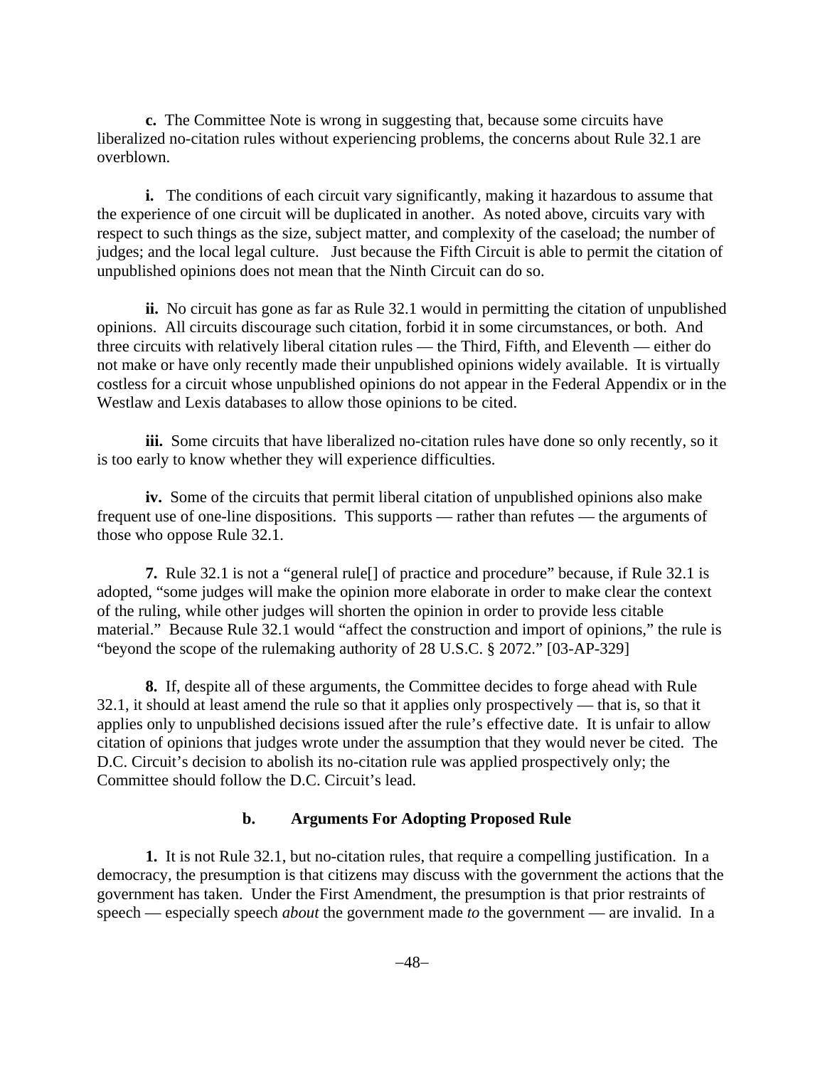**c.** The Committee Note is wrong in suggesting that, because some circuits have liberalized no-citation rules without experiencing problems, the concerns about Rule 32.1 are overblown.

**i.** The conditions of each circuit vary significantly, making it hazardous to assume that the experience of one circuit will be duplicated in another. As noted above, circuits vary with respect to such things as the size, subject matter, and complexity of the caseload; the number of judges; and the local legal culture. Just because the Fifth Circuit is able to permit the citation of unpublished opinions does not mean that the Ninth Circuit can do so.

**ii.** No circuit has gone as far as Rule 32.1 would in permitting the citation of unpublished opinions. All circuits discourage such citation, forbid it in some circumstances, or both. And three circuits with relatively liberal citation rules — the Third, Fifth, and Eleventh — either do not make or have only recently made their unpublished opinions widely available. It is virtually costless for a circuit whose unpublished opinions do not appear in the Federal Appendix or in the Westlaw and Lexis databases to allow those opinions to be cited.

**iii.** Some circuits that have liberalized no-citation rules have done so only recently, so it is too early to know whether they will experience difficulties.

**iv.** Some of the circuits that permit liberal citation of unpublished opinions also make frequent use of one-line dispositions. This supports — rather than refutes — the arguments of those who oppose Rule 32.1.

**7.** Rule 32.1 is not a "general rule[] of practice and procedure" because, if Rule 32.1 is adopted, "some judges will make the opinion more elaborate in order to make clear the context of the ruling, while other judges will shorten the opinion in order to provide less citable material." Because Rule 32.1 would "affect the construction and import of opinions," the rule is "beyond the scope of the rulemaking authority of 28 U.S.C. § 2072." [03-AP-329]

**8.** If, despite all of these arguments, the Committee decides to forge ahead with Rule 32.1, it should at least amend the rule so that it applies only prospectively — that is, so that it applies only to unpublished decisions issued after the rule's effective date. It is unfair to allow citation of opinions that judges wrote under the assumption that they would never be cited. The D.C. Circuit's decision to abolish its no-citation rule was applied prospectively only; the Committee should follow the D.C. Circuit's lead.

### b. Arguments For Adopting Proposed Rule

**1.** It is not Rule 32.1, but no-citation rules, that require a compelling justification. In a democracy, the presumption is that citizens may discuss with the government the actions that the government has taken. Under the First Amendment, the presumption is that prior restraints of speech — especially speech *about* the government made *to* the government — are invalid. In a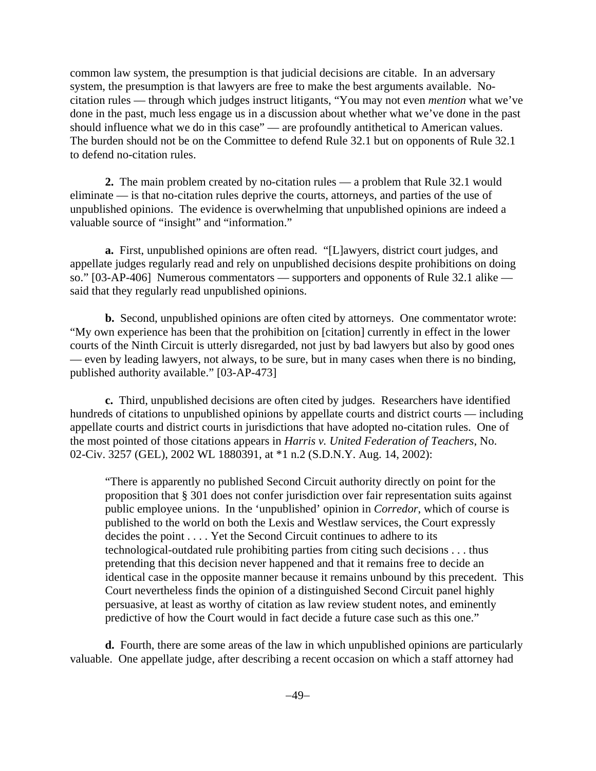common law system, the presumption is that judicial decisions are citable. In an adversary system, the presumption is that lawyers are free to make the best arguments available. No-citation rules — through which judges instruct litigants, "You may not even *mention* what we've done in the past, much less engage us in a discussion about whether what we've done in the past should influence what we do in this case" — are profoundly antithetical to American values. The burden should not be on the Committee to defend Rule 32.1 but on opponents of Rule 32.1 to defend no-citation rules.

**2.** The main problem created by no-citation rules — a problem that Rule 32.1 would eliminate — is that no-citation rules deprive the courts, attorneys, and parties of the use of unpublished opinions. The evidence is overwhelming that unpublished opinions are indeed a valuable source of "insight" and "information."

**a.** First, unpublished opinions are often read. "[L]awyers, district court judges, and appellate judges regularly read and rely on unpublished decisions despite prohibitions on doing so." [03-AP-406] Numerous commentators — supporters and opponents of Rule 32.1 alike — said that they regularly read unpublished opinions.

**b.** Second, unpublished opinions are often cited by attorneys. One commentator wrote: "My own experience has been that the prohibition on [citation] currently in effect in the lower courts of the Ninth Circuit is utterly disregarded, not just by bad lawyers but also by good ones — even by leading lawyers, not always, to be sure, but in many cases when there is no binding, published authority available." [03-AP-473]

**c.** Third, unpublished decisions are often cited by judges. Researchers have identified hundreds of citations to unpublished opinions by appellate courts and district courts — including appellate courts and district courts in jurisdictions that have adopted no-citation rules. One of the most pointed of those citations appears in *Harris v. United Federation of Teachers*, No. 02-Civ. 3257 (GEL), 2002 WL 1880391, at *1 n.2 (S.D.N.Y. Aug. 14, 2002):

> "There is apparently no published Second Circuit authority directly on point for the proposition that § 301 does not confer jurisdiction over fair representation suits against public employee unions. In the 'unpublished' opinion in *Corredor*, which of course is published to the world on both the Lexis and Westlaw services, the Court expressly decides the point . . . . Yet the Second Circuit continues to adhere to its technological-outdated rule prohibiting parties from citing such decisions . . . thus pretending that this decision never happened and that it remains free to decide an identical case in the opposite manner because it remains unbound by this precedent. This Court nevertheless finds the opinion of a distinguished Second Circuit panel highly persuasive, at least as worthy of citation as law review student notes, and eminently predictive of how the Court would in fact decide a future case such as this one."

**d.** Fourth, there are some areas of the law in which unpublished opinions are particularly valuable. One appellate judge, after describing a recent occasion on which a staff attorney had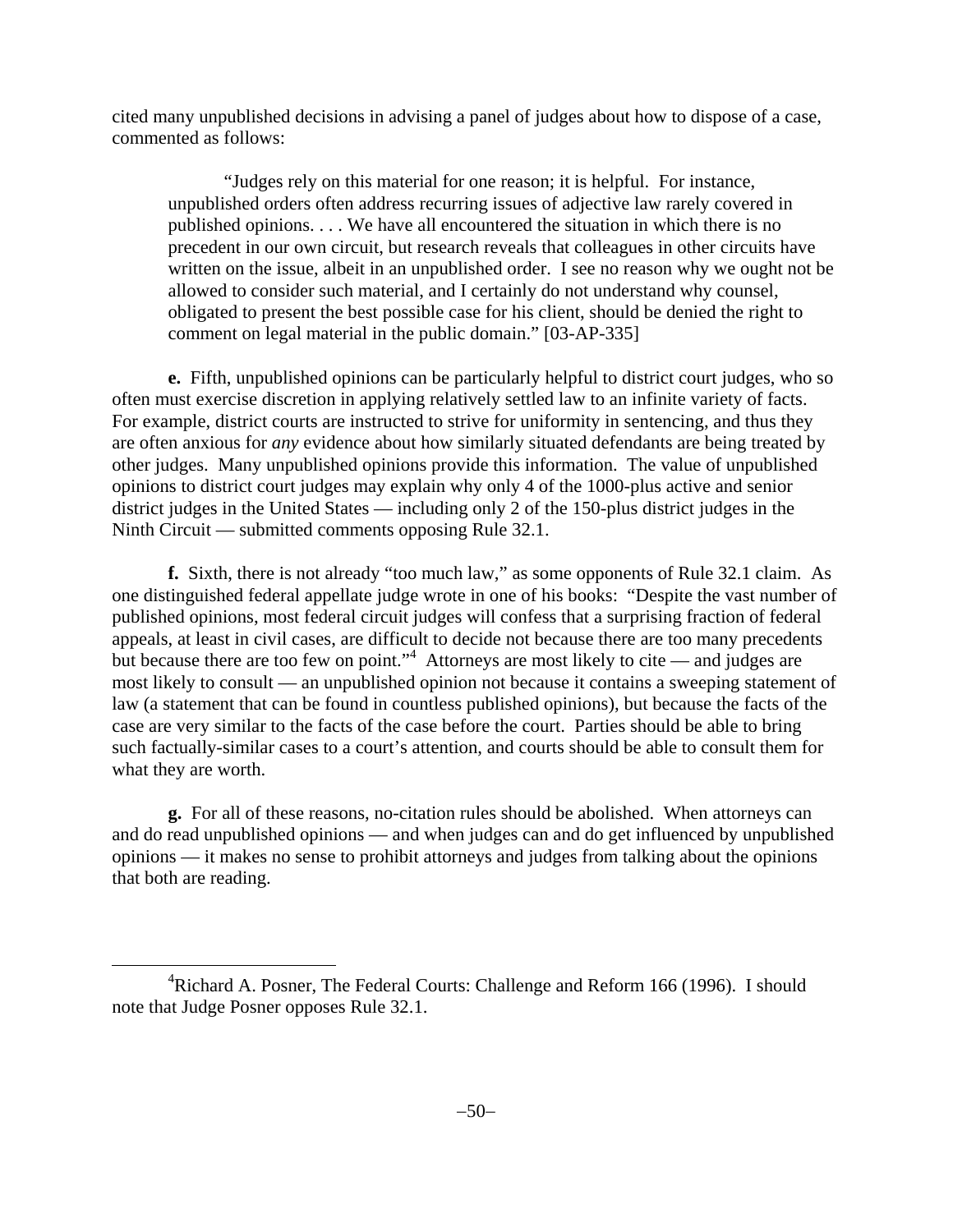cited many unpublished decisions in advising a panel of judges about how to dispose of a case, commented as follows:

> "Judges rely on this material for one reason; it is helpful. For instance, unpublished orders often address recurring issues of adjective law rarely covered in published opinions. . . . We have all encountered the situation in which there is no precedent in our own circuit, but research reveals that colleagues in other circuits have written on the issue, albeit in an unpublished order. I see no reason why we ought not be allowed to consider such material, and I certainly do not understand why counsel, obligated to present the best possible case for his client, should be denied the right to comment on legal material in the public domain." [03-AP-335]

**e.** Fifth, unpublished opinions can be particularly helpful to district court judges, who so often must exercise discretion in applying relatively settled law to an infinite variety of facts. For example, district courts are instructed to strive for uniformity in sentencing, and thus they are often anxious for *any* evidence about how similarly situated defendants are being treated by other judges. Many unpublished opinions provide this information. The value of unpublished opinions to district court judges may explain why only 4 of the 1000-plus active and senior district judges in the United States — including only 2 of the 150-plus district judges in the Ninth Circuit — submitted comments opposing Rule 32.1.

**f.** Sixth, there is not already "too much law," as some opponents of Rule 32.1 claim. As one distinguished federal appellate judge wrote in one of his books: "Despite the vast number of published opinions, most federal circuit judges will confess that a surprising fraction of federal appeals, at least in civil cases, are difficult to decide not because there are too many precedents but because there are too few on point."[4] Attorneys are most likely to cite — and judges are most likely to consult — an unpublished opinion not because it contains a sweeping statement of law (a statement that can be found in countless published opinions), but because the facts of the case are very similar to the facts of the case before the court. Parties should be able to bring such factually-similar cases to a court's attention, and courts should be able to consult them for what they are worth.

**g.** For all of these reasons, no-citation rules should be abolished. When attorneys can and do read unpublished opinions — and when judges can and do get influenced by unpublished opinions — it makes no sense to prohibit attorneys and judges from talking about the opinions that both are reading.

---

[4] Richard A. Posner, The Federal Courts: Challenge and Reform 166 (1996). I should note that Judge Posner opposes Rule 32.1.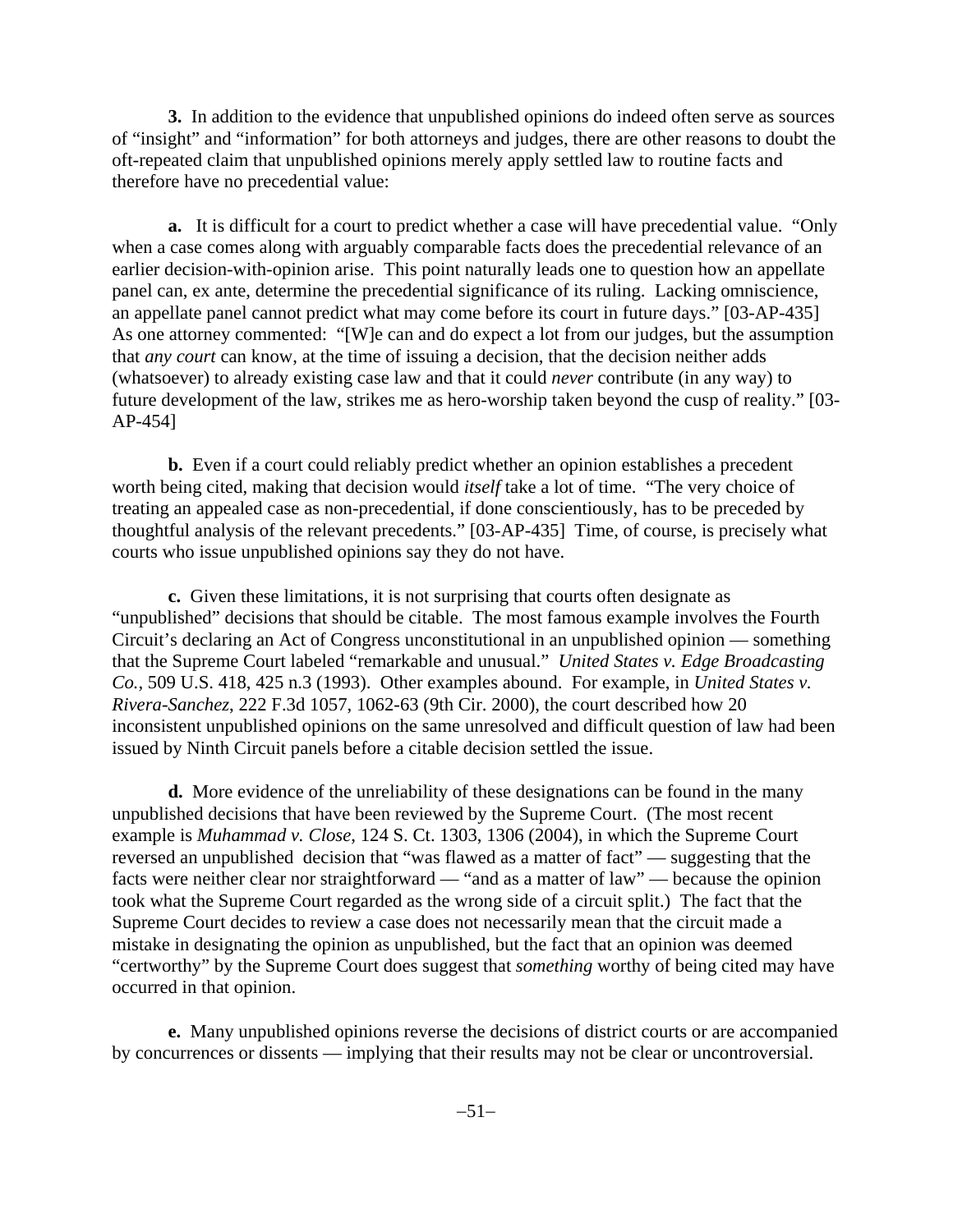**3.** In addition to the evidence that unpublished opinions do indeed often serve as sources of "insight" and "information" for both attorneys and judges, there are other reasons to doubt the oft-repeated claim that unpublished opinions merely apply settled law to routine facts and therefore have no precedential value:

**a.** It is difficult for a court to predict whether a case will have precedential value. "Only when a case comes along with arguably comparable facts does the precedential relevance of an earlier decision-with-opinion arise. This point naturally leads one to question how an appellate panel can, ex ante, determine the precedential significance of its ruling. Lacking omniscience, an appellate panel cannot predict what may come before its court in future days." [03-AP-435] As one attorney commented: "[W]e can and do expect a lot from our judges, but the assumption that *any court* can know, at the time of issuing a decision, that the decision neither adds (whatsoever) to already existing case law and that it could *never* contribute (in any way) to future development of the law, strikes me as hero-worship taken beyond the cusp of reality." [03-AP-454]

**b.** Even if a court could reliably predict whether an opinion establishes a precedent worth being cited, making that decision would *itself* take a lot of time. "The very choice of treating an appealed case as non-precedential, if done conscientiously, has to be preceded by thoughtful analysis of the relevant precedents." [03-AP-435] Time, of course, is precisely what courts who issue unpublished opinions say they do not have.

**c.** Given these limitations, it is not surprising that courts often designate as "unpublished" decisions that should be citable. The most famous example involves the Fourth Circuit's declaring an Act of Congress unconstitutional in an unpublished opinion — something that the Supreme Court labeled "remarkable and unusual." *United States v. Edge Broadcasting Co.*, 509 U.S. 418, 425 n.3 (1993). Other examples abound. For example, in *United States v. Rivera-Sanchez*, 222 F.3d 1057, 1062-63 (9th Cir. 2000), the court described how 20 inconsistent unpublished opinions on the same unresolved and difficult question of law had been issued by Ninth Circuit panels before a citable decision settled the issue.

**d.** More evidence of the unreliability of these designations can be found in the many unpublished decisions that have been reviewed by the Supreme Court. (The most recent example is *Muhammad v. Close*, 124 S. Ct. 1303, 1306 (2004), in which the Supreme Court reversed an unpublished decision that "was flawed as a matter of fact" — suggesting that the facts were neither clear nor straightforward — "and as a matter of law" — because the opinion took what the Supreme Court regarded as the wrong side of a circuit split.) The fact that the Supreme Court decides to review a case does not necessarily mean that the circuit made a mistake in designating the opinion as unpublished, but the fact that an opinion was deemed "certworthy" by the Supreme Court does suggest that *something* worthy of being cited may have occurred in that opinion.

**e.** Many unpublished opinions reverse the decisions of district courts or are accompanied by concurrences or dissents — implying that their results may not be clear or uncontroversial.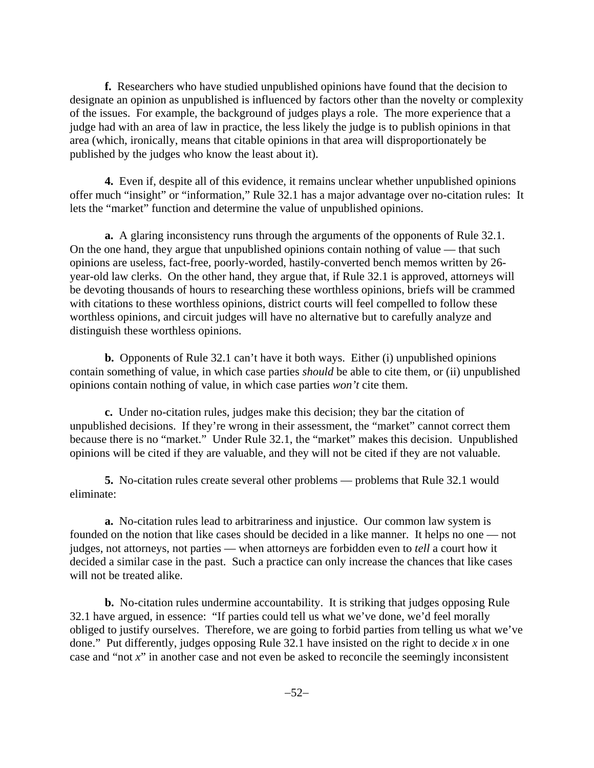**f.** Researchers who have studied unpublished opinions have found that the decision to designate an opinion as unpublished is influenced by factors other than the novelty or complexity of the issues. For example, the background of judges plays a role. The more experience that a judge had with an area of law in practice, the less likely the judge is to publish opinions in that area (which, ironically, means that citable opinions in that area will disproportionately be published by the judges who know the least about it).

**4.** Even if, despite all of this evidence, it remains unclear whether unpublished opinions offer much "insight" or "information," Rule 32.1 has a major advantage over no-citation rules: It lets the "market" function and determine the value of unpublished opinions.

**a.** A glaring inconsistency runs through the arguments of the opponents of Rule 32.1. On the one hand, they argue that unpublished opinions contain nothing of value — that such opinions are useless, fact-free, poorly-worded, hastily-converted bench memos written by 26-year-old law clerks. On the other hand, they argue that, if Rule 32.1 is approved, attorneys will be devoting thousands of hours to researching these worthless opinions, briefs will be crammed with citations to these worthless opinions, district courts will feel compelled to follow these worthless opinions, and circuit judges will have no alternative but to carefully analyze and distinguish these worthless opinions.

**b.** Opponents of Rule 32.1 can't have it both ways. Either (i) unpublished opinions contain something of value, in which case parties *should* be able to cite them, or (ii) unpublished opinions contain nothing of value, in which case parties *won't* cite them.

**c.** Under no-citation rules, judges make this decision; they bar the citation of unpublished decisions. If they're wrong in their assessment, the "market" cannot correct them because there is no "market." Under Rule 32.1, the "market" makes this decision. Unpublished opinions will be cited if they are valuable, and they will not be cited if they are not valuable.

**5.** No-citation rules create several other problems — problems that Rule 32.1 would eliminate:

**a.** No-citation rules lead to arbitrariness and injustice. Our common law system is founded on the notion that like cases should be decided in a like manner. It helps no one — not judges, not attorneys, not parties — when attorneys are forbidden even to *tell* a court how it decided a similar case in the past. Such a practice can only increase the chances that like cases will not be treated alike.

**b.** No-citation rules undermine accountability. It is striking that judges opposing Rule 32.1 have argued, in essence: "If parties could tell us what we've done, we'd feel morally obliged to justify ourselves. Therefore, we are going to forbid parties from telling us what we've done." Put differently, judges opposing Rule 32.1 have insisted on the right to decide *x* in one case and "not *x*" in another case and not even be asked to reconcile the seemingly inconsistent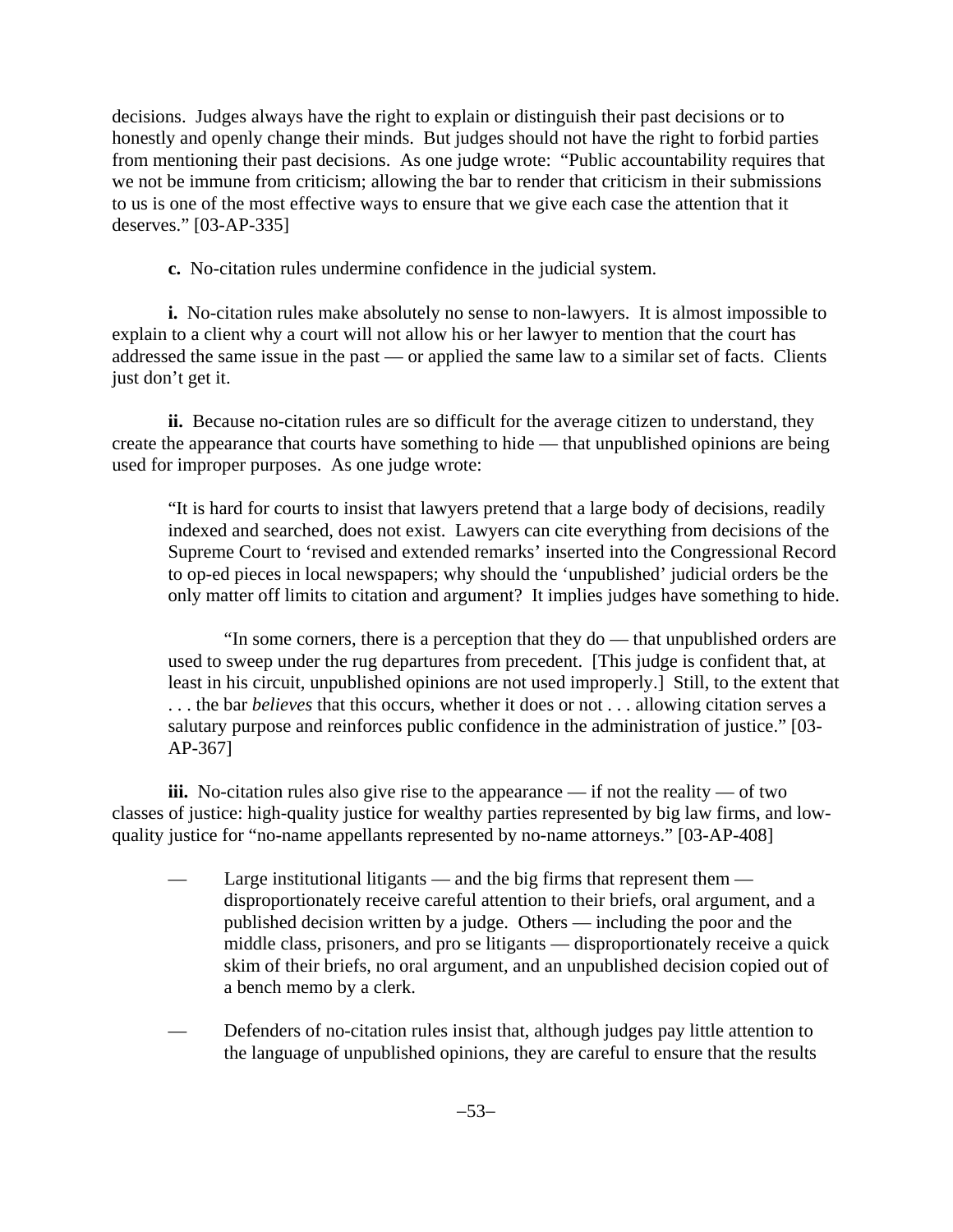decisions. Judges always have the right to explain or distinguish their past decisions or to honestly and openly change their minds. But judges should not have the right to forbid parties from mentioning their past decisions. As one judge wrote: "Public accountability requires that we not be immune from criticism; allowing the bar to render that criticism in their submissions to us is one of the most effective ways to ensure that we give each case the attention that it deserves." [03-AP-335]

**c.** No-citation rules undermine confidence in the judicial system.

**i.** No-citation rules make absolutely no sense to non-lawyers. It is almost impossible to explain to a client why a court will not allow his or her lawyer to mention that the court has addressed the same issue in the past — or applied the same law to a similar set of facts. Clients just don't get it.

**ii.** Because no-citation rules are so difficult for the average citizen to understand, they create the appearance that courts have something to hide — that unpublished opinions are being used for improper purposes. As one judge wrote:

> "It is hard for courts to insist that lawyers pretend that a large body of decisions, readily indexed and searched, does not exist. Lawyers can cite everything from decisions of the Supreme Court to 'revised and extended remarks' inserted into the Congressional Record to op-ed pieces in local newspapers; why should the 'unpublished' judicial orders be the only matter off limits to citation and argument? It implies judges have something to hide.
>
> "In some corners, there is a perception that they do — that unpublished orders are used to sweep under the rug departures from precedent. [This judge is confident that, at least in his circuit, unpublished opinions are not used improperly.] Still, to the extent that . . . the bar *believes* that this occurs, whether it does or not . . . allowing citation serves a salutary purpose and reinforces public confidence in the administration of justice." [03-AP-367]

**iii.** No-citation rules also give rise to the appearance — if not the reality — of two classes of justice: high-quality justice for wealthy parties represented by big law firms, and low-quality justice for "no-name appellants represented by no-name attorneys." [03-AP-408]

- Large institutional litigants — and the big firms that represent them — disproportionately receive careful attention to their briefs, oral argument, and a published decision written by a judge. Others — including the poor and the middle class, prisoners, and pro se litigants — disproportionately receive a quick skim of their briefs, no oral argument, and an unpublished decision copied out of a bench memo by a clerk.

- Defenders of no-citation rules insist that, although judges pay little attention to the language of unpublished opinions, they are careful to ensure that the results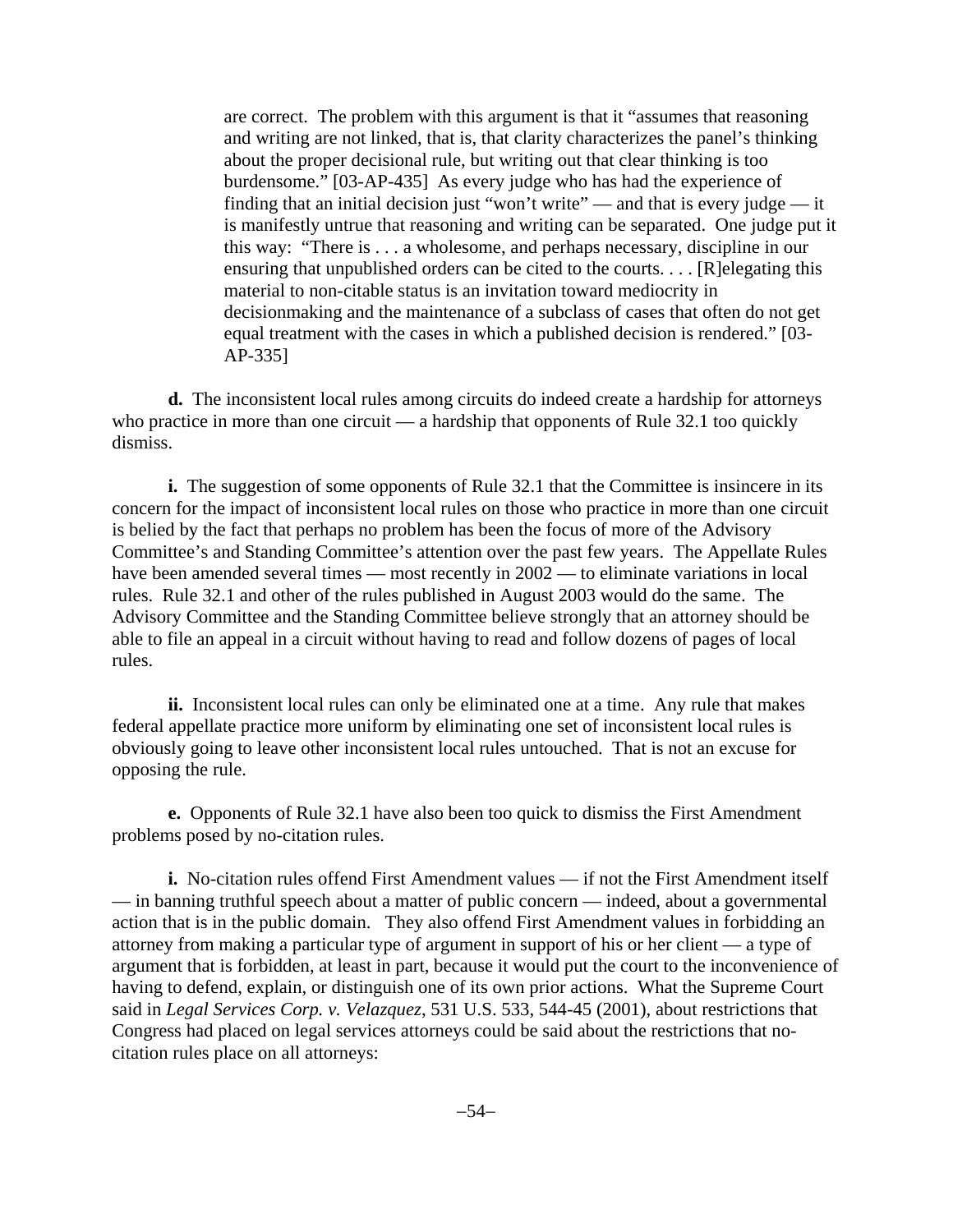are correct. The problem with this argument is that it "assumes that reasoning and writing are not linked, that is, that clarity characterizes the panel's thinking about the proper decisional rule, but writing out that clear thinking is too burdensome." [03-AP-435] As every judge who has had the experience of finding that an initial decision just "won't write" — and that is every judge — it is manifestly untrue that reasoning and writing can be separated. One judge put it this way: "There is . . . a wholesome, and perhaps necessary, discipline in our ensuring that unpublished orders can be cited to the courts. . . . [R]elegating this material to non-citable status is an invitation toward mediocrity in decisionmaking and the maintenance of a subclass of cases that often do not get equal treatment with the cases in which a published decision is rendered." [03-AP-335]

**d.** The inconsistent local rules among circuits do indeed create a hardship for attorneys who practice in more than one circuit — a hardship that opponents of Rule 32.1 too quickly dismiss.

**i.** The suggestion of some opponents of Rule 32.1 that the Committee is insincere in its concern for the impact of inconsistent local rules on those who practice in more than one circuit is belied by the fact that perhaps no problem has been the focus of more of the Advisory Committee's and Standing Committee's attention over the past few years. The Appellate Rules have been amended several times — most recently in 2002 — to eliminate variations in local rules. Rule 32.1 and other of the rules published in August 2003 would do the same. The Advisory Committee and the Standing Committee believe strongly that an attorney should be able to file an appeal in a circuit without having to read and follow dozens of pages of local rules.

**ii.** Inconsistent local rules can only be eliminated one at a time. Any rule that makes federal appellate practice more uniform by eliminating one set of inconsistent local rules is obviously going to leave other inconsistent local rules untouched. That is not an excuse for opposing the rule.

**e.** Opponents of Rule 32.1 have also been too quick to dismiss the First Amendment problems posed by no-citation rules.

**i.** No-citation rules offend First Amendment values — if not the First Amendment itself — in banning truthful speech about a matter of public concern — indeed, about a governmental action that is in the public domain. They also offend First Amendment values in forbidding an attorney from making a particular type of argument in support of his or her client — a type of argument that is forbidden, at least in part, because it would put the court to the inconvenience of having to defend, explain, or distinguish one of its own prior actions. What the Supreme Court said in *Legal Services Corp. v. Velazquez*, 531 U.S. 533, 544-45 (2001), about restrictions that Congress had placed on legal services attorneys could be said about the restrictions that no-citation rules place on all attorneys: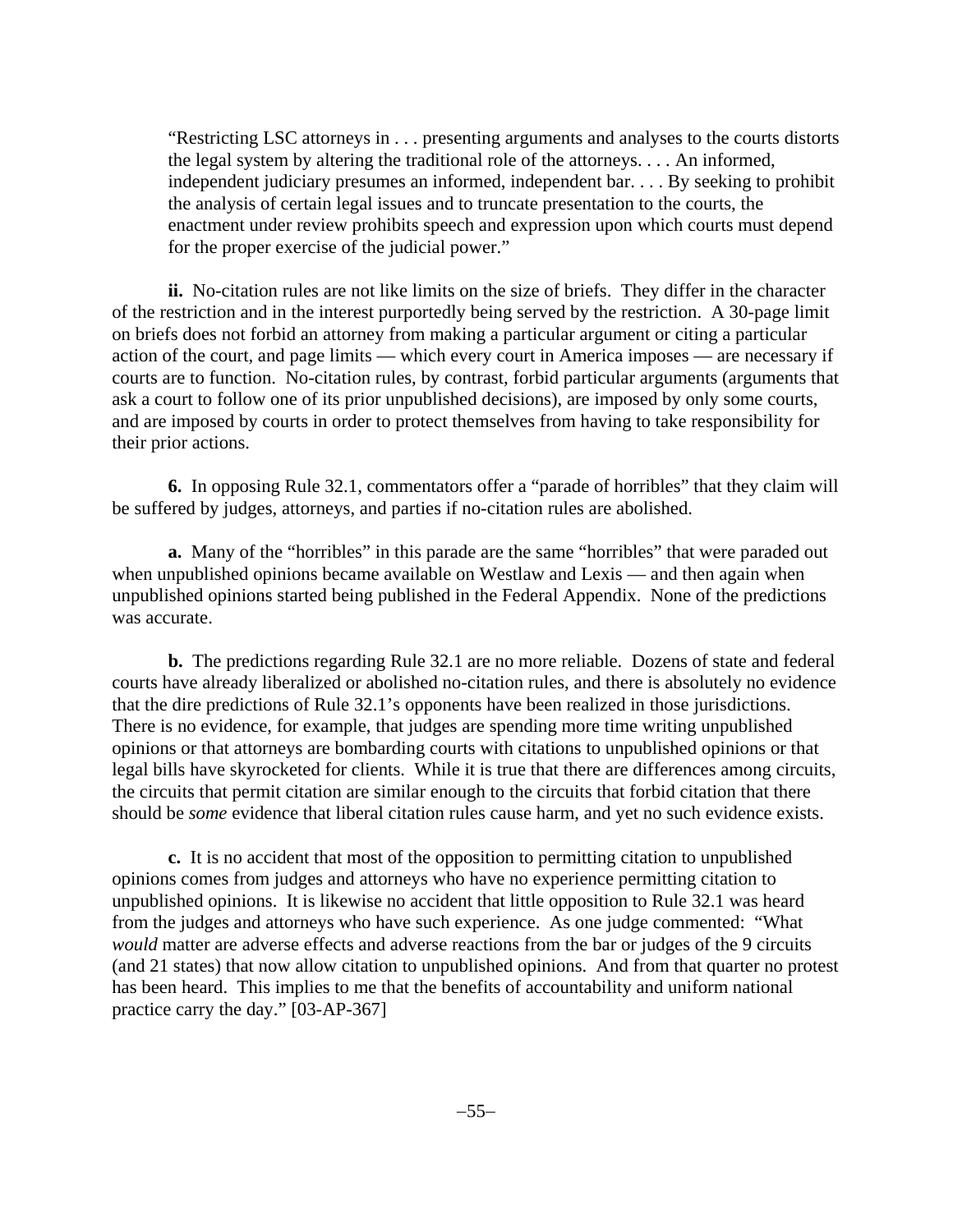> "Restricting LSC attorneys in . . . presenting arguments and analyses to the courts distorts the legal system by altering the traditional role of the attorneys. . . . An informed, independent judiciary presumes an informed, independent bar. . . . By seeking to prohibit the analysis of certain legal issues and to truncate presentation to the courts, the enactment under review prohibits speech and expression upon which courts must depend for the proper exercise of the judicial power."

**ii.** No-citation rules are not like limits on the size of briefs. They differ in the character of the restriction and in the interest purportedly being served by the restriction. A 30-page limit on briefs does not forbid an attorney from making a particular argument or citing a particular action of the court, and page limits — which every court in America imposes — are necessary if courts are to function. No-citation rules, by contrast, forbid particular arguments (arguments that ask a court to follow one of its prior unpublished decisions), are imposed by only some courts, and are imposed by courts in order to protect themselves from having to take responsibility for their prior actions.

**6.** In opposing Rule 32.1, commentators offer a "parade of horribles" that they claim will be suffered by judges, attorneys, and parties if no-citation rules are abolished.

**a.** Many of the "horribles" in this parade are the same "horribles" that were paraded out when unpublished opinions became available on Westlaw and Lexis — and then again when unpublished opinions started being published in the Federal Appendix. None of the predictions was accurate.

**b.** The predictions regarding Rule 32.1 are no more reliable. Dozens of state and federal courts have already liberalized or abolished no-citation rules, and there is absolutely no evidence that the dire predictions of Rule 32.1's opponents have been realized in those jurisdictions. There is no evidence, for example, that judges are spending more time writing unpublished opinions or that attorneys are bombarding courts with citations to unpublished opinions or that legal bills have skyrocketed for clients. While it is true that there are differences among circuits, the circuits that permit citation are similar enough to the circuits that forbid citation that there should be *some* evidence that liberal citation rules cause harm, and yet no such evidence exists.

**c.** It is no accident that most of the opposition to permitting citation to unpublished opinions comes from judges and attorneys who have no experience permitting citation to unpublished opinions. It is likewise no accident that little opposition to Rule 32.1 was heard from the judges and attorneys who have such experience. As one judge commented: "What *would* matter are adverse effects and adverse reactions from the bar or judges of the 9 circuits (and 21 states) that now allow citation to unpublished opinions. And from that quarter no protest has been heard. This implies to me that the benefits of accountability and uniform national practice carry the day." [03-AP-367]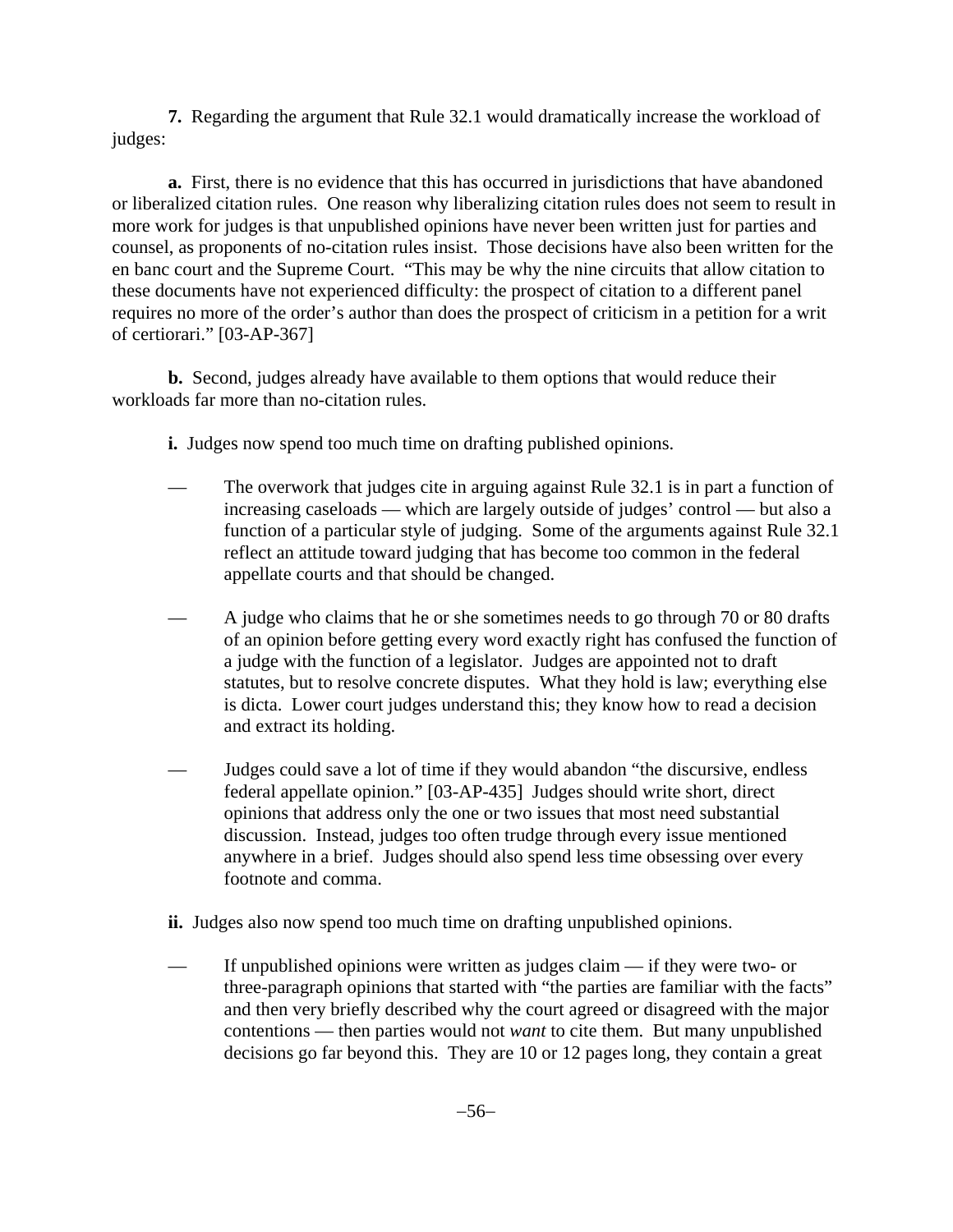**7.** Regarding the argument that Rule 32.1 would dramatically increase the workload of judges:

**a.** First, there is no evidence that this has occurred in jurisdictions that have abandoned or liberalized citation rules. One reason why liberalizing citation rules does not seem to result in more work for judges is that unpublished opinions have never been written just for parties and counsel, as proponents of no-citation rules insist. Those decisions have also been written for the en banc court and the Supreme Court. "This may be why the nine circuits that allow citation to these documents have not experienced difficulty: the prospect of citation to a different panel requires no more of the order's author than does the prospect of criticism in a petition for a writ of certiorari." [03-AP-367]

**b.** Second, judges already have available to them options that would reduce their workloads far more than no-citation rules.

**i.** Judges now spend too much time on drafting published opinions.

— The overwork that judges cite in arguing against Rule 32.1 is in part a function of increasing caseloads — which are largely outside of judges' control — but also a function of a particular style of judging. Some of the arguments against Rule 32.1 reflect an attitude toward judging that has become too common in the federal appellate courts and that should be changed.

— A judge who claims that he or she sometimes needs to go through 70 or 80 drafts of an opinion before getting every word exactly right has confused the function of a judge with the function of a legislator. Judges are appointed not to draft statutes, but to resolve concrete disputes. What they hold is law; everything else is dicta. Lower court judges understand this; they know how to read a decision and extract its holding.

— Judges could save a lot of time if they would abandon "the discursive, endless federal appellate opinion." [03-AP-435] Judges should write short, direct opinions that address only the one or two issues that most need substantial discussion. Instead, judges too often trudge through every issue mentioned anywhere in a brief. Judges should also spend less time obsessing over every footnote and comma.

**ii.** Judges also now spend too much time on drafting unpublished opinions.

— If unpublished opinions were written as judges claim — if they were two- or three-paragraph opinions that started with "the parties are familiar with the facts" and then very briefly described why the court agreed or disagreed with the major contentions — then parties would not *want* to cite them. But many unpublished decisions go far beyond this. They are 10 or 12 pages long, they contain a great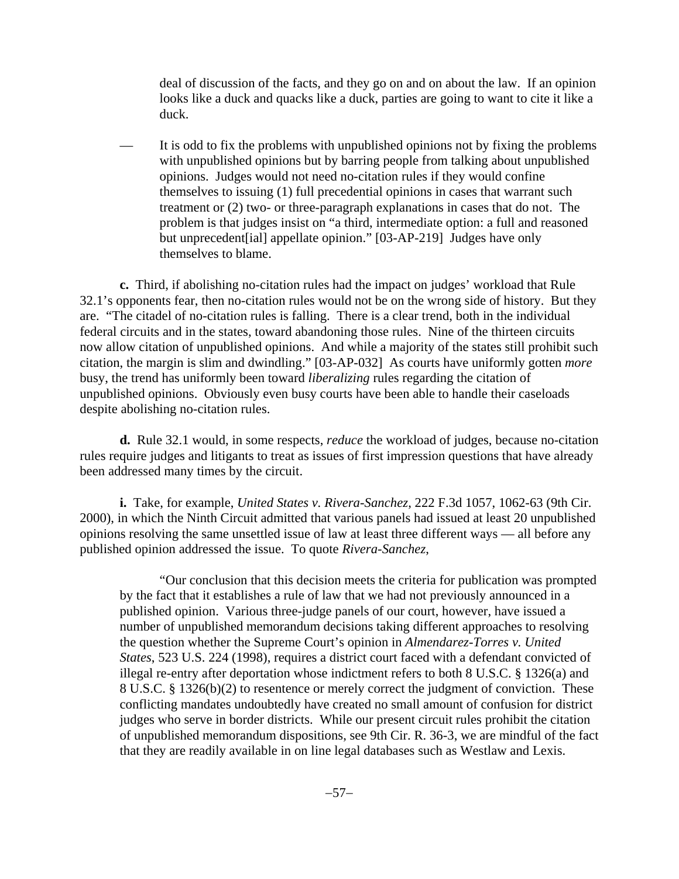deal of discussion of the facts, and they go on and on about the law. If an opinion looks like a duck and quacks like a duck, parties are going to want to cite it like a duck.

— It is odd to fix the problems with unpublished opinions not by fixing the problems with unpublished opinions but by barring people from talking about unpublished opinions. Judges would not need no-citation rules if they would confine themselves to issuing (1) full precedential opinions in cases that warrant such treatment or (2) two- or three-paragraph explanations in cases that do not. The problem is that judges insist on "a third, intermediate option: a full and reasoned but unprecedent[ial] appellate opinion." [03-AP-219] Judges have only themselves to blame.

**c.** Third, if abolishing no-citation rules had the impact on judges' workload that Rule 32.1's opponents fear, then no-citation rules would not be on the wrong side of history. But they are. "The citadel of no-citation rules is falling. There is a clear trend, both in the individual federal circuits and in the states, toward abandoning those rules. Nine of the thirteen circuits now allow citation of unpublished opinions. And while a majority of the states still prohibit such citation, the margin is slim and dwindling." [03-AP-032] As courts have uniformly gotten *more* busy, the trend has uniformly been toward *liberalizing* rules regarding the citation of unpublished opinions. Obviously even busy courts have been able to handle their caseloads despite abolishing no-citation rules.

**d.** Rule 32.1 would, in some respects, *reduce* the workload of judges, because no-citation rules require judges and litigants to treat as issues of first impression questions that have already been addressed many times by the circuit.

**i.** Take, for example, *United States v. Rivera-Sanchez*, 222 F.3d 1057, 1062-63 (9th Cir. 2000), in which the Ninth Circuit admitted that various panels had issued at least 20 unpublished opinions resolving the same unsettled issue of law at least three different ways — all before any published opinion addressed the issue. To quote *Rivera-Sanchez*,

> "Our conclusion that this decision meets the criteria for publication was prompted by the fact that it establishes a rule of law that we had not previously announced in a published opinion. Various three-judge panels of our court, however, have issued a number of unpublished memorandum decisions taking different approaches to resolving the question whether the Supreme Court's opinion in *Almendarez-Torres v. United States*, 523 U.S. 224 (1998), requires a district court faced with a defendant convicted of illegal re-entry after deportation whose indictment refers to both 8 U.S.C. § 1326(a) and 8 U.S.C. § 1326(b)(2) to resentence or merely correct the judgment of conviction. These conflicting mandates undoubtedly have created no small amount of confusion for district judges who serve in border districts. While our present circuit rules prohibit the citation of unpublished memorandum dispositions, see 9th Cir. R. 36-3, we are mindful of the fact that they are readily available in on line legal databases such as Westlaw and Lexis.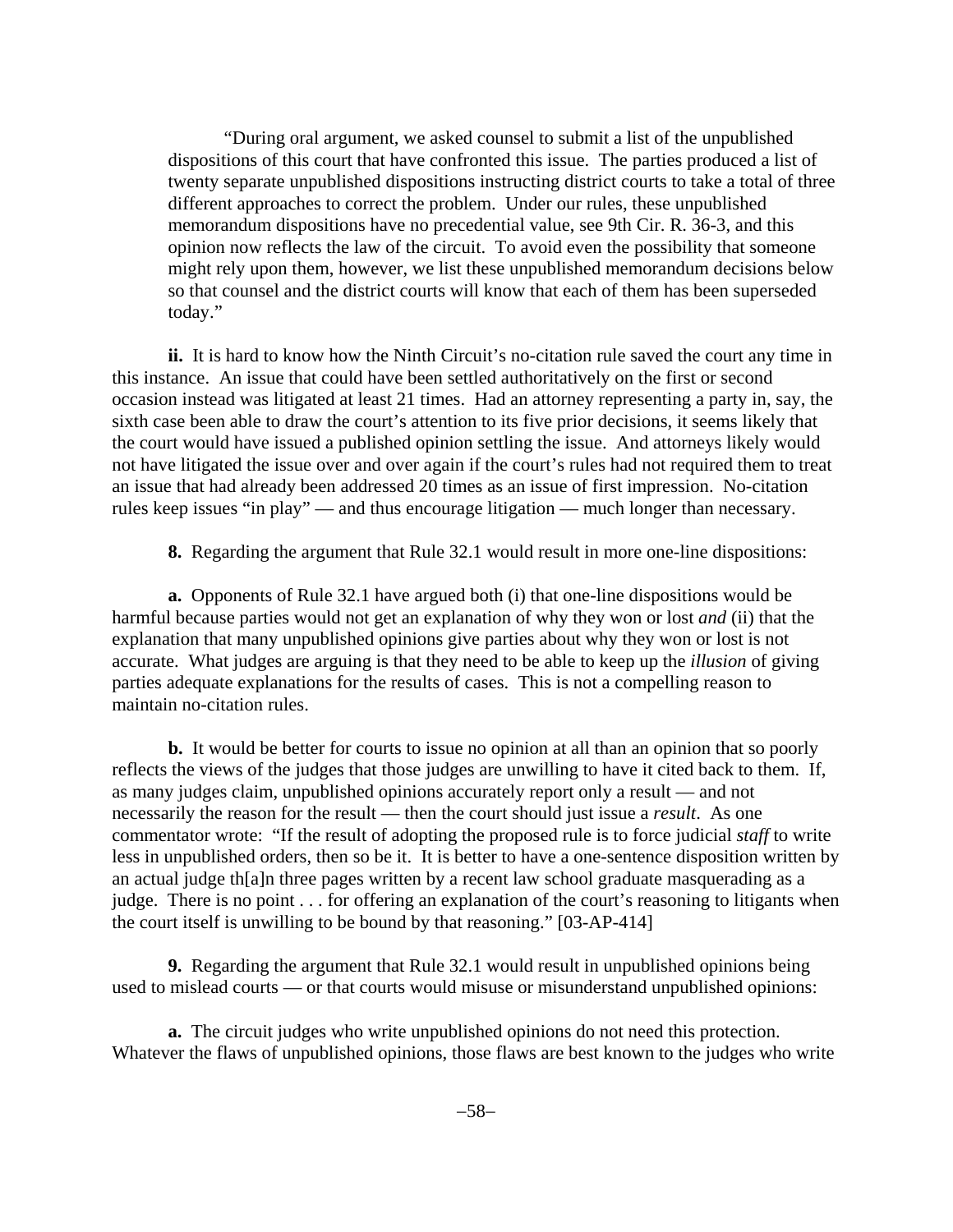> "During oral argument, we asked counsel to submit a list of the unpublished dispositions of this court that have confronted this issue. The parties produced a list of twenty separate unpublished dispositions instructing district courts to take a total of three different approaches to correct the problem. Under our rules, these unpublished memorandum dispositions have no precedential value, see 9th Cir. R. 36-3, and this opinion now reflects the law of the circuit. To avoid even the possibility that someone might rely upon them, however, we list these unpublished memorandum decisions below so that counsel and the district courts will know that each of them has been superseded today."

**ii.** It is hard to know how the Ninth Circuit's no-citation rule saved the court any time in this instance. An issue that could have been settled authoritatively on the first or second occasion instead was litigated at least 21 times. Had an attorney representing a party in, say, the sixth case been able to draw the court's attention to its five prior decisions, it seems likely that the court would have issued a published opinion settling the issue. And attorneys likely would not have litigated the issue over and over again if the court's rules had not required them to treat an issue that had already been addressed 20 times as an issue of first impression. No-citation rules keep issues "in play" — and thus encourage litigation — much longer than necessary.

**8.** Regarding the argument that Rule 32.1 would result in more one-line dispositions:

**a.** Opponents of Rule 32.1 have argued both (i) that one-line dispositions would be harmful because parties would not get an explanation of why they won or lost *and* (ii) that the explanation that many unpublished opinions give parties about why they won or lost is not accurate. What judges are arguing is that they need to be able to keep up the *illusion* of giving parties adequate explanations for the results of cases. This is not a compelling reason to maintain no-citation rules.

**b.** It would be better for courts to issue no opinion at all than an opinion that so poorly reflects the views of the judges that those judges are unwilling to have it cited back to them. If, as many judges claim, unpublished opinions accurately report only a result — and not necessarily the reason for the result — then the court should just issue a *result*. As one commentator wrote: "If the result of adopting the proposed rule is to force judicial *staff* to write less in unpublished orders, then so be it. It is better to have a one-sentence disposition written by an actual judge th[a]n three pages written by a recent law school graduate masquerading as a judge. There is no point . . . for offering an explanation of the court's reasoning to litigants when the court itself is unwilling to be bound by that reasoning." [03-AP-414]

**9.** Regarding the argument that Rule 32.1 would result in unpublished opinions being used to mislead courts — or that courts would misuse or misunderstand unpublished opinions:

**a.** The circuit judges who write unpublished opinions do not need this protection. Whatever the flaws of unpublished opinions, those flaws are best known to the judges who write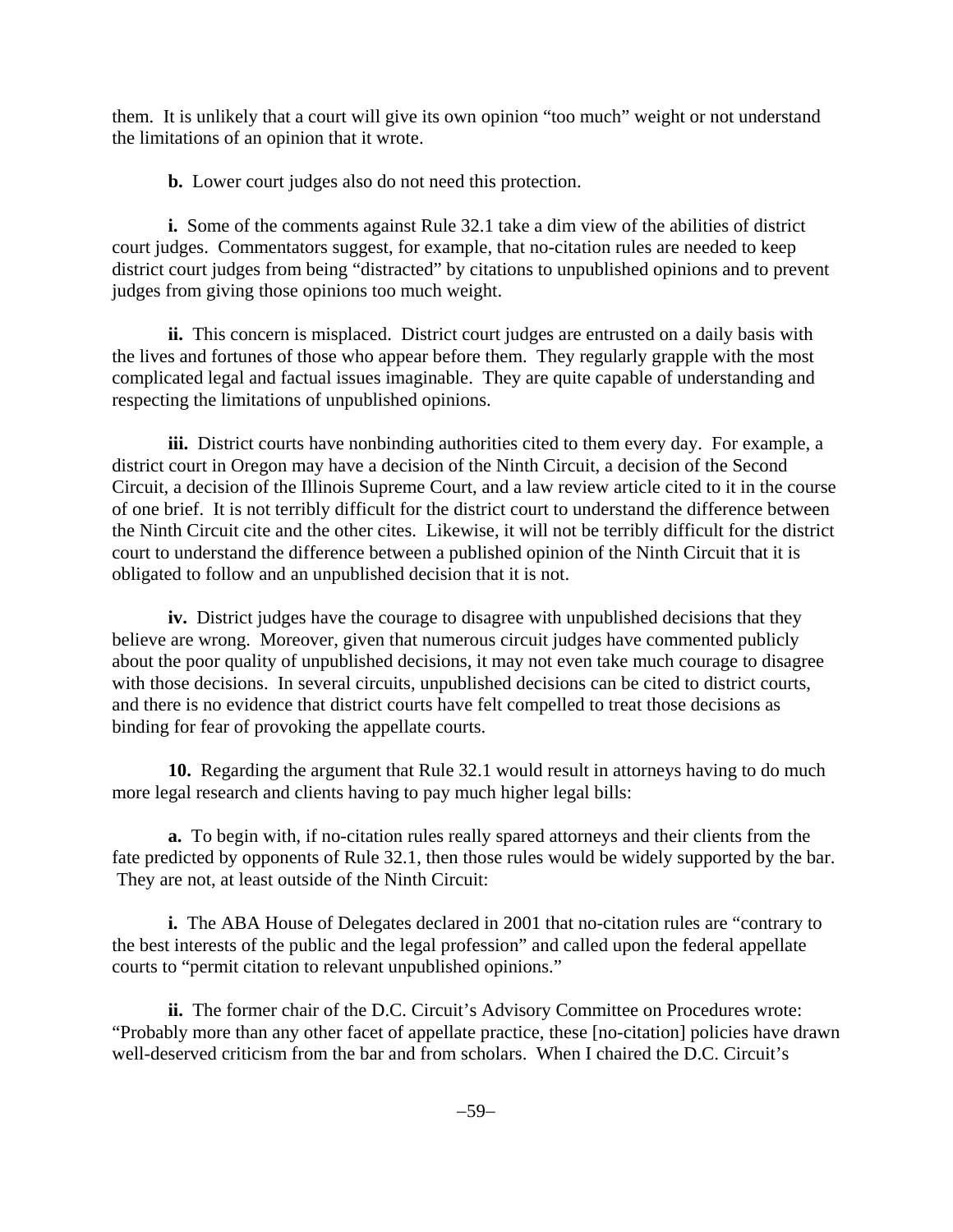them. It is unlikely that a court will give its own opinion "too much" weight or not understand the limitations of an opinion that it wrote.

**b.** Lower court judges also do not need this protection.

**i.** Some of the comments against Rule 32.1 take a dim view of the abilities of district court judges. Commentators suggest, for example, that no-citation rules are needed to keep district court judges from being "distracted" by citations to unpublished opinions and to prevent judges from giving those opinions too much weight.

**ii.** This concern is misplaced. District court judges are entrusted on a daily basis with the lives and fortunes of those who appear before them. They regularly grapple with the most complicated legal and factual issues imaginable. They are quite capable of understanding and respecting the limitations of unpublished opinions.

**iii.** District courts have nonbinding authorities cited to them every day. For example, a district court in Oregon may have a decision of the Ninth Circuit, a decision of the Second Circuit, a decision of the Illinois Supreme Court, and a law review article cited to it in the course of one brief. It is not terribly difficult for the district court to understand the difference between the Ninth Circuit cite and the other cites. Likewise, it will not be terribly difficult for the district court to understand the difference between a published opinion of the Ninth Circuit that it is obligated to follow and an unpublished decision that it is not.

**iv.** District judges have the courage to disagree with unpublished decisions that they believe are wrong. Moreover, given that numerous circuit judges have commented publicly about the poor quality of unpublished decisions, it may not even take much courage to disagree with those decisions. In several circuits, unpublished decisions can be cited to district courts, and there is no evidence that district courts have felt compelled to treat those decisions as binding for fear of provoking the appellate courts.

**10.** Regarding the argument that Rule 32.1 would result in attorneys having to do much more legal research and clients having to pay much higher legal bills:

**a.** To begin with, if no-citation rules really spared attorneys and their clients from the fate predicted by opponents of Rule 32.1, then those rules would be widely supported by the bar. They are not, at least outside of the Ninth Circuit:

**i.** The ABA House of Delegates declared in 2001 that no-citation rules are "contrary to the best interests of the public and the legal profession" and called upon the federal appellate courts to "permit citation to relevant unpublished opinions."

**ii.** The former chair of the D.C. Circuit's Advisory Committee on Procedures wrote: "Probably more than any other facet of appellate practice, these [no-citation] policies have drawn well-deserved criticism from the bar and from scholars. When I chaired the D.C. Circuit's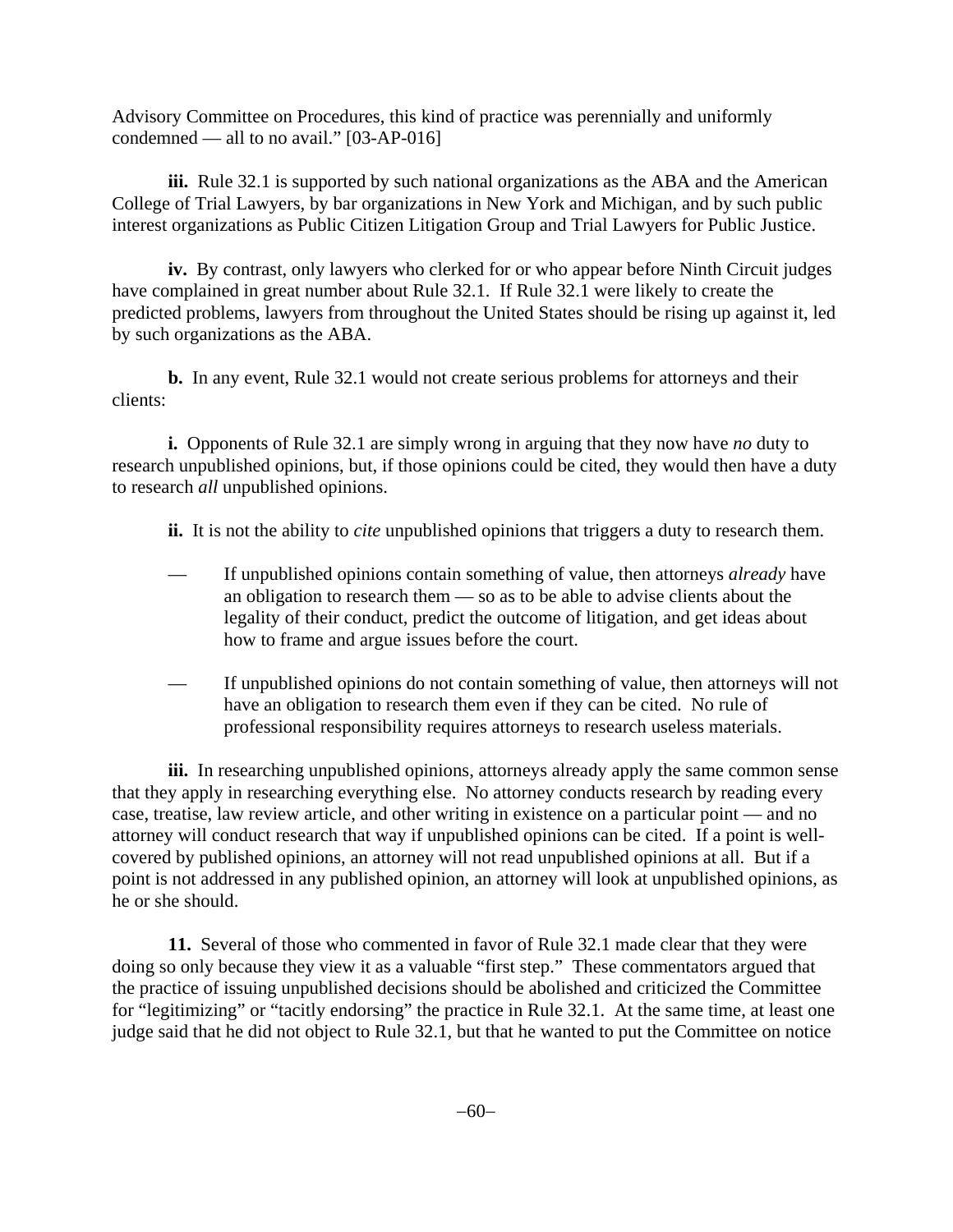Advisory Committee on Procedures, this kind of practice was perennially and uniformly condemned — all to no avail." [03-AP-016]

**iii.** Rule 32.1 is supported by such national organizations as the ABA and the American College of Trial Lawyers, by bar organizations in New York and Michigan, and by such public interest organizations as Public Citizen Litigation Group and Trial Lawyers for Public Justice.

**iv.** By contrast, only lawyers who clerked for or who appear before Ninth Circuit judges have complained in great number about Rule 32.1. If Rule 32.1 were likely to create the predicted problems, lawyers from throughout the United States should be rising up against it, led by such organizations as the ABA.

**b.** In any event, Rule 32.1 would not create serious problems for attorneys and their clients:

**i.** Opponents of Rule 32.1 are simply wrong in arguing that they now have *no* duty to research unpublished opinions, but, if those opinions could be cited, they would then have a duty to research *all* unpublished opinions.

**ii.** It is not the ability to *cite* unpublished opinions that triggers a duty to research them.

— If unpublished opinions contain something of value, then attorneys *already* have an obligation to research them — so as to be able to advise clients about the legality of their conduct, predict the outcome of litigation, and get ideas about how to frame and argue issues before the court.

— If unpublished opinions do not contain something of value, then attorneys will not have an obligation to research them even if they can be cited. No rule of professional responsibility requires attorneys to research useless materials.

**iii.** In researching unpublished opinions, attorneys already apply the same common sense that they apply in researching everything else. No attorney conducts research by reading every case, treatise, law review article, and other writing in existence on a particular point — and no attorney will conduct research that way if unpublished opinions can be cited. If a point is well-covered by published opinions, an attorney will not read unpublished opinions at all. But if a point is not addressed in any published opinion, an attorney will look at unpublished opinions, as he or she should.

**11.** Several of those who commented in favor of Rule 32.1 made clear that they were doing so only because they view it as a valuable "first step." These commentators argued that the practice of issuing unpublished decisions should be abolished and criticized the Committee for "legitimizing" or "tacitly endorsing" the practice in Rule 32.1. At the same time, at least one judge said that he did not object to Rule 32.1, but that he wanted to put the Committee on notice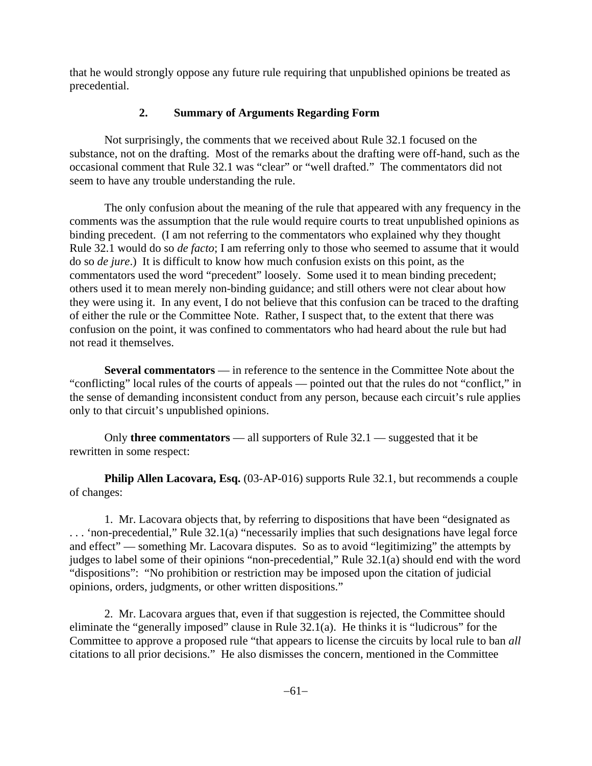that he would strongly oppose any future rule requiring that unpublished opinions be treated as precedential.

### 2. Summary of Arguments Regarding Form

Not surprisingly, the comments that we received about Rule 32.1 focused on the substance, not on the drafting. Most of the remarks about the drafting were off-hand, such as the occasional comment that Rule 32.1 was "clear" or "well drafted." The commentators did not seem to have any trouble understanding the rule.

The only confusion about the meaning of the rule that appeared with any frequency in the comments was the assumption that the rule would require courts to treat unpublished opinions as binding precedent. (I am not referring to the commentators who explained why they thought Rule 32.1 would do so *de facto*; I am referring only to those who seemed to assume that it would do so *de jure*.) It is difficult to know how much confusion exists on this point, as the commentators used the word "precedent" loosely. Some used it to mean binding precedent; others used it to mean merely non-binding guidance; and still others were not clear about how they were using it. In any event, I do not believe that this confusion can be traced to the drafting of either the rule or the Committee Note. Rather, I suspect that, to the extent that there was confusion on the point, it was confined to commentators who had heard about the rule but had not read it themselves.

**Several commentators** — in reference to the sentence in the Committee Note about the "conflicting" local rules of the courts of appeals — pointed out that the rules do not "conflict," in the sense of demanding inconsistent conduct from any person, because each circuit's rule applies only to that circuit's unpublished opinions.

Only **three commentators** — all supporters of Rule 32.1 — suggested that it be rewritten in some respect:

**Philip Allen Lacovara, Esq.** (03-AP-016) supports Rule 32.1, but recommends a couple of changes:

1. Mr. Lacovara objects that, by referring to dispositions that have been "designated as . . . 'non-precedential," Rule 32.1(a) "necessarily implies that such designations have legal force and effect" — something Mr. Lacovara disputes. So as to avoid "legitimizing" the attempts by judges to label some of their opinions "non-precedential," Rule 32.1(a) should end with the word "dispositions": "No prohibition or restriction may be imposed upon the citation of judicial opinions, orders, judgments, or other written dispositions."

2. Mr. Lacovara argues that, even if that suggestion is rejected, the Committee should eliminate the "generally imposed" clause in Rule 32.1(a). He thinks it is "ludicrous" for the Committee to approve a proposed rule "that appears to license the circuits by local rule to ban *all* citations to all prior decisions." He also dismisses the concern, mentioned in the Committee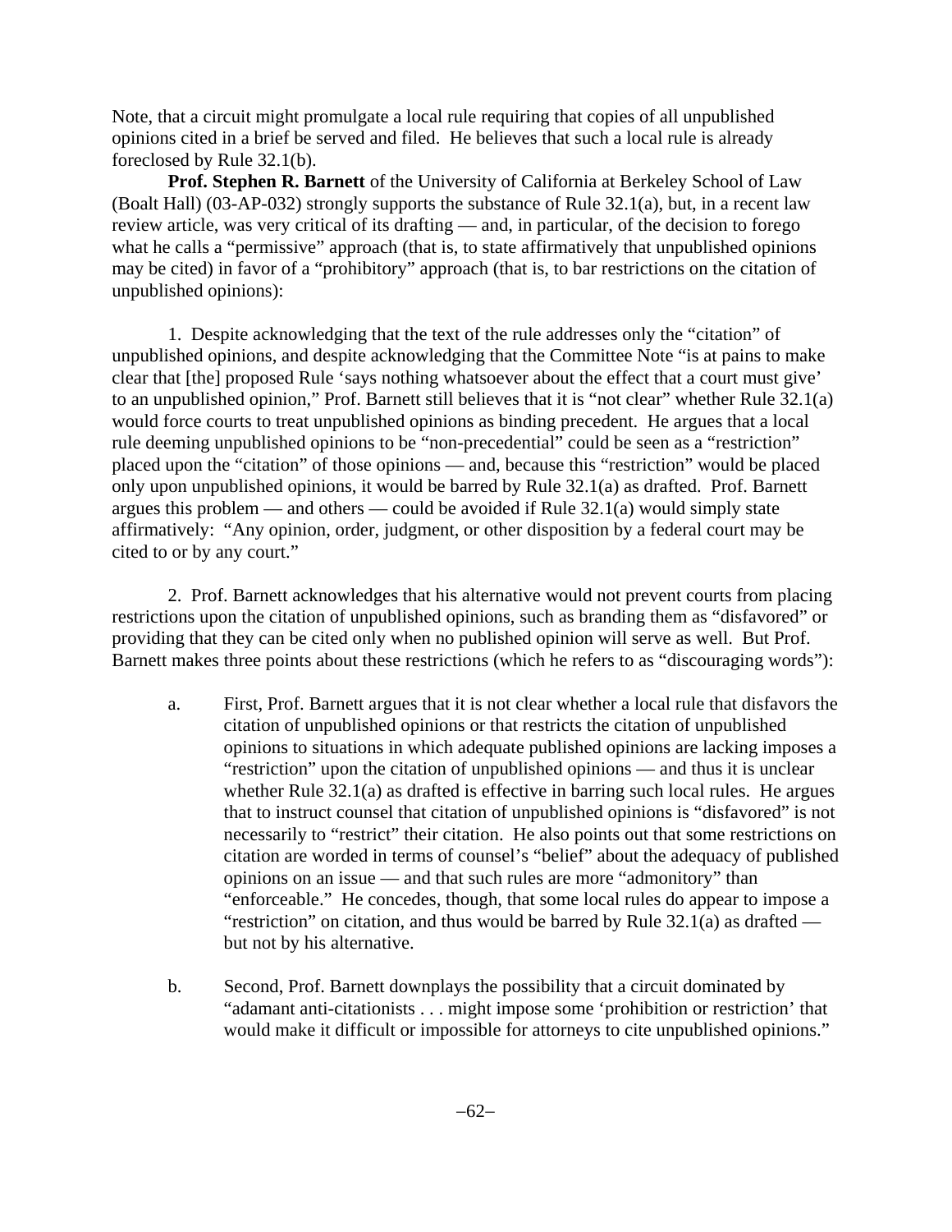Note, that a circuit might promulgate a local rule requiring that copies of all unpublished opinions cited in a brief be served and filed. He believes that such a local rule is already foreclosed by Rule 32.1(b).

**Prof. Stephen R. Barnett** of the University of California at Berkeley School of Law (Boalt Hall) (03-AP-032) strongly supports the substance of Rule 32.1(a), but, in a recent law review article, was very critical of its drafting — and, in particular, of the decision to forego what he calls a "permissive" approach (that is, to state affirmatively that unpublished opinions may be cited) in favor of a "prohibitory" approach (that is, to bar restrictions on the citation of unpublished opinions):

1. Despite acknowledging that the text of the rule addresses only the "citation" of unpublished opinions, and despite acknowledging that the Committee Note "is at pains to make clear that [the] proposed Rule 'says nothing whatsoever about the effect that a court must give' to an unpublished opinion," Prof. Barnett still believes that it is "not clear" whether Rule 32.1(a) would force courts to treat unpublished opinions as binding precedent. He argues that a local rule deeming unpublished opinions to be "non-precedential" could be seen as a "restriction" placed upon the "citation" of those opinions — and, because this "restriction" would be placed only upon unpublished opinions, it would be barred by Rule 32.1(a) as drafted. Prof. Barnett argues this problem — and others — could be avoided if Rule 32.1(a) would simply state affirmatively: "Any opinion, order, judgment, or other disposition by a federal court may be cited to or by any court."

2. Prof. Barnett acknowledges that his alternative would not prevent courts from placing restrictions upon the citation of unpublished opinions, such as branding them as "disfavored" or providing that they can be cited only when no published opinion will serve as well. But Prof. Barnett makes three points about these restrictions (which he refers to as "discouraging words"):

a. First, Prof. Barnett argues that it is not clear whether a local rule that disfavors the citation of unpublished opinions or that restricts the citation of unpublished opinions to situations in which adequate published opinions are lacking imposes a "restriction" upon the citation of unpublished opinions — and thus it is unclear whether Rule 32.1(a) as drafted is effective in barring such local rules. He argues that to instruct counsel that citation of unpublished opinions is "disfavored" is not necessarily to "restrict" their citation. He also points out that some restrictions on citation are worded in terms of counsel's "belief" about the adequacy of published opinions on an issue — and that such rules are more "admonitory" than "enforceable." He concedes, though, that some local rules do appear to impose a "restriction" on citation, and thus would be barred by Rule 32.1(a) as drafted — but not by his alternative.

b. Second, Prof. Barnett downplays the possibility that a circuit dominated by "adamant anti-citationists . . . might impose some 'prohibition or restriction' that would make it difficult or impossible for attorneys to cite unpublished opinions."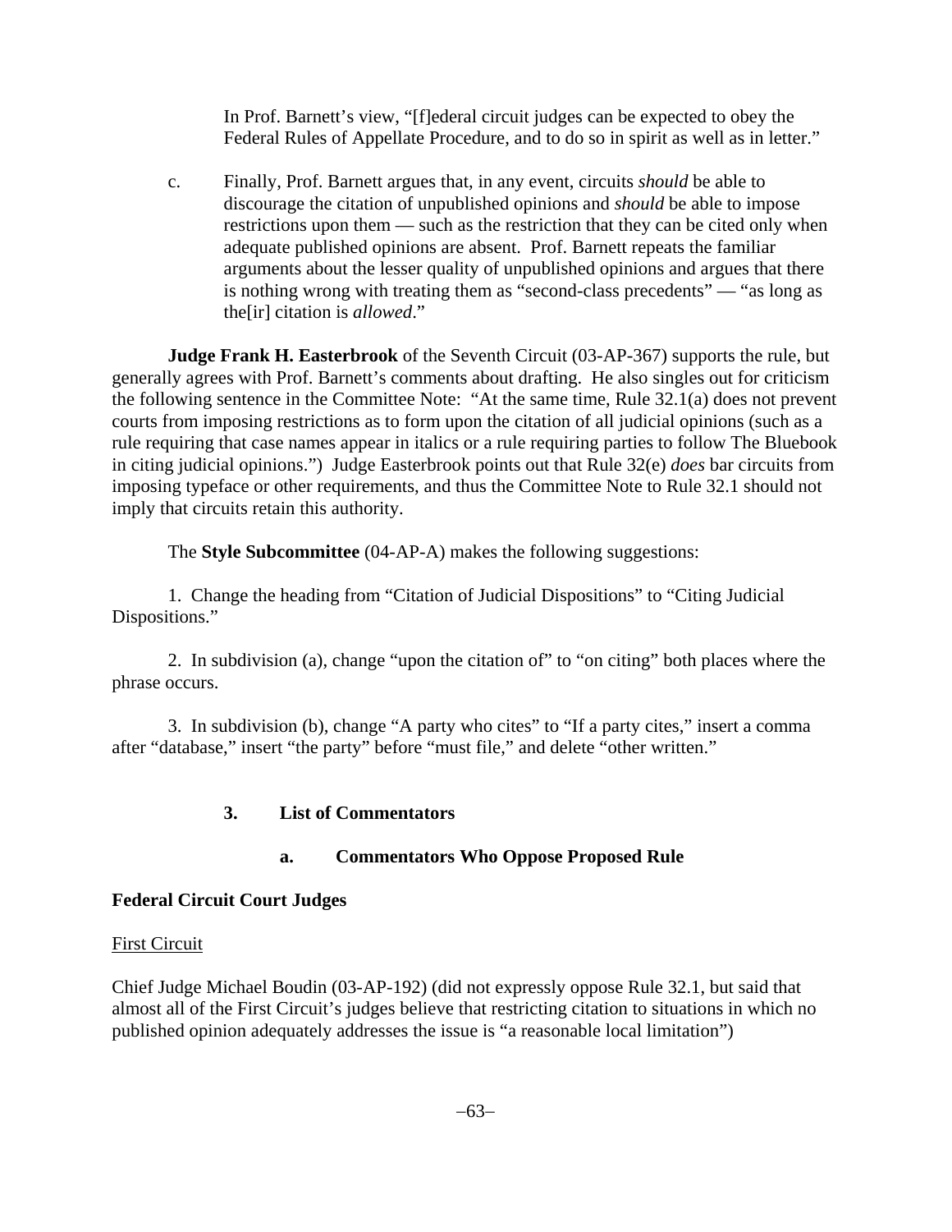In Prof. Barnett's view, "[f]ederal circuit judges can be expected to obey the Federal Rules of Appellate Procedure, and to do so in spirit as well as in letter."

c. Finally, Prof. Barnett argues that, in any event, circuits *should* be able to discourage the citation of unpublished opinions and *should* be able to impose restrictions upon them — such as the restriction that they can be cited only when adequate published opinions are absent. Prof. Barnett repeats the familiar arguments about the lesser quality of unpublished opinions and argues that there is nothing wrong with treating them as "second-class precedents" — "as long as the[ir] citation is *allowed*."

**Judge Frank H. Easterbrook** of the Seventh Circuit (03-AP-367) supports the rule, but generally agrees with Prof. Barnett's comments about drafting. He also singles out for criticism the following sentence in the Committee Note: "At the same time, Rule 32.1(a) does not prevent courts from imposing restrictions as to form upon the citation of all judicial opinions (such as a rule requiring that case names appear in italics or a rule requiring parties to follow The Bluebook in citing judicial opinions.") Judge Easterbrook points out that Rule 32(e) *does* bar circuits from imposing typeface or other requirements, and thus the Committee Note to Rule 32.1 should not imply that circuits retain this authority.

The **Style Subcommittee** (04-AP-A) makes the following suggestions:

1. Change the heading from "Citation of Judicial Dispositions" to "Citing Judicial Dispositions."

2. In subdivision (a), change "upon the citation of" to "on citing" both places where the phrase occurs.

3. In subdivision (b), change "A party who cites" to "If a party cites," insert a comma after "database," insert "the party" before "must file," and delete "other written."

### 3. List of Commentators

#### a. Commentators Who Oppose Proposed Rule

**Federal Circuit Court Judges**

First Circuit

Chief Judge Michael Boudin (03-AP-192) (did not expressly oppose Rule 32.1, but said that almost all of the First Circuit's judges believe that restricting citation to situations in which no published opinion adequately addresses the issue is "a reasonable local limitation")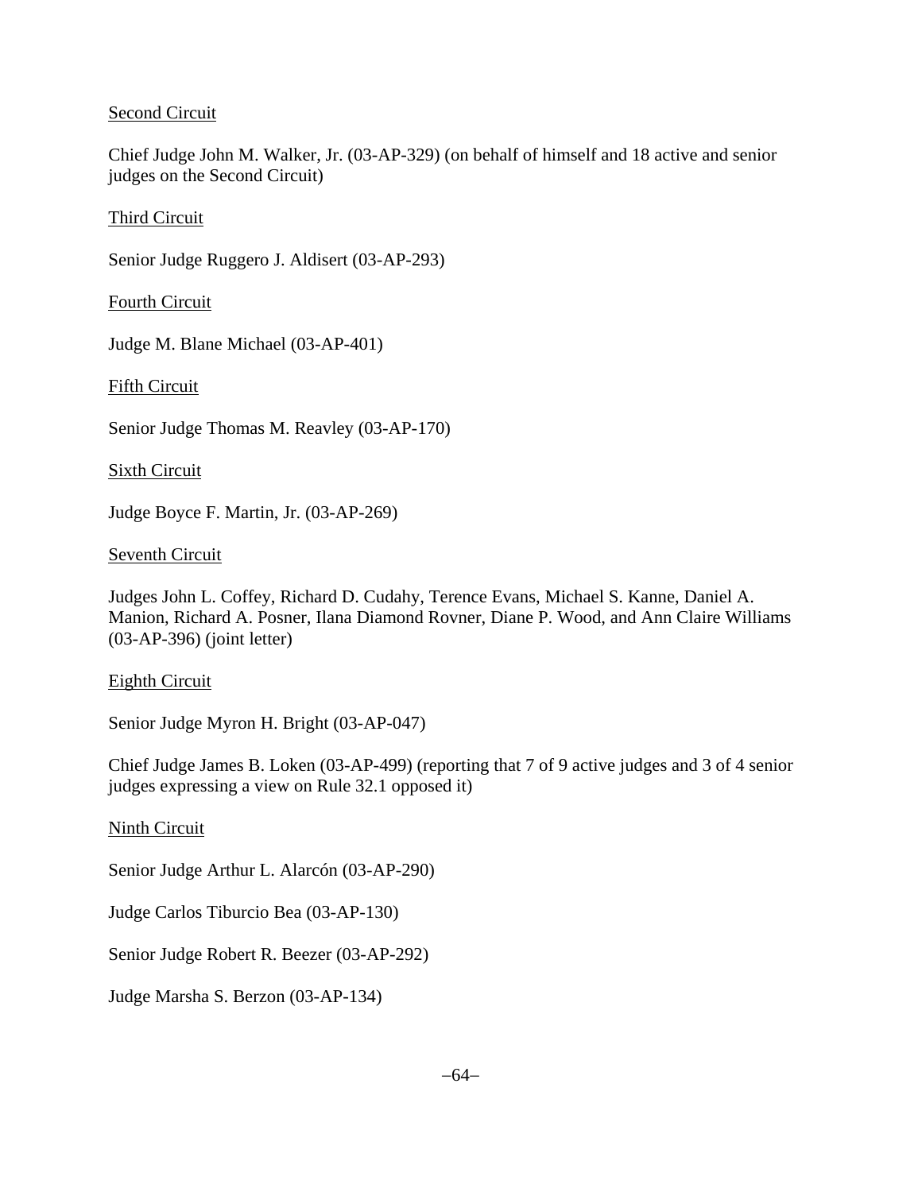<u>Second Circuit</u>

Chief Judge John M. Walker, Jr. (03-AP-329) (on behalf of himself and 18 active and senior judges on the Second Circuit)

<u>Third Circuit</u>

Senior Judge Ruggero J. Aldisert (03-AP-293)

<u>Fourth Circuit</u>

Judge M. Blane Michael (03-AP-401)

<u>Fifth Circuit</u>

Senior Judge Thomas M. Reavley (03-AP-170)

<u>Sixth Circuit</u>

Judge Boyce F. Martin, Jr. (03-AP-269)

<u>Seventh Circuit</u>

Judges John L. Coffey, Richard D. Cudahy, Terence Evans, Michael S. Kanne, Daniel A. Manion, Richard A. Posner, Ilana Diamond Rovner, Diane P. Wood, and Ann Claire Williams (03-AP-396) (joint letter)

<u>Eighth Circuit</u>

Senior Judge Myron H. Bright (03-AP-047)

Chief Judge James B. Loken (03-AP-499) (reporting that 7 of 9 active judges and 3 of 4 senior judges expressing a view on Rule 32.1 opposed it)

<u>Ninth Circuit</u>

Senior Judge Arthur L. Alarcón (03-AP-290)

Judge Carlos Tiburcio Bea (03-AP-130)

Senior Judge Robert R. Beezer (03-AP-292)

Judge Marsha S. Berzon (03-AP-134)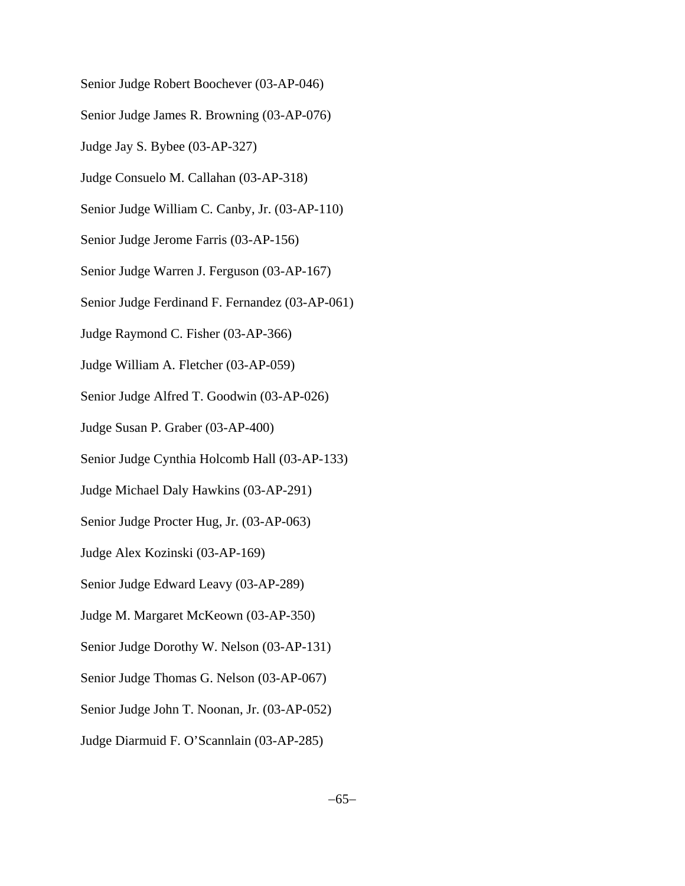Senior Judge Robert Boochever (03-AP-046)

Senior Judge James R. Browning (03-AP-076)

Judge Jay S. Bybee (03-AP-327)

Judge Consuelo M. Callahan (03-AP-318)

Senior Judge William C. Canby, Jr. (03-AP-110)

Senior Judge Jerome Farris (03-AP-156)

Senior Judge Warren J. Ferguson (03-AP-167)

Senior Judge Ferdinand F. Fernandez (03-AP-061)

Judge Raymond C. Fisher (03-AP-366)

Judge William A. Fletcher (03-AP-059)

Senior Judge Alfred T. Goodwin (03-AP-026)

Judge Susan P. Graber (03-AP-400)

Senior Judge Cynthia Holcomb Hall (03-AP-133)

Judge Michael Daly Hawkins (03-AP-291)

Senior Judge Procter Hug, Jr. (03-AP-063)

Judge Alex Kozinski (03-AP-169)

Senior Judge Edward Leavy (03-AP-289)

Judge M. Margaret McKeown (03-AP-350)

Senior Judge Dorothy W. Nelson (03-AP-131)

Senior Judge Thomas G. Nelson (03-AP-067)

Senior Judge John T. Noonan, Jr. (03-AP-052)

Judge Diarmuid F. O'Scannlain (03-AP-285)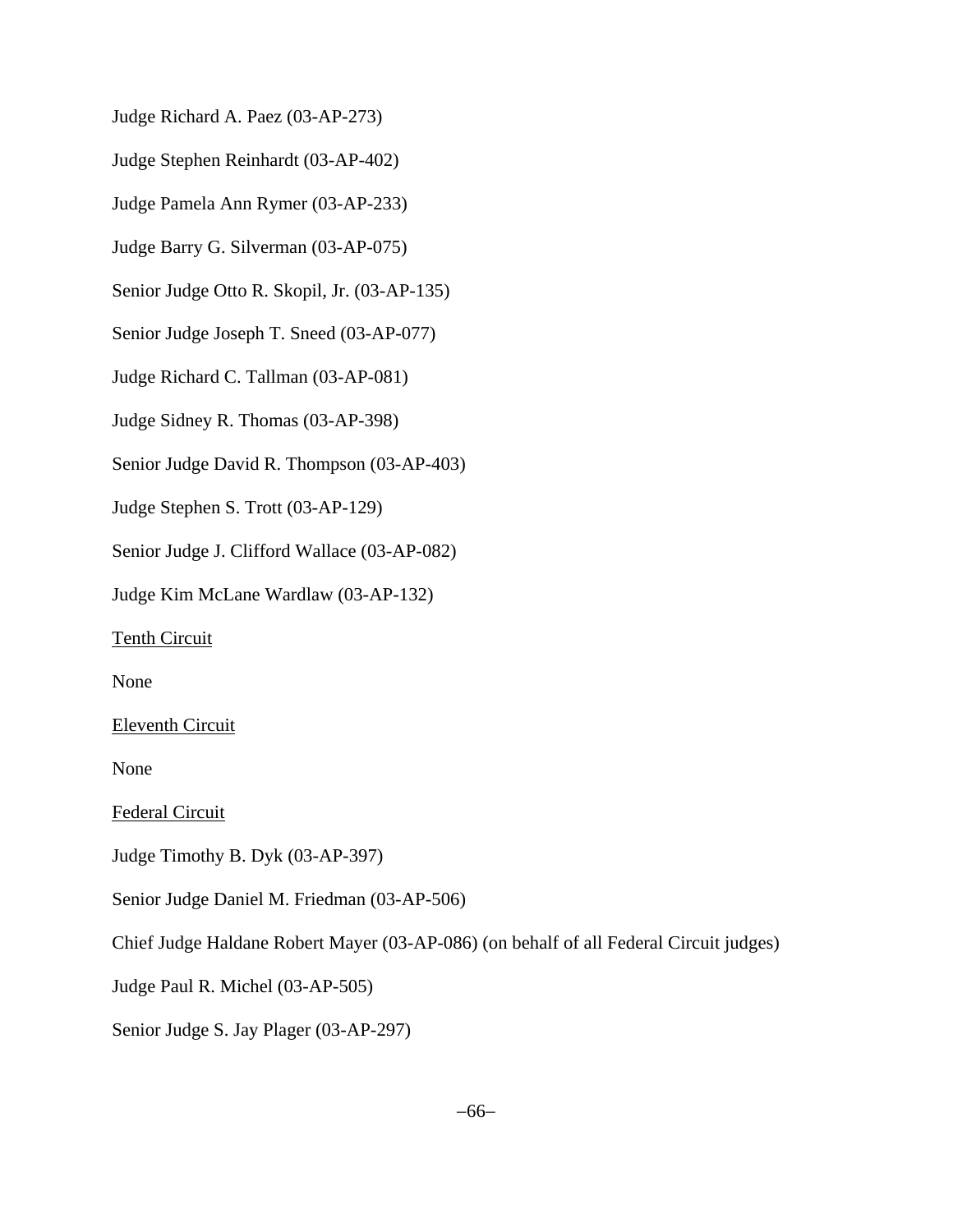Judge Richard A. Paez (03-AP-273)

Judge Stephen Reinhardt (03-AP-402)

Judge Pamela Ann Rymer (03-AP-233)

Judge Barry G. Silverman (03-AP-075)

Senior Judge Otto R. Skopil, Jr. (03-AP-135)

Senior Judge Joseph T. Sneed (03-AP-077)

Judge Richard C. Tallman (03-AP-081)

Judge Sidney R. Thomas (03-AP-398)

Senior Judge David R. Thompson (03-AP-403)

Judge Stephen S. Trott (03-AP-129)

Senior Judge J. Clifford Wallace (03-AP-082)

Judge Kim McLane Wardlaw (03-AP-132)

<u>Tenth Circuit</u>

None

<u>Eleventh Circuit</u>

None

<u>Federal Circuit</u>

Judge Timothy B. Dyk (03-AP-397)

Senior Judge Daniel M. Friedman (03-AP-506)

Chief Judge Haldane Robert Mayer (03-AP-086) (on behalf of all Federal Circuit judges)

Judge Paul R. Michel (03-AP-505)

Senior Judge S. Jay Plager (03-AP-297)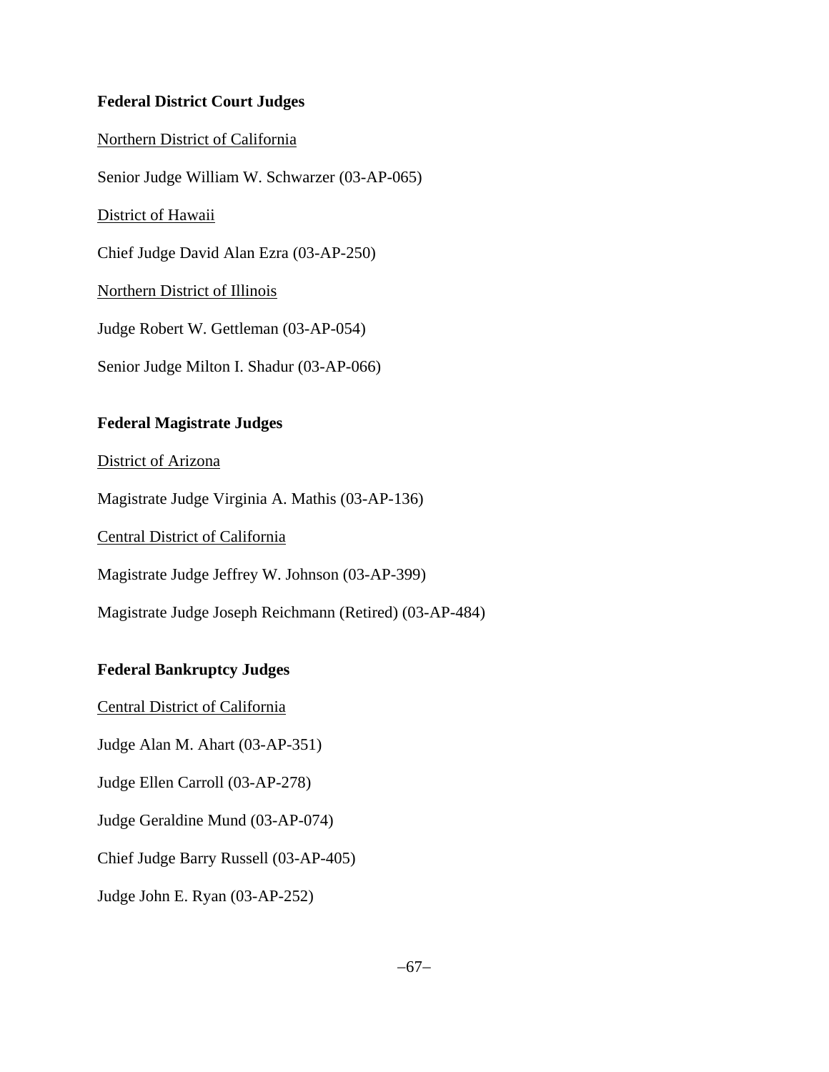**Federal District Court Judges**

<u>Northern District of California</u>

Senior Judge William W. Schwarzer (03-AP-065)

<u>District of Hawaii</u>

Chief Judge David Alan Ezra (03-AP-250)

<u>Northern District of Illinois</u>

Judge Robert W. Gettleman (03-AP-054)

Senior Judge Milton I. Shadur (03-AP-066)

**Federal Magistrate Judges**

<u>District of Arizona</u>

Magistrate Judge Virginia A. Mathis (03-AP-136)

<u>Central District of California</u>

Magistrate Judge Jeffrey W. Johnson (03-AP-399)

Magistrate Judge Joseph Reichmann (Retired) (03-AP-484)

**Federal Bankruptcy Judges**

<u>Central District of California</u>

Judge Alan M. Ahart (03-AP-351)

Judge Ellen Carroll (03-AP-278)

Judge Geraldine Mund (03-AP-074)

Chief Judge Barry Russell (03-AP-405)

Judge John E. Ryan (03-AP-252)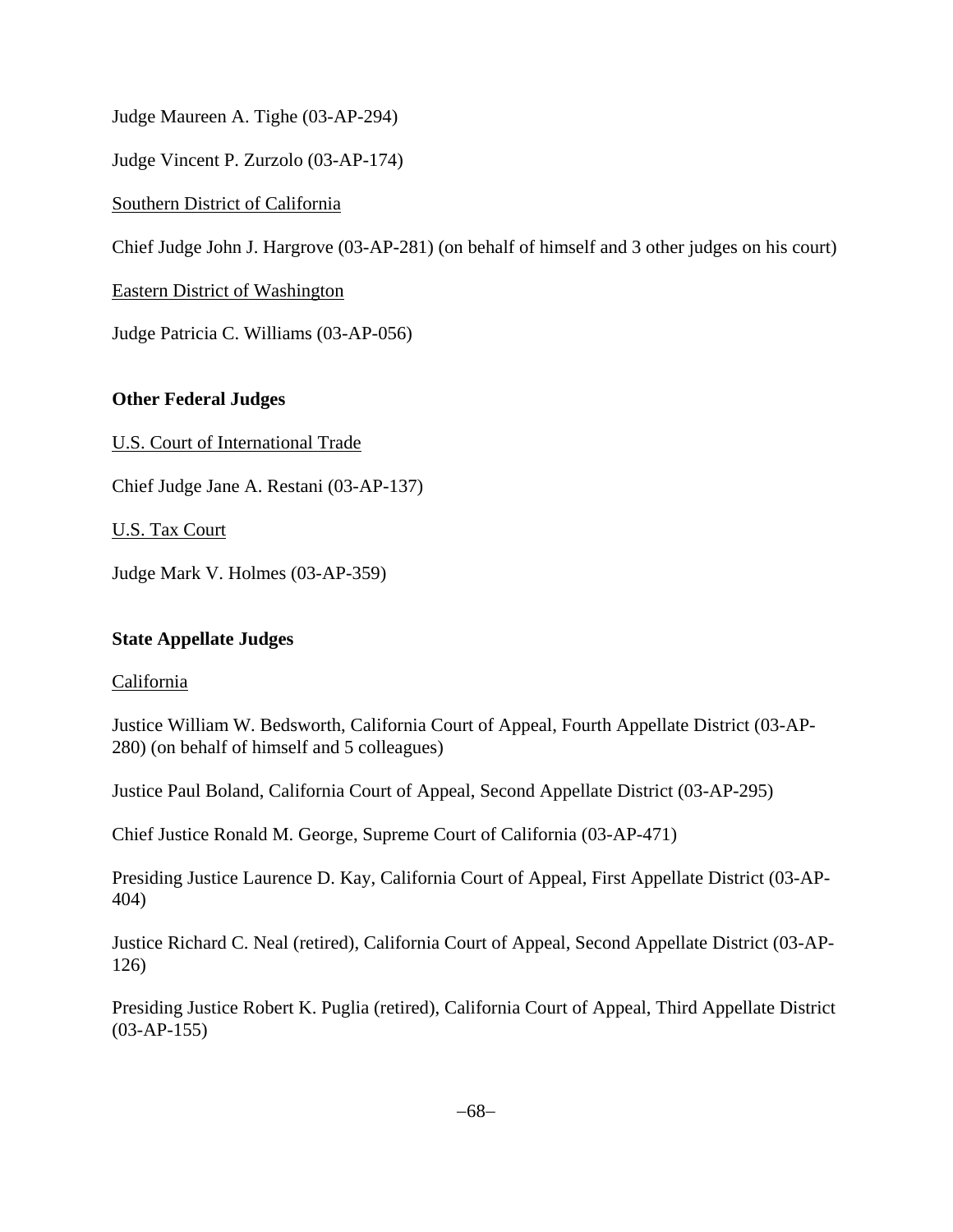Judge Maureen A. Tighe (03-AP-294)

Judge Vincent P. Zurzolo (03-AP-174)

<u>Southern District of California</u>

Chief Judge John J. Hargrove (03-AP-281) (on behalf of himself and 3 other judges on his court)

<u>Eastern District of Washington</u>

Judge Patricia C. Williams (03-AP-056)

**Other Federal Judges**

<u>U.S. Court of International Trade</u>

Chief Judge Jane A. Restani (03-AP-137)

<u>U.S. Tax Court</u>

Judge Mark V. Holmes (03-AP-359)

**State Appellate Judges**

<u>California</u>

Justice William W. Bedsworth, California Court of Appeal, Fourth Appellate District (03-AP-280) (on behalf of himself and 5 colleagues)

Justice Paul Boland, California Court of Appeal, Second Appellate District (03-AP-295)

Chief Justice Ronald M. George, Supreme Court of California (03-AP-471)

Presiding Justice Laurence D. Kay, California Court of Appeal, First Appellate District (03-AP-404)

Justice Richard C. Neal (retired), California Court of Appeal, Second Appellate District (03-AP-126)

Presiding Justice Robert K. Puglia (retired), California Court of Appeal, Third Appellate District (03-AP-155)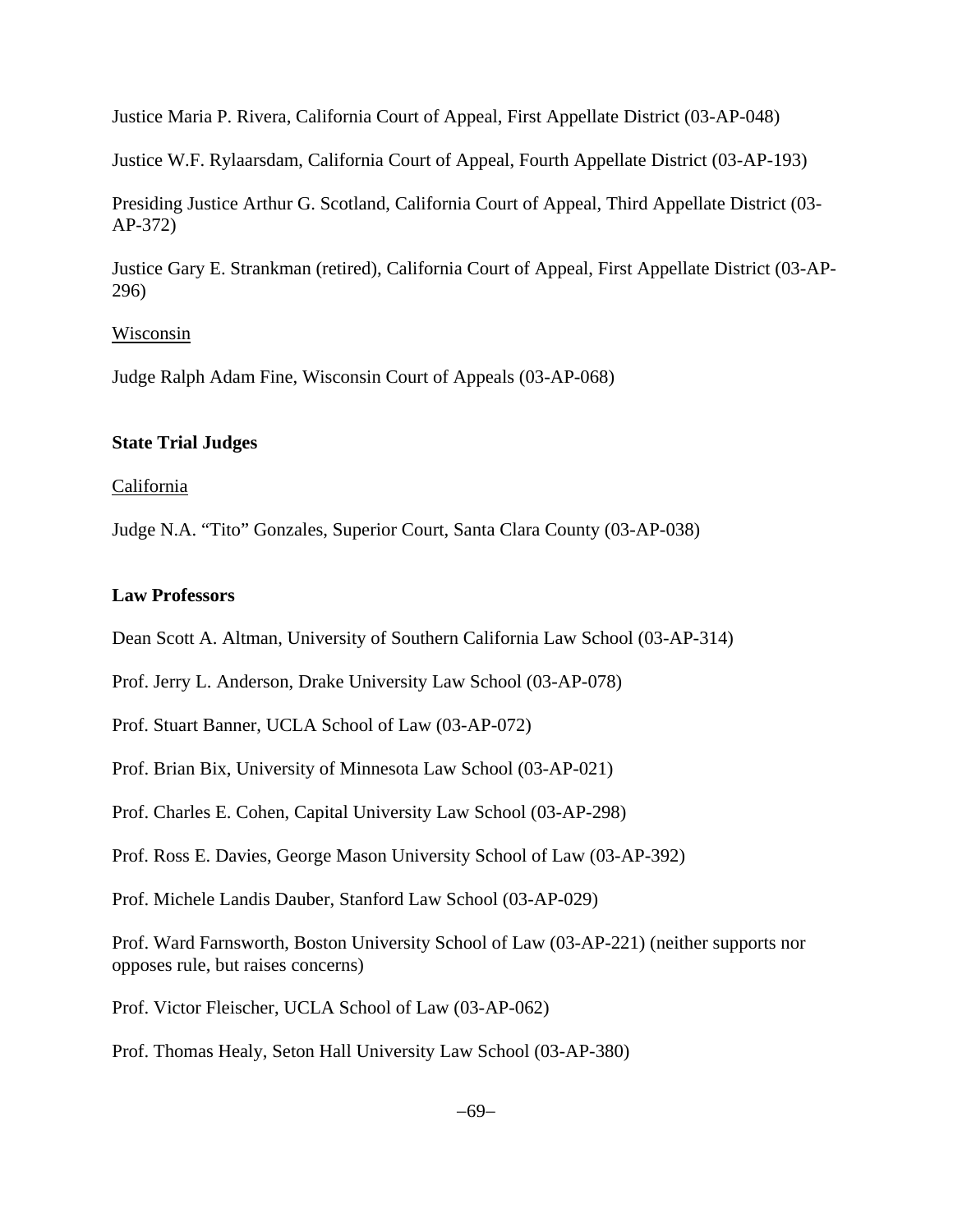Justice Maria P. Rivera, California Court of Appeal, First Appellate District (03-AP-048)

Justice W.F. Rylaarsdam, California Court of Appeal, Fourth Appellate District (03-AP-193)

Presiding Justice Arthur G. Scotland, California Court of Appeal, Third Appellate District (03-AP-372)

Justice Gary E. Strankman (retired), California Court of Appeal, First Appellate District (03-AP-296)

Wisconsin

Judge Ralph Adam Fine, Wisconsin Court of Appeals (03-AP-068)

**State Trial Judges**

California

Judge N.A. "Tito" Gonzales, Superior Court, Santa Clara County (03-AP-038)

**Law Professors**

Dean Scott A. Altman, University of Southern California Law School (03-AP-314)

Prof. Jerry L. Anderson, Drake University Law School (03-AP-078)

Prof. Stuart Banner, UCLA School of Law (03-AP-072)

Prof. Brian Bix, University of Minnesota Law School (03-AP-021)

Prof. Charles E. Cohen, Capital University Law School (03-AP-298)

Prof. Ross E. Davies, George Mason University School of Law (03-AP-392)

Prof. Michele Landis Dauber, Stanford Law School (03-AP-029)

Prof. Ward Farnsworth, Boston University School of Law (03-AP-221) (neither supports nor opposes rule, but raises concerns)

Prof. Victor Fleischer, UCLA School of Law (03-AP-062)

Prof. Thomas Healy, Seton Hall University Law School (03-AP-380)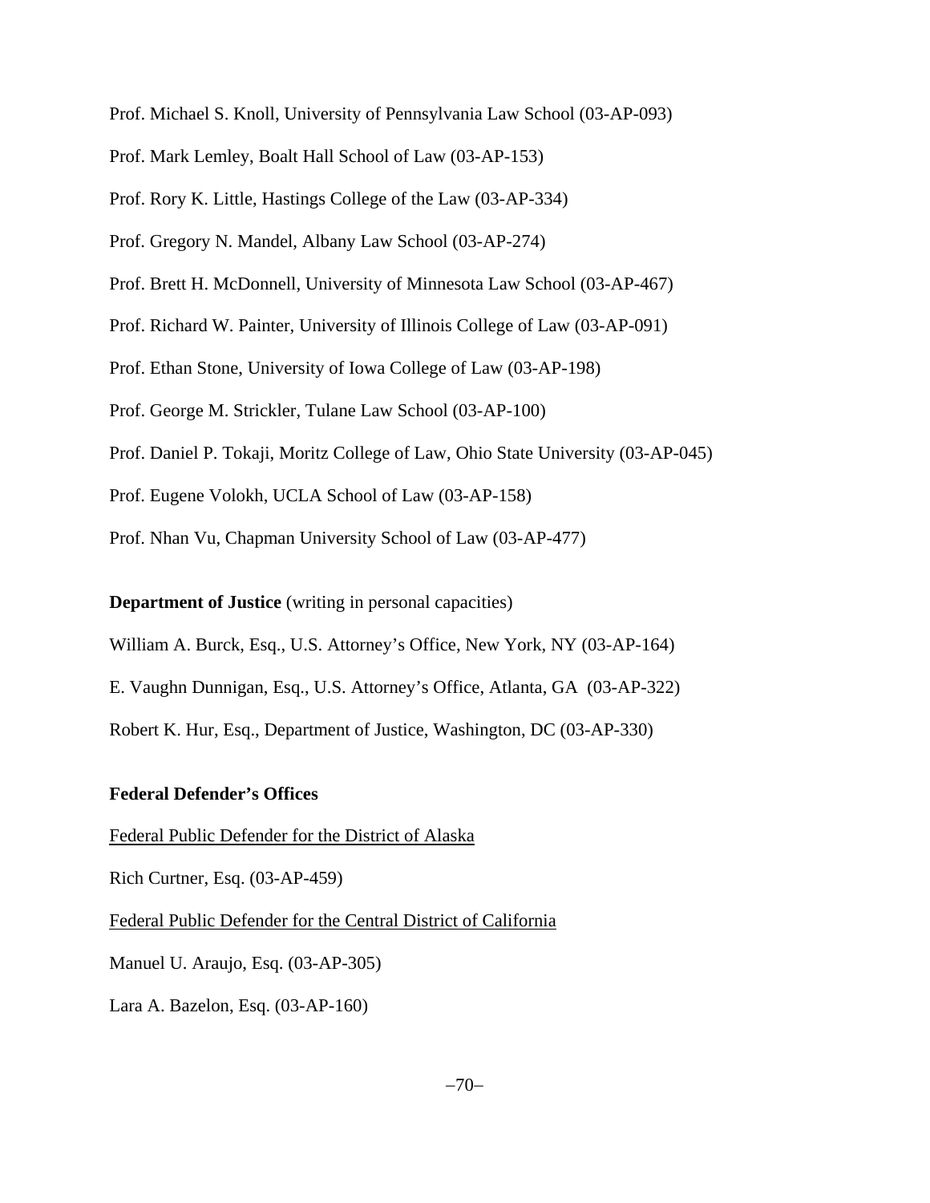Prof. Michael S. Knoll, University of Pennsylvania Law School (03-AP-093)

Prof. Mark Lemley, Boalt Hall School of Law (03-AP-153)

Prof. Rory K. Little, Hastings College of the Law (03-AP-334)

Prof. Gregory N. Mandel, Albany Law School (03-AP-274)

Prof. Brett H. McDonnell, University of Minnesota Law School (03-AP-467)

Prof. Richard W. Painter, University of Illinois College of Law (03-AP-091)

Prof. Ethan Stone, University of Iowa College of Law (03-AP-198)

Prof. George M. Strickler, Tulane Law School (03-AP-100)

Prof. Daniel P. Tokaji, Moritz College of Law, Ohio State University (03-AP-045)

Prof. Eugene Volokh, UCLA School of Law (03-AP-158)

Prof. Nhan Vu, Chapman University School of Law (03-AP-477)

**Department of Justice** (writing in personal capacities)

William A. Burck, Esq., U.S. Attorney's Office, New York, NY (03-AP-164)

E. Vaughn Dunnigan, Esq., U.S. Attorney's Office, Atlanta, GA (03-AP-322)

Robert K. Hur, Esq., Department of Justice, Washington, DC (03-AP-330)

**Federal Defender's Offices**

<u>Federal Public Defender for the District of Alaska</u>

Rich Curtner, Esq. (03-AP-459)

<u>Federal Public Defender for the Central District of California</u>

Manuel U. Araujo, Esq. (03-AP-305)

Lara A. Bazelon, Esq. (03-AP-160)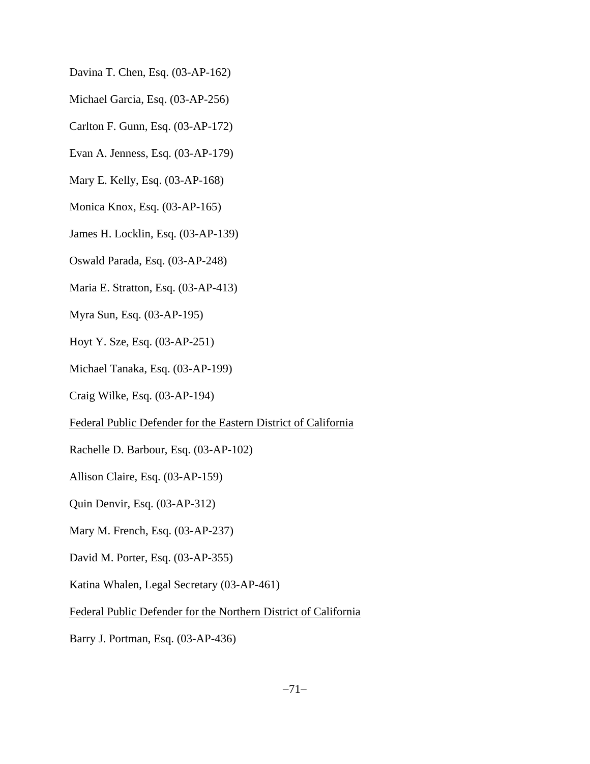Davina T. Chen, Esq. (03-AP-162)

Michael Garcia, Esq. (03-AP-256)

Carlton F. Gunn, Esq. (03-AP-172)

Evan A. Jenness, Esq. (03-AP-179)

Mary E. Kelly, Esq. (03-AP-168)

Monica Knox, Esq. (03-AP-165)

James H. Locklin, Esq. (03-AP-139)

Oswald Parada, Esq. (03-AP-248)

Maria E. Stratton, Esq. (03-AP-413)

Myra Sun, Esq. (03-AP-195)

Hoyt Y. Sze, Esq. (03-AP-251)

Michael Tanaka, Esq. (03-AP-199)

Craig Wilke, Esq. (03-AP-194)

<u>Federal Public Defender for the Eastern District of California</u>

Rachelle D. Barbour, Esq. (03-AP-102)

Allison Claire, Esq. (03-AP-159)

Quin Denvir, Esq. (03-AP-312)

Mary M. French, Esq. (03-AP-237)

David M. Porter, Esq. (03-AP-355)

Katina Whalen, Legal Secretary (03-AP-461)

<u>Federal Public Defender for the Northern District of California</u>

Barry J. Portman, Esq. (03-AP-436)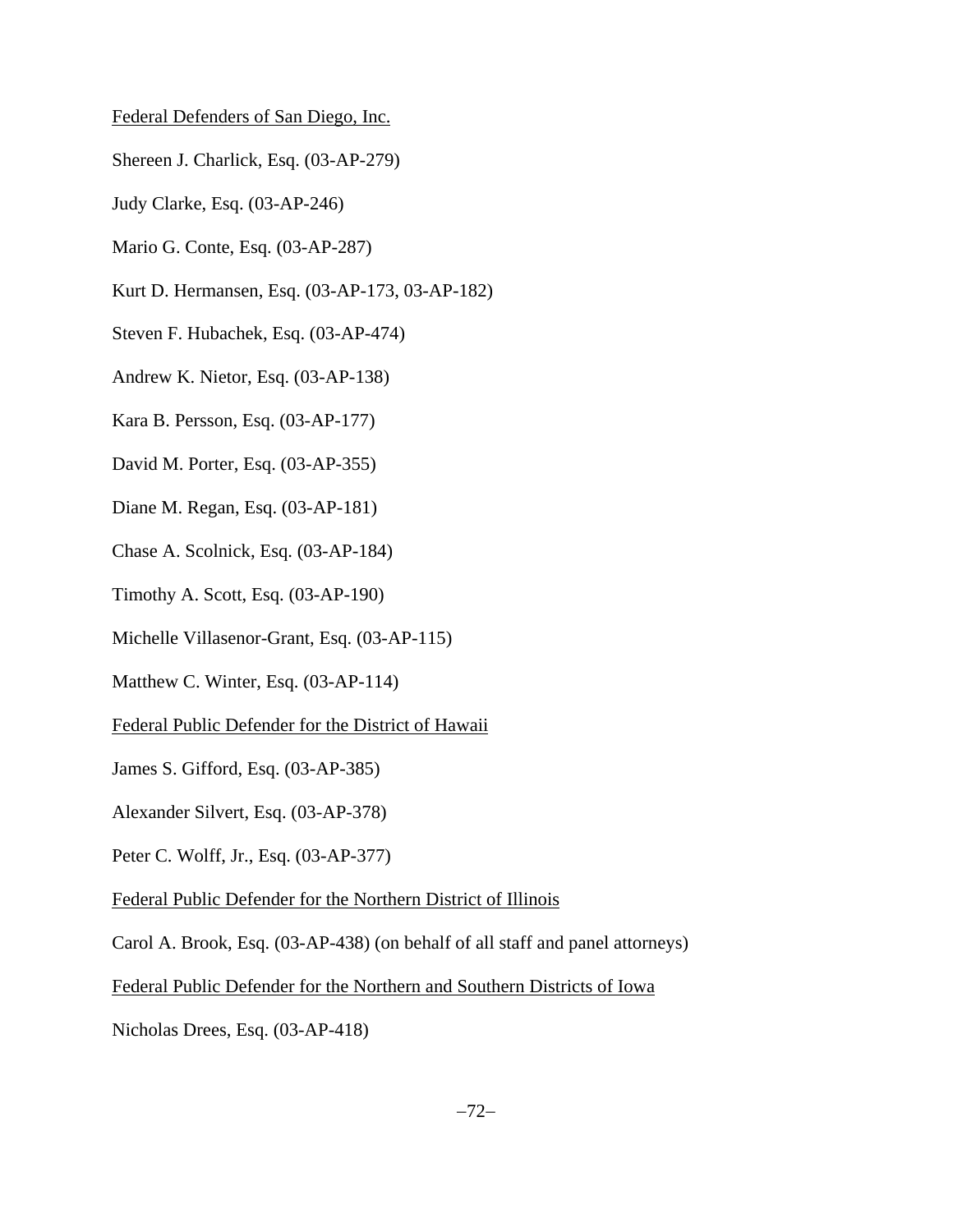<u>Federal Defenders of San Diego, Inc.</u>

Shereen J. Charlick, Esq. (03-AP-279)

Judy Clarke, Esq. (03-AP-246)

Mario G. Conte, Esq. (03-AP-287)

Kurt D. Hermansen, Esq. (03-AP-173, 03-AP-182)

Steven F. Hubachek, Esq. (03-AP-474)

Andrew K. Nietor, Esq. (03-AP-138)

Kara B. Persson, Esq. (03-AP-177)

David M. Porter, Esq. (03-AP-355)

Diane M. Regan, Esq. (03-AP-181)

Chase A. Scolnick, Esq. (03-AP-184)

Timothy A. Scott, Esq. (03-AP-190)

Michelle Villasenor-Grant, Esq. (03-AP-115)

Matthew C. Winter, Esq. (03-AP-114)

<u>Federal Public Defender for the District of Hawaii</u>

James S. Gifford, Esq. (03-AP-385)

Alexander Silvert, Esq. (03-AP-378)

Peter C. Wolff, Jr., Esq. (03-AP-377)

<u>Federal Public Defender for the Northern District of Illinois</u>

Carol A. Brook, Esq. (03-AP-438) (on behalf of all staff and panel attorneys)

<u>Federal Public Defender for the Northern and Southern Districts of Iowa</u>

Nicholas Drees, Esq. (03-AP-418)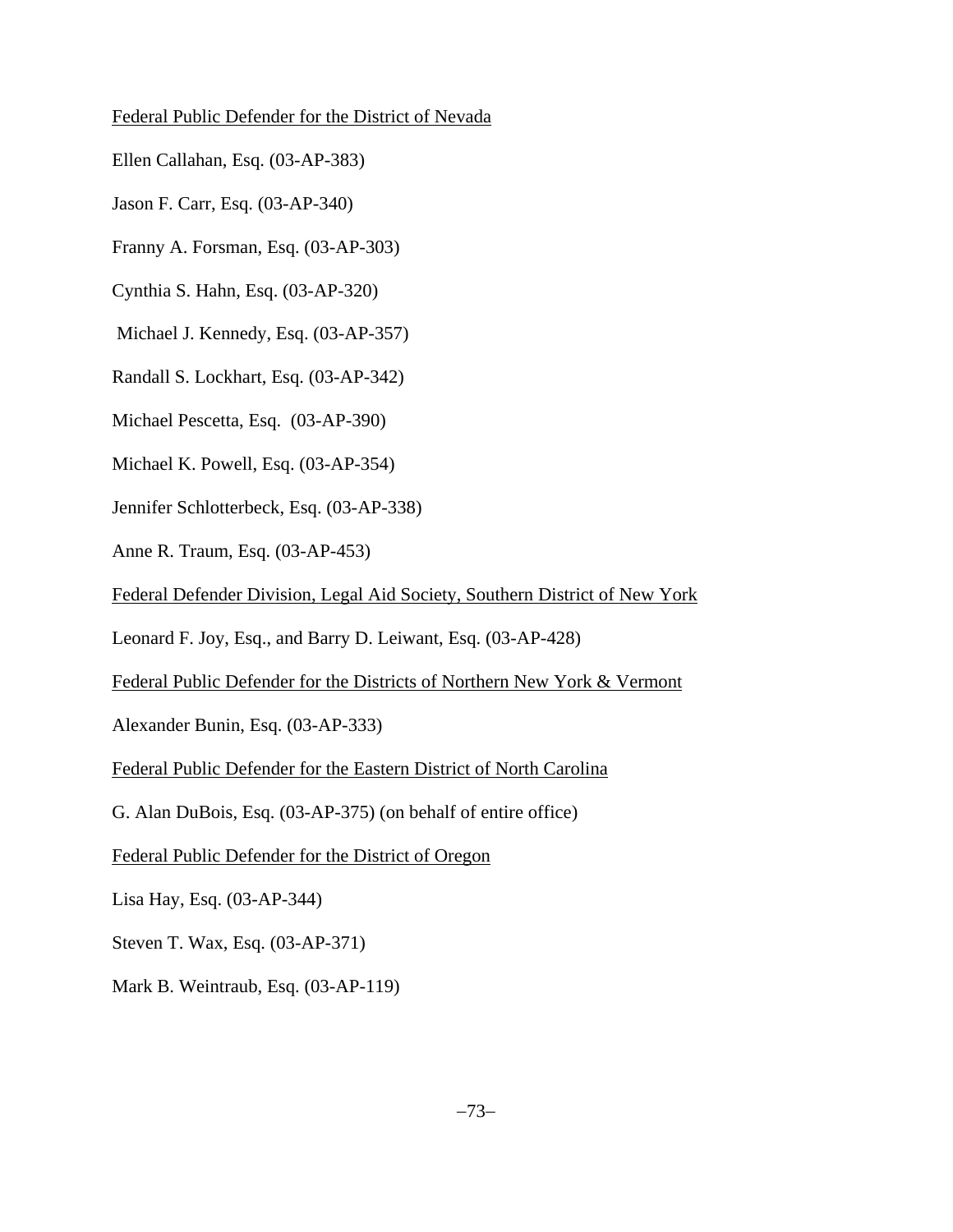<u>Federal Public Defender for the District of Nevada</u>

Ellen Callahan, Esq. (03-AP-383)

Jason F. Carr, Esq. (03-AP-340)

Franny A. Forsman, Esq. (03-AP-303)

Cynthia S. Hahn, Esq. (03-AP-320)

Michael J. Kennedy, Esq. (03-AP-357)

Randall S. Lockhart, Esq. (03-AP-342)

Michael Pescetta, Esq. (03-AP-390)

Michael K. Powell, Esq. (03-AP-354)

Jennifer Schlotterbeck, Esq. (03-AP-338)

Anne R. Traum, Esq. (03-AP-453)

<u>Federal Defender Division, Legal Aid Society, Southern District of New York</u>

Leonard F. Joy, Esq., and Barry D. Leiwant, Esq. (03-AP-428)

<u>Federal Public Defender for the Districts of Northern New York & Vermont</u>

Alexander Bunin, Esq. (03-AP-333)

<u>Federal Public Defender for the Eastern District of North Carolina</u>

G. Alan DuBois, Esq. (03-AP-375) (on behalf of entire office)

<u>Federal Public Defender for the District of Oregon</u>

Lisa Hay, Esq. (03-AP-344)

Steven T. Wax, Esq. (03-AP-371)

Mark B. Weintraub, Esq. (03-AP-119)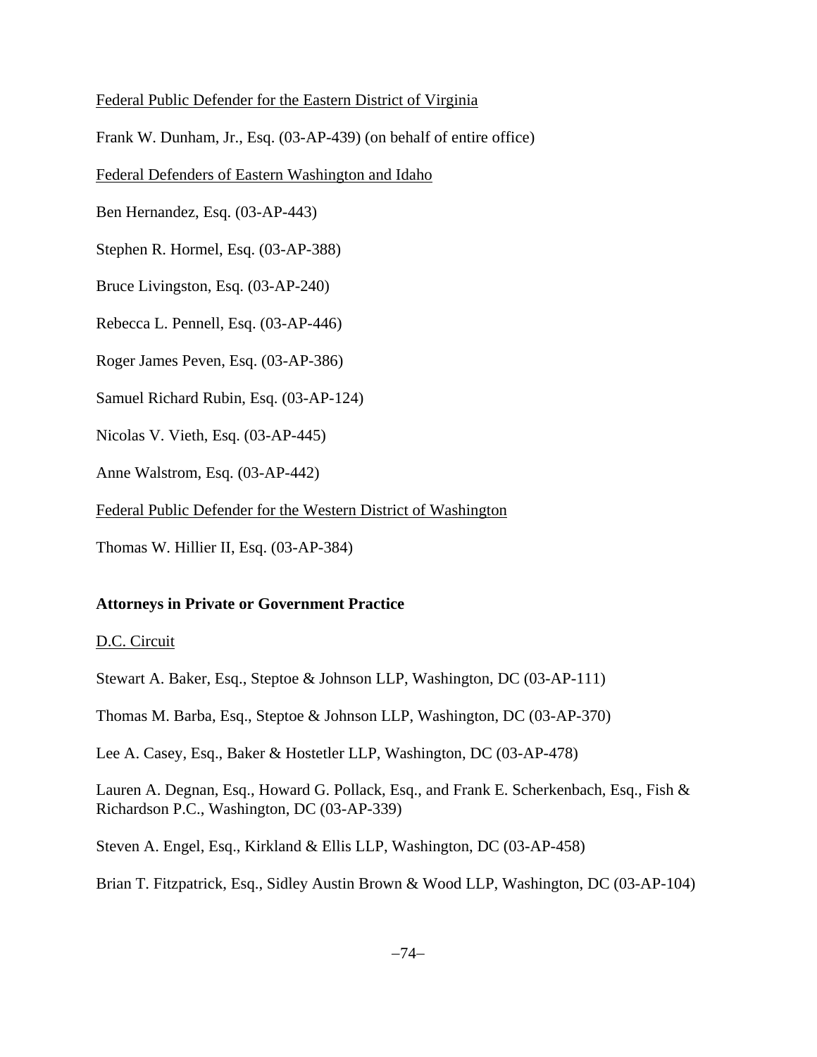Federal Public Defender for the Eastern District of Virginia

Frank W. Dunham, Jr., Esq. (03-AP-439) (on behalf of entire office)

Federal Defenders of Eastern Washington and Idaho

Ben Hernandez, Esq. (03-AP-443)

Stephen R. Hormel, Esq. (03-AP-388)

Bruce Livingston, Esq. (03-AP-240)

Rebecca L. Pennell, Esq. (03-AP-446)

Roger James Peven, Esq. (03-AP-386)

Samuel Richard Rubin, Esq. (03-AP-124)

Nicolas V. Vieth, Esq. (03-AP-445)

Anne Walstrom, Esq. (03-AP-442)

Federal Public Defender for the Western District of Washington

Thomas W. Hillier II, Esq. (03-AP-384)

**Attorneys in Private or Government Practice**

D.C. Circuit

Stewart A. Baker, Esq., Steptoe & Johnson LLP, Washington, DC (03-AP-111)

Thomas M. Barba, Esq., Steptoe & Johnson LLP, Washington, DC (03-AP-370)

Lee A. Casey, Esq., Baker & Hostetler LLP, Washington, DC (03-AP-478)

Lauren A. Degnan, Esq., Howard G. Pollack, Esq., and Frank E. Scherkenbach, Esq., Fish & Richardson P.C., Washington, DC (03-AP-339)

Steven A. Engel, Esq., Kirkland & Ellis LLP, Washington, DC (03-AP-458)

Brian T. Fitzpatrick, Esq., Sidley Austin Brown & Wood LLP, Washington, DC (03-AP-104)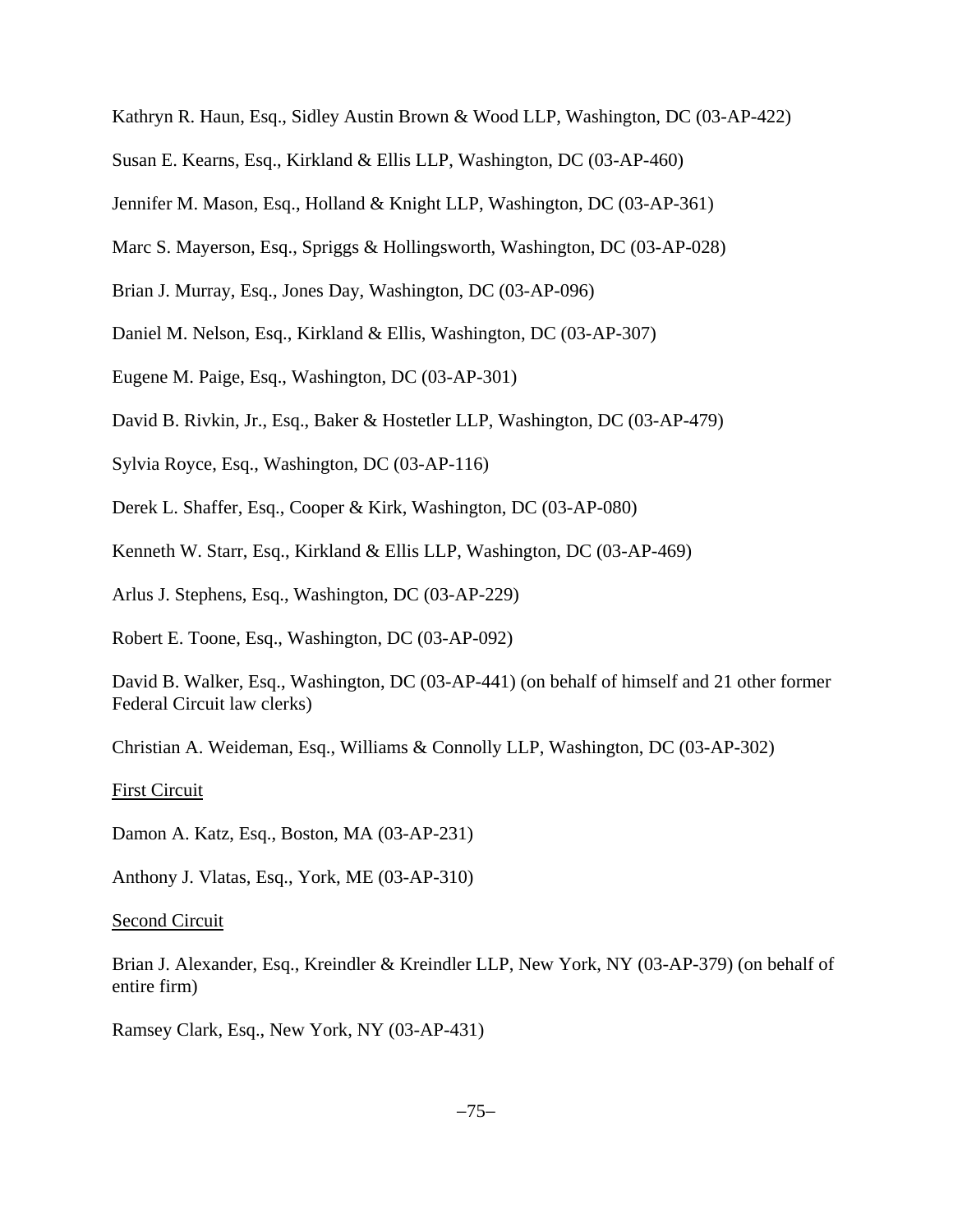Kathryn R. Haun, Esq., Sidley Austin Brown & Wood LLP, Washington, DC (03-AP-422)

Susan E. Kearns, Esq., Kirkland & Ellis LLP, Washington, DC (03-AP-460)

Jennifer M. Mason, Esq., Holland & Knight LLP, Washington, DC (03-AP-361)

Marc S. Mayerson, Esq., Spriggs & Hollingsworth, Washington, DC (03-AP-028)

Brian J. Murray, Esq., Jones Day, Washington, DC (03-AP-096)

Daniel M. Nelson, Esq., Kirkland & Ellis, Washington, DC (03-AP-307)

Eugene M. Paige, Esq., Washington, DC (03-AP-301)

David B. Rivkin, Jr., Esq., Baker & Hostetler LLP, Washington, DC (03-AP-479)

Sylvia Royce, Esq., Washington, DC (03-AP-116)

Derek L. Shaffer, Esq., Cooper & Kirk, Washington, DC (03-AP-080)

Kenneth W. Starr, Esq., Kirkland & Ellis LLP, Washington, DC (03-AP-469)

Arlus J. Stephens, Esq., Washington, DC (03-AP-229)

Robert E. Toone, Esq., Washington, DC (03-AP-092)

David B. Walker, Esq., Washington, DC (03-AP-441) (on behalf of himself and 21 other former Federal Circuit law clerks)

Christian A. Weideman, Esq., Williams & Connolly LLP, Washington, DC (03-AP-302)

<u>First Circuit</u>

Damon A. Katz, Esq., Boston, MA (03-AP-231)

Anthony J. Vlatas, Esq., York, ME (03-AP-310)

<u>Second Circuit</u>

Brian J. Alexander, Esq., Kreindler & Kreindler LLP, New York, NY (03-AP-379) (on behalf of entire firm)

Ramsey Clark, Esq., New York, NY (03-AP-431)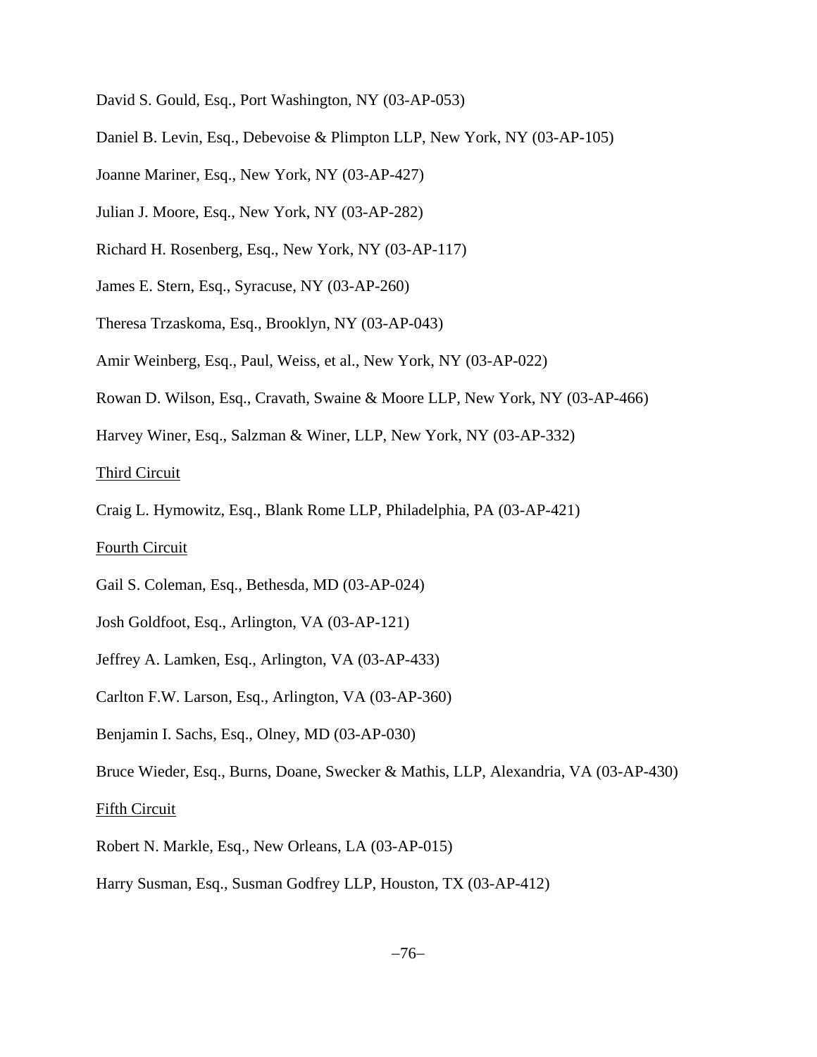David S. Gould, Esq., Port Washington, NY (03-AP-053)

Daniel B. Levin, Esq., Debevoise & Plimpton LLP, New York, NY (03-AP-105)

Joanne Mariner, Esq., New York, NY (03-AP-427)

Julian J. Moore, Esq., New York, NY (03-AP-282)

Richard H. Rosenberg, Esq., New York, NY (03-AP-117)

James E. Stern, Esq., Syracuse, NY (03-AP-260)

Theresa Trzaskoma, Esq., Brooklyn, NY (03-AP-043)

Amir Weinberg, Esq., Paul, Weiss, et al., New York, NY (03-AP-022)

Rowan D. Wilson, Esq., Cravath, Swaine & Moore LLP, New York, NY (03-AP-466)

Harvey Winer, Esq., Salzman & Winer, LLP, New York, NY (03-AP-332)

<u>Third Circuit</u>

Craig L. Hymowitz, Esq., Blank Rome LLP, Philadelphia, PA (03-AP-421)

<u>Fourth Circuit</u>

Gail S. Coleman, Esq., Bethesda, MD (03-AP-024)

Josh Goldfoot, Esq., Arlington, VA (03-AP-121)

Jeffrey A. Lamken, Esq., Arlington, VA (03-AP-433)

Carlton F.W. Larson, Esq., Arlington, VA (03-AP-360)

Benjamin I. Sachs, Esq., Olney, MD (03-AP-030)

Bruce Wieder, Esq., Burns, Doane, Swecker & Mathis, LLP, Alexandria, VA (03-AP-430)

<u>Fifth Circuit</u>

Robert N. Markle, Esq., New Orleans, LA (03-AP-015)

Harry Susman, Esq., Susman Godfrey LLP, Houston, TX (03-AP-412)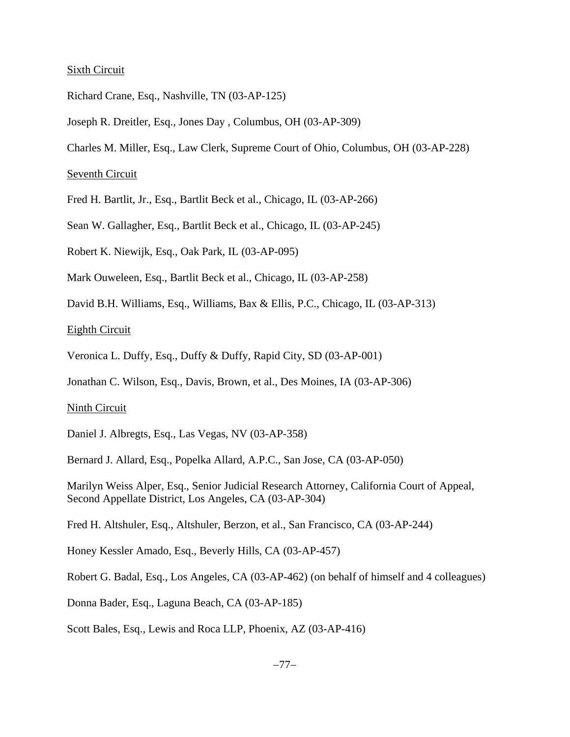Sixth Circuit

Richard Crane, Esq., Nashville, TN (03-AP-125)

Joseph R. Dreitler, Esq., Jones Day , Columbus, OH (03-AP-309)

Charles M. Miller, Esq., Law Clerk, Supreme Court of Ohio, Columbus, OH (03-AP-228)

Seventh Circuit

Fred H. Bartlit, Jr., Esq., Bartlit Beck et al., Chicago, IL (03-AP-266)

Sean W. Gallagher, Esq., Bartlit Beck et al., Chicago, IL (03-AP-245)

Robert K. Niewijk, Esq., Oak Park, IL (03-AP-095)

Mark Ouweleen, Esq., Bartlit Beck et al., Chicago, IL (03-AP-258)

David B.H. Williams, Esq., Williams, Bax & Ellis, P.C., Chicago, IL (03-AP-313)

Eighth Circuit

Veronica L. Duffy, Esq., Duffy & Duffy, Rapid City, SD (03-AP-001)

Jonathan C. Wilson, Esq., Davis, Brown, et al., Des Moines, IA (03-AP-306)

Ninth Circuit

Daniel J. Albregts, Esq., Las Vegas, NV (03-AP-358)

Bernard J. Allard, Esq., Popelka Allard, A.P.C., San Jose, CA (03-AP-050)

Marilyn Weiss Alper, Esq., Senior Judicial Research Attorney, California Court of Appeal, Second Appellate District, Los Angeles, CA (03-AP-304)

Fred H. Altshuler, Esq., Altshuler, Berzon, et al., San Francisco, CA (03-AP-244)

Honey Kessler Amado, Esq., Beverly Hills, CA (03-AP-457)

Robert G. Badal, Esq., Los Angeles, CA (03-AP-462) (on behalf of himself and 4 colleagues)

Donna Bader, Esq., Laguna Beach, CA (03-AP-185)

Scott Bales, Esq., Lewis and Roca LLP, Phoenix, AZ (03-AP-416)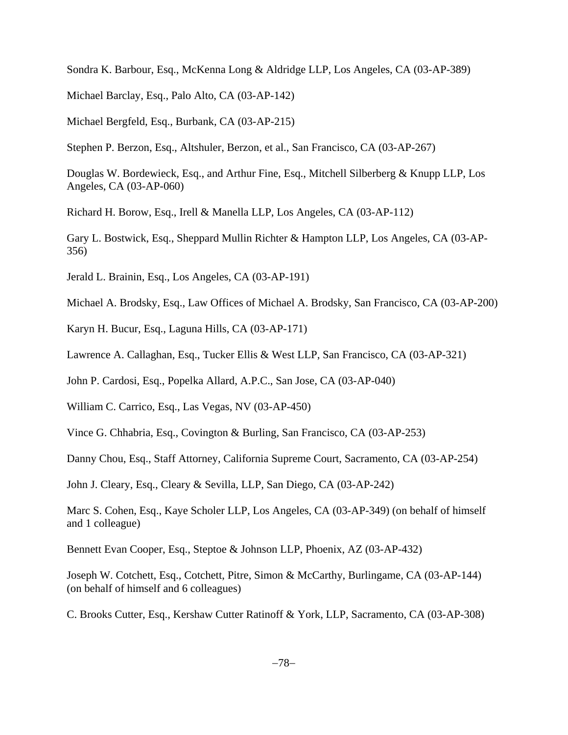Sondra K. Barbour, Esq., McKenna Long & Aldridge LLP, Los Angeles, CA (03-AP-389)

Michael Barclay, Esq., Palo Alto, CA (03-AP-142)

Michael Bergfeld, Esq., Burbank, CA (03-AP-215)

Stephen P. Berzon, Esq., Altshuler, Berzon, et al., San Francisco, CA (03-AP-267)

Douglas W. Bordewieck, Esq., and Arthur Fine, Esq., Mitchell Silberberg & Knupp LLP, Los Angeles, CA (03-AP-060)

Richard H. Borow, Esq., Irell & Manella LLP, Los Angeles, CA (03-AP-112)

Gary L. Bostwick, Esq., Sheppard Mullin Richter & Hampton LLP, Los Angeles, CA (03-AP-356)

Jerald L. Brainin, Esq., Los Angeles, CA (03-AP-191)

Michael A. Brodsky, Esq., Law Offices of Michael A. Brodsky, San Francisco, CA (03-AP-200)

Karyn H. Bucur, Esq., Laguna Hills, CA (03-AP-171)

Lawrence A. Callaghan, Esq., Tucker Ellis & West LLP, San Francisco, CA (03-AP-321)

John P. Cardosi, Esq., Popelka Allard, A.P.C., San Jose, CA (03-AP-040)

William C. Carrico, Esq., Las Vegas, NV (03-AP-450)

Vince G. Chhabria, Esq., Covington & Burling, San Francisco, CA (03-AP-253)

Danny Chou, Esq., Staff Attorney, California Supreme Court, Sacramento, CA (03-AP-254)

John J. Cleary, Esq., Cleary & Sevilla, LLP, San Diego, CA (03-AP-242)

Marc S. Cohen, Esq., Kaye Scholer LLP, Los Angeles, CA (03-AP-349) (on behalf of himself and 1 colleague)

Bennett Evan Cooper, Esq., Steptoe & Johnson LLP, Phoenix, AZ (03-AP-432)

Joseph W. Cotchett, Esq., Cotchett, Pitre, Simon & McCarthy, Burlingame, CA (03-AP-144) (on behalf of himself and 6 colleagues)

C. Brooks Cutter, Esq., Kershaw Cutter Ratinoff & York, LLP, Sacramento, CA (03-AP-308)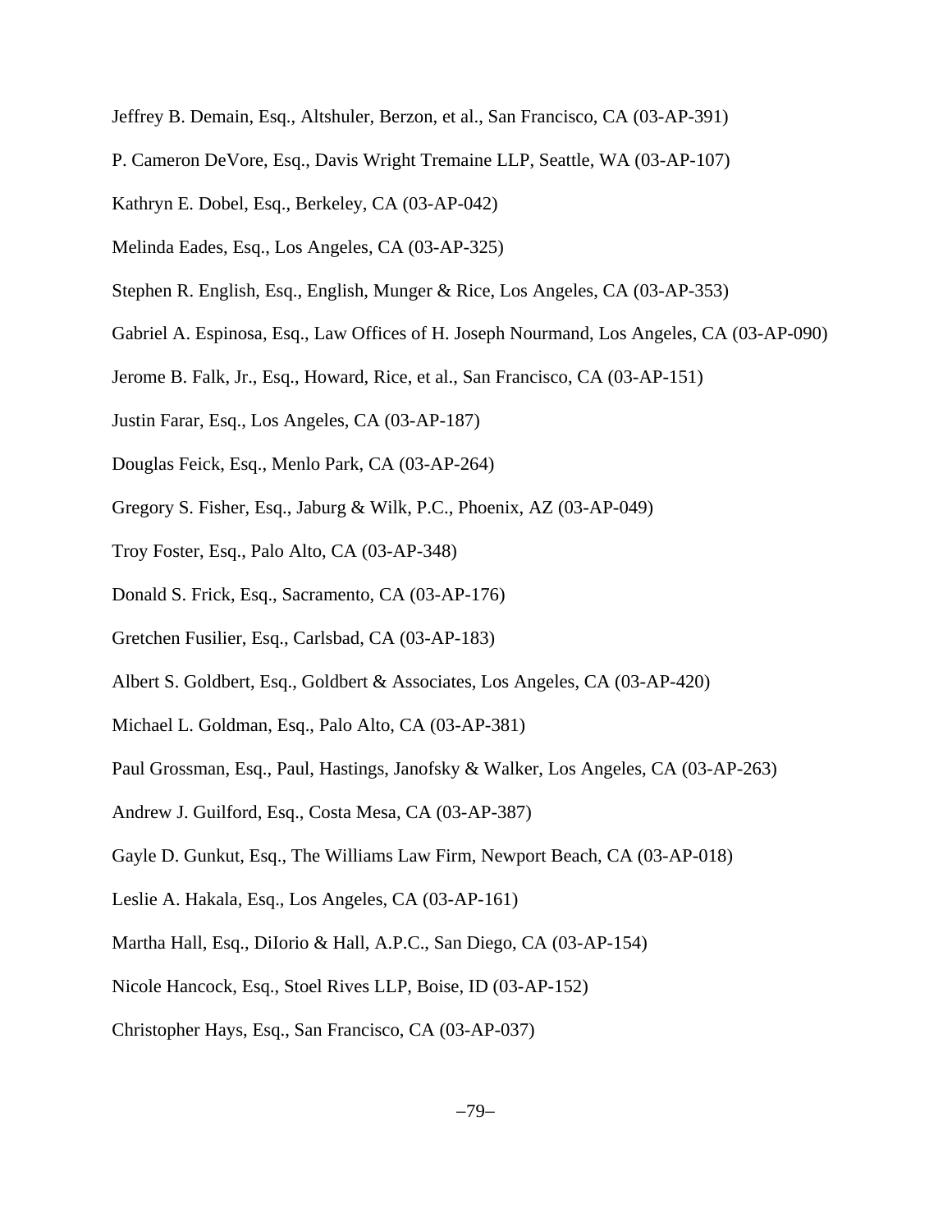Jeffrey B. Demain, Esq., Altshuler, Berzon, et al., San Francisco, CA (03-AP-391)

P. Cameron DeVore, Esq., Davis Wright Tremaine LLP, Seattle, WA (03-AP-107)

Kathryn E. Dobel, Esq., Berkeley, CA (03-AP-042)

Melinda Eades, Esq., Los Angeles, CA (03-AP-325)

Stephen R. English, Esq., English, Munger & Rice, Los Angeles, CA (03-AP-353)

Gabriel A. Espinosa, Esq., Law Offices of H. Joseph Nourmand, Los Angeles, CA (03-AP-090)

Jerome B. Falk, Jr., Esq., Howard, Rice, et al., San Francisco, CA (03-AP-151)

Justin Farar, Esq., Los Angeles, CA (03-AP-187)

Douglas Feick, Esq., Menlo Park, CA (03-AP-264)

Gregory S. Fisher, Esq., Jaburg & Wilk, P.C., Phoenix, AZ (03-AP-049)

Troy Foster, Esq., Palo Alto, CA (03-AP-348)

Donald S. Frick, Esq., Sacramento, CA (03-AP-176)

Gretchen Fusilier, Esq., Carlsbad, CA (03-AP-183)

Albert S. Goldbert, Esq., Goldbert & Associates, Los Angeles, CA (03-AP-420)

Michael L. Goldman, Esq., Palo Alto, CA (03-AP-381)

Paul Grossman, Esq., Paul, Hastings, Janofsky & Walker, Los Angeles, CA (03-AP-263)

Andrew J. Guilford, Esq., Costa Mesa, CA (03-AP-387)

Gayle D. Gunkut, Esq., The Williams Law Firm, Newport Beach, CA (03-AP-018)

Leslie A. Hakala, Esq., Los Angeles, CA (03-AP-161)

Martha Hall, Esq., DiIorio & Hall, A.P.C., San Diego, CA (03-AP-154)

Nicole Hancock, Esq., Stoel Rives LLP, Boise, ID (03-AP-152)

Christopher Hays, Esq., San Francisco, CA (03-AP-037)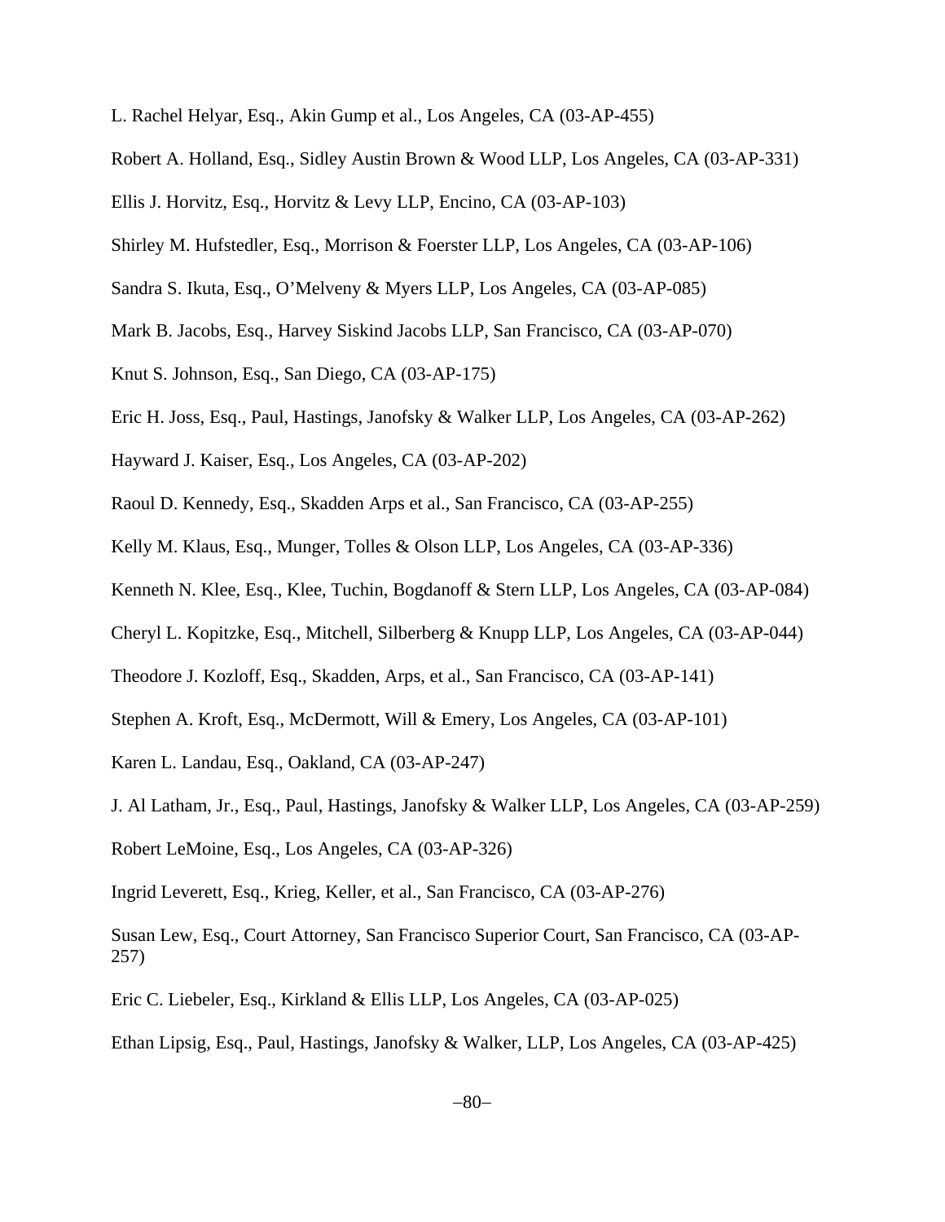L. Rachel Helyar, Esq., Akin Gump et al., Los Angeles, CA (03-AP-455)

Robert A. Holland, Esq., Sidley Austin Brown & Wood LLP, Los Angeles, CA (03-AP-331)

Ellis J. Horvitz, Esq., Horvitz & Levy LLP, Encino, CA (03-AP-103)

Shirley M. Hufstedler, Esq., Morrison & Foerster LLP, Los Angeles, CA (03-AP-106)

Sandra S. Ikuta, Esq., O'Melveny & Myers LLP, Los Angeles, CA (03-AP-085)

Mark B. Jacobs, Esq., Harvey Siskind Jacobs LLP, San Francisco, CA (03-AP-070)

Knut S. Johnson, Esq., San Diego, CA (03-AP-175)

Eric H. Joss, Esq., Paul, Hastings, Janofsky & Walker LLP, Los Angeles, CA (03-AP-262)

Hayward J. Kaiser, Esq., Los Angeles, CA (03-AP-202)

Raoul D. Kennedy, Esq., Skadden Arps et al., San Francisco, CA (03-AP-255)

Kelly M. Klaus, Esq., Munger, Tolles & Olson LLP, Los Angeles, CA (03-AP-336)

Kenneth N. Klee, Esq., Klee, Tuchin, Bogdanoff & Stern LLP, Los Angeles, CA (03-AP-084)

Cheryl L. Kopitzke, Esq., Mitchell, Silberberg & Knupp LLP, Los Angeles, CA (03-AP-044)

Theodore J. Kozloff, Esq., Skadden, Arps, et al., San Francisco, CA (03-AP-141)

Stephen A. Kroft, Esq., McDermott, Will & Emery, Los Angeles, CA (03-AP-101)

Karen L. Landau, Esq., Oakland, CA (03-AP-247)

J. Al Latham, Jr., Esq., Paul, Hastings, Janofsky & Walker LLP, Los Angeles, CA (03-AP-259)

Robert LeMoine, Esq., Los Angeles, CA (03-AP-326)

Ingrid Leverett, Esq., Krieg, Keller, et al., San Francisco, CA (03-AP-276)

Susan Lew, Esq., Court Attorney, San Francisco Superior Court, San Francisco, CA (03-AP-257)

Eric C. Liebeler, Esq., Kirkland & Ellis LLP, Los Angeles, CA (03-AP-025)

Ethan Lipsig, Esq., Paul, Hastings, Janofsky & Walker, LLP, Los Angeles, CA (03-AP-425)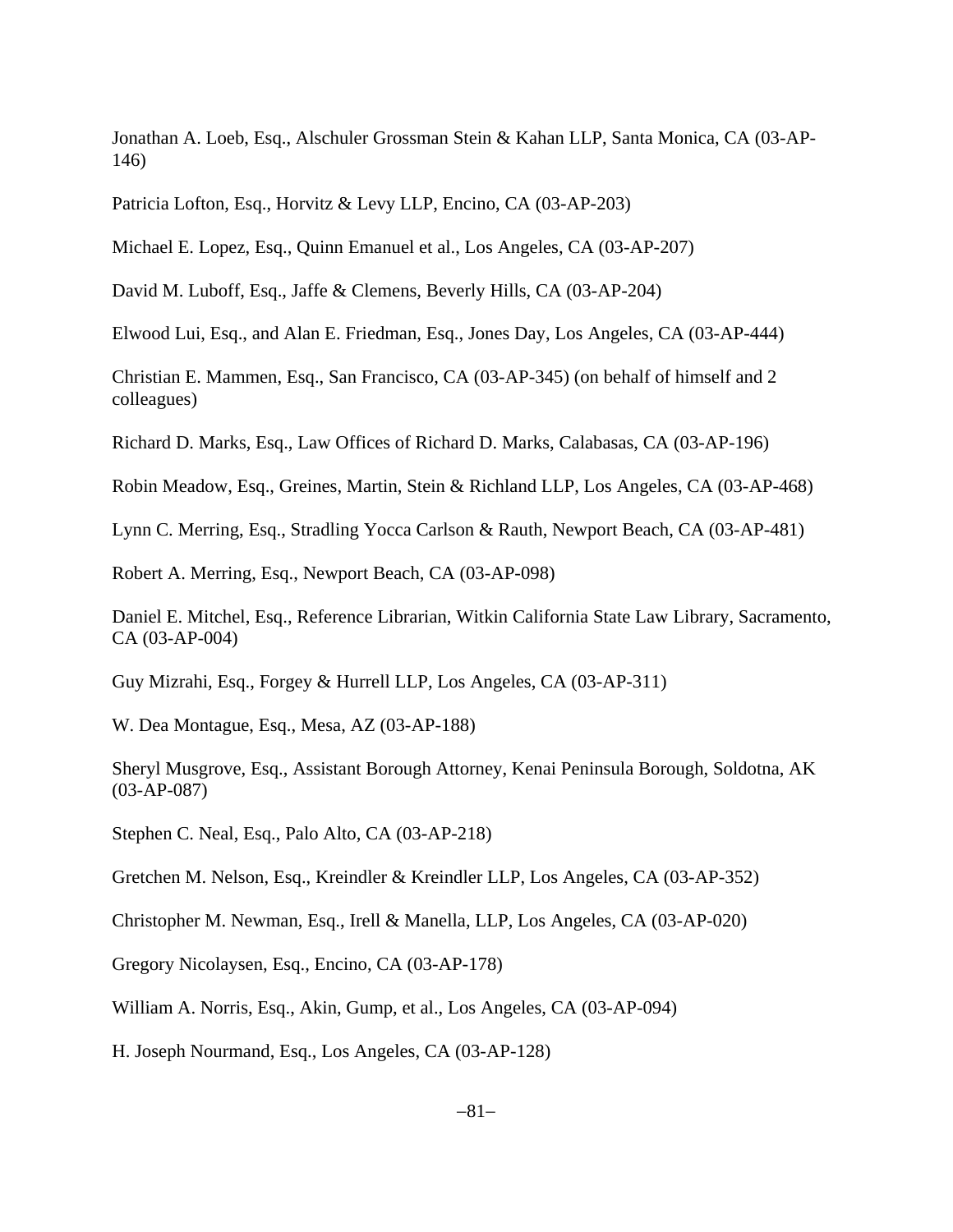Jonathan A. Loeb, Esq., Alschuler Grossman Stein & Kahan LLP, Santa Monica, CA (03-AP-146)

Patricia Lofton, Esq., Horvitz & Levy LLP, Encino, CA (03-AP-203)

Michael E. Lopez, Esq., Quinn Emanuel et al., Los Angeles, CA (03-AP-207)

David M. Luboff, Esq., Jaffe & Clemens, Beverly Hills, CA (03-AP-204)

Elwood Lui, Esq., and Alan E. Friedman, Esq., Jones Day, Los Angeles, CA (03-AP-444)

Christian E. Mammen, Esq., San Francisco, CA (03-AP-345) (on behalf of himself and 2 colleagues)

Richard D. Marks, Esq., Law Offices of Richard D. Marks, Calabasas, CA (03-AP-196)

Robin Meadow, Esq., Greines, Martin, Stein & Richland LLP, Los Angeles, CA (03-AP-468)

Lynn C. Merring, Esq., Stradling Yocca Carlson & Rauth, Newport Beach, CA (03-AP-481)

Robert A. Merring, Esq., Newport Beach, CA (03-AP-098)

Daniel E. Mitchel, Esq., Reference Librarian, Witkin California State Law Library, Sacramento, CA (03-AP-004)

Guy Mizrahi, Esq., Forgey & Hurrell LLP, Los Angeles, CA (03-AP-311)

W. Dea Montague, Esq., Mesa, AZ (03-AP-188)

Sheryl Musgrove, Esq., Assistant Borough Attorney, Kenai Peninsula Borough, Soldotna, AK (03-AP-087)

Stephen C. Neal, Esq., Palo Alto, CA (03-AP-218)

Gretchen M. Nelson, Esq., Kreindler & Kreindler LLP, Los Angeles, CA (03-AP-352)

Christopher M. Newman, Esq., Irell & Manella, LLP, Los Angeles, CA (03-AP-020)

Gregory Nicolaysen, Esq., Encino, CA (03-AP-178)

William A. Norris, Esq., Akin, Gump, et al., Los Angeles, CA (03-AP-094)

H. Joseph Nourmand, Esq., Los Angeles, CA (03-AP-128)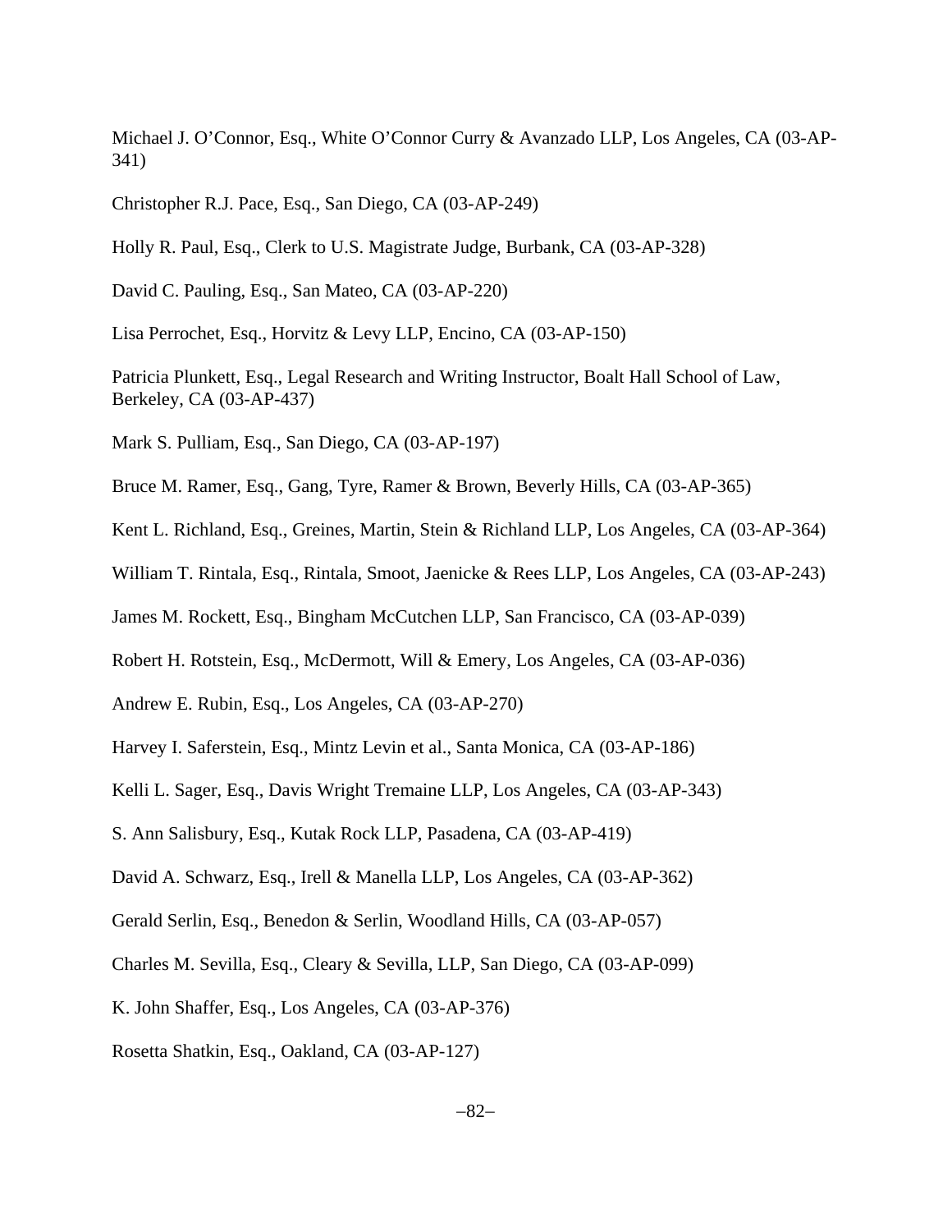Michael J. O'Connor, Esq., White O'Connor Curry & Avanzado LLP, Los Angeles, CA (03-AP-341)

Christopher R.J. Pace, Esq., San Diego, CA (03-AP-249)

Holly R. Paul, Esq., Clerk to U.S. Magistrate Judge, Burbank, CA (03-AP-328)

David C. Pauling, Esq., San Mateo, CA (03-AP-220)

Lisa Perrochet, Esq., Horvitz & Levy LLP, Encino, CA (03-AP-150)

Patricia Plunkett, Esq., Legal Research and Writing Instructor, Boalt Hall School of Law, Berkeley, CA (03-AP-437)

Mark S. Pulliam, Esq., San Diego, CA (03-AP-197)

Bruce M. Ramer, Esq., Gang, Tyre, Ramer & Brown, Beverly Hills, CA (03-AP-365)

Kent L. Richland, Esq., Greines, Martin, Stein & Richland LLP, Los Angeles, CA (03-AP-364)

William T. Rintala, Esq., Rintala, Smoot, Jaenicke & Rees LLP, Los Angeles, CA (03-AP-243)

James M. Rockett, Esq., Bingham McCutchen LLP, San Francisco, CA (03-AP-039)

Robert H. Rotstein, Esq., McDermott, Will & Emery, Los Angeles, CA (03-AP-036)

Andrew E. Rubin, Esq., Los Angeles, CA (03-AP-270)

Harvey I. Saferstein, Esq., Mintz Levin et al., Santa Monica, CA (03-AP-186)

Kelli L. Sager, Esq., Davis Wright Tremaine LLP, Los Angeles, CA (03-AP-343)

S. Ann Salisbury, Esq., Kutak Rock LLP, Pasadena, CA (03-AP-419)

David A. Schwarz, Esq., Irell & Manella LLP, Los Angeles, CA (03-AP-362)

Gerald Serlin, Esq., Benedon & Serlin, Woodland Hills, CA (03-AP-057)

Charles M. Sevilla, Esq., Cleary & Sevilla, LLP, San Diego, CA (03-AP-099)

K. John Shaffer, Esq., Los Angeles, CA (03-AP-376)

Rosetta Shatkin, Esq., Oakland, CA (03-AP-127)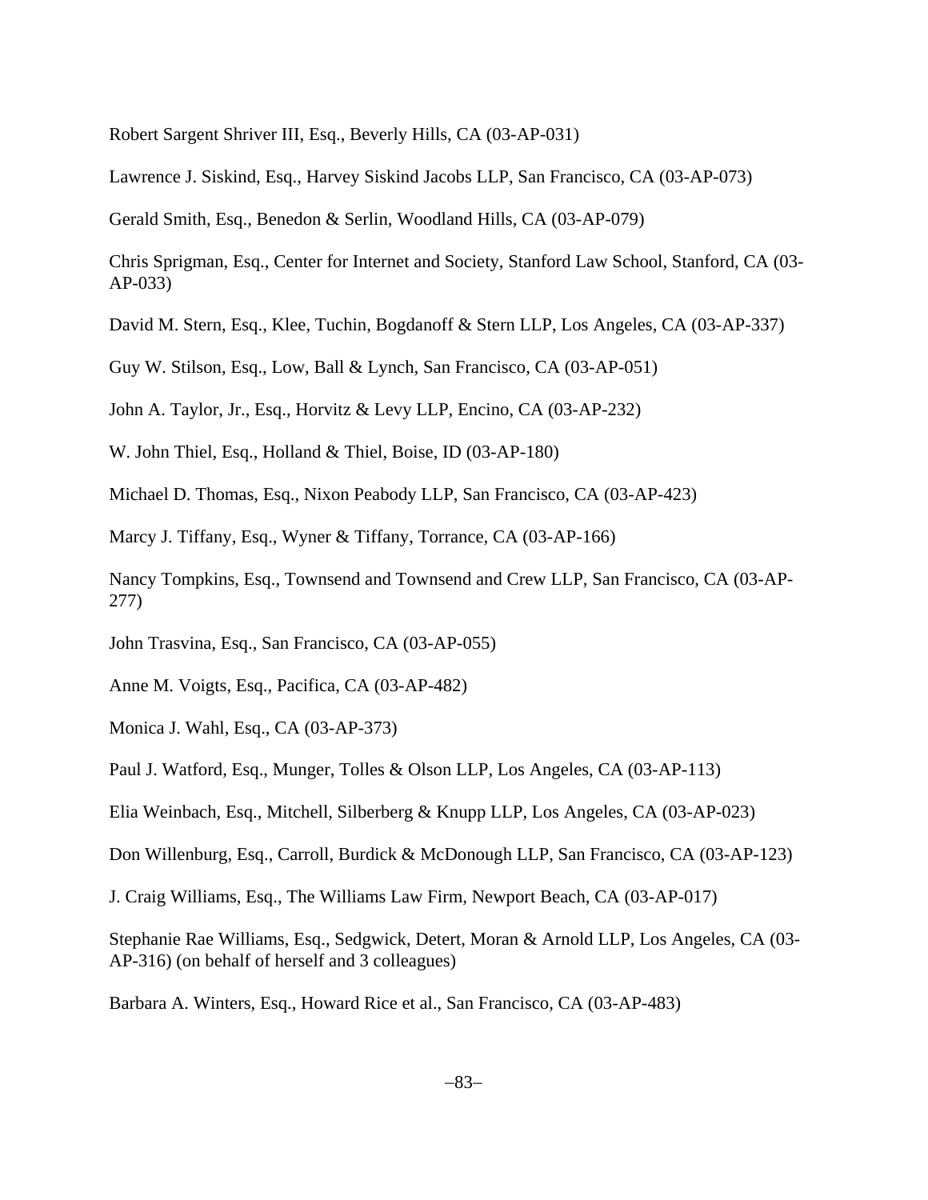Robert Sargent Shriver III, Esq., Beverly Hills, CA (03-AP-031)

Lawrence J. Siskind, Esq., Harvey Siskind Jacobs LLP, San Francisco, CA (03-AP-073)

Gerald Smith, Esq., Benedon & Serlin, Woodland Hills, CA (03-AP-079)

Chris Sprigman, Esq., Center for Internet and Society, Stanford Law School, Stanford, CA (03-AP-033)

David M. Stern, Esq., Klee, Tuchin, Bogdanoff & Stern LLP, Los Angeles, CA (03-AP-337)

Guy W. Stilson, Esq., Low, Ball & Lynch, San Francisco, CA (03-AP-051)

John A. Taylor, Jr., Esq., Horvitz & Levy LLP, Encino, CA (03-AP-232)

W. John Thiel, Esq., Holland & Thiel, Boise, ID (03-AP-180)

Michael D. Thomas, Esq., Nixon Peabody LLP, San Francisco, CA (03-AP-423)

Marcy J. Tiffany, Esq., Wyner & Tiffany, Torrance, CA (03-AP-166)

Nancy Tompkins, Esq., Townsend and Townsend and Crew LLP, San Francisco, CA (03-AP-277)

John Trasvina, Esq., San Francisco, CA (03-AP-055)

Anne M. Voigts, Esq., Pacifica, CA (03-AP-482)

Monica J. Wahl, Esq., CA (03-AP-373)

Paul J. Watford, Esq., Munger, Tolles & Olson LLP, Los Angeles, CA (03-AP-113)

Elia Weinbach, Esq., Mitchell, Silberberg & Knupp LLP, Los Angeles, CA (03-AP-023)

Don Willenburg, Esq., Carroll, Burdick & McDonough LLP, San Francisco, CA (03-AP-123)

J. Craig Williams, Esq., The Williams Law Firm, Newport Beach, CA (03-AP-017)

Stephanie Rae Williams, Esq., Sedgwick, Detert, Moran & Arnold LLP, Los Angeles, CA (03-AP-316) (on behalf of herself and 3 colleagues)

Barbara A. Winters, Esq., Howard Rice et al., San Francisco, CA (03-AP-483)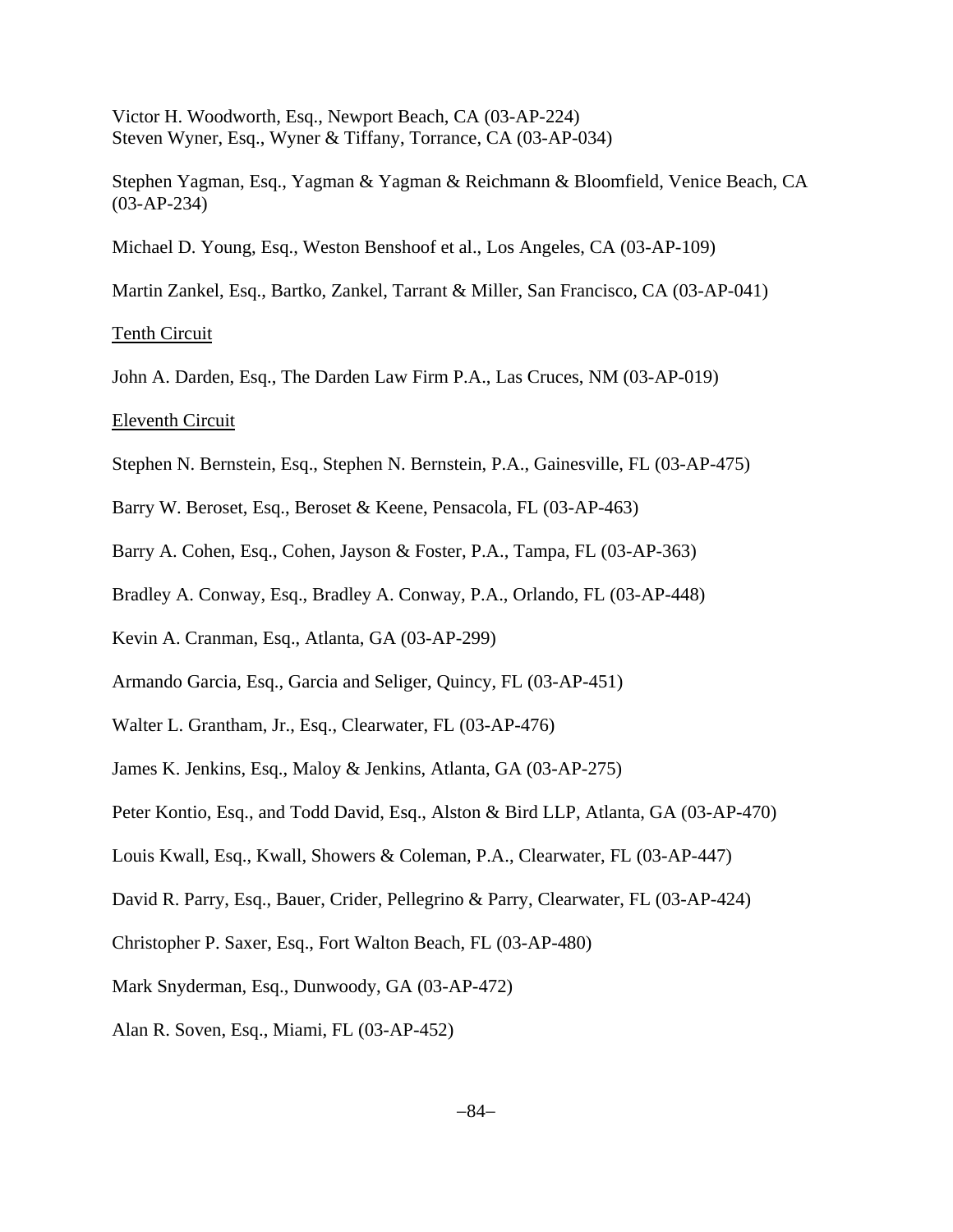Victor H. Woodworth, Esq., Newport Beach, CA (03-AP-224)
Steven Wyner, Esq., Wyner & Tiffany, Torrance, CA (03-AP-034)

Stephen Yagman, Esq., Yagman & Yagman & Reichmann & Bloomfield, Venice Beach, CA (03-AP-234)

Michael D. Young, Esq., Weston Benshoof et al., Los Angeles, CA (03-AP-109)

Martin Zankel, Esq., Bartko, Zankel, Tarrant & Miller, San Francisco, CA (03-AP-041)

<u>Tenth Circuit</u>

John A. Darden, Esq., The Darden Law Firm P.A., Las Cruces, NM (03-AP-019)

<u>Eleventh Circuit</u>

Stephen N. Bernstein, Esq., Stephen N. Bernstein, P.A., Gainesville, FL (03-AP-475)

Barry W. Beroset, Esq., Beroset & Keene, Pensacola, FL (03-AP-463)

Barry A. Cohen, Esq., Cohen, Jayson & Foster, P.A., Tampa, FL (03-AP-363)

Bradley A. Conway, Esq., Bradley A. Conway, P.A., Orlando, FL (03-AP-448)

Kevin A. Cranman, Esq., Atlanta, GA (03-AP-299)

Armando Garcia, Esq., Garcia and Seliger, Quincy, FL (03-AP-451)

Walter L. Grantham, Jr., Esq., Clearwater, FL (03-AP-476)

James K. Jenkins, Esq., Maloy & Jenkins, Atlanta, GA (03-AP-275)

Peter Kontio, Esq., and Todd David, Esq., Alston & Bird LLP, Atlanta, GA (03-AP-470)

Louis Kwall, Esq., Kwall, Showers & Coleman, P.A., Clearwater, FL (03-AP-447)

David R. Parry, Esq., Bauer, Crider, Pellegrino & Parry, Clearwater, FL (03-AP-424)

Christopher P. Saxer, Esq., Fort Walton Beach, FL (03-AP-480)

Mark Snyderman, Esq., Dunwoody, GA (03-AP-472)

Alan R. Soven, Esq., Miami, FL (03-AP-452)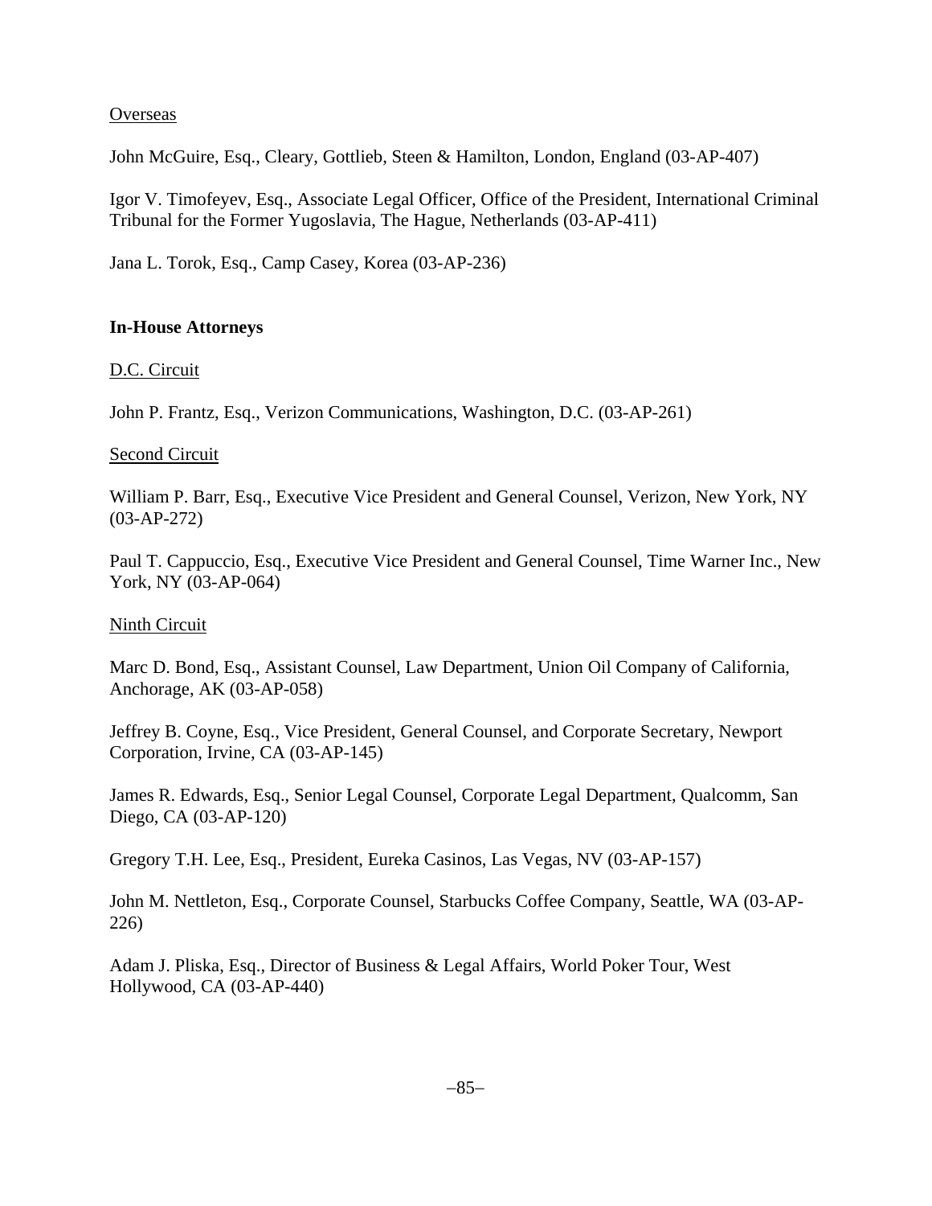Overseas

John McGuire, Esq., Cleary, Gottlieb, Steen & Hamilton, London, England (03-AP-407)

Igor V. Timofeyev, Esq., Associate Legal Officer, Office of the President, International Criminal Tribunal for the Former Yugoslavia, The Hague, Netherlands (03-AP-411)

Jana L. Torok, Esq., Camp Casey, Korea (03-AP-236)

## In-House Attorneys

D.C. Circuit

John P. Frantz, Esq., Verizon Communications, Washington, D.C. (03-AP-261)

Second Circuit

William P. Barr, Esq., Executive Vice President and General Counsel, Verizon, New York, NY (03-AP-272)

Paul T. Cappuccio, Esq., Executive Vice President and General Counsel, Time Warner Inc., New York, NY (03-AP-064)

Ninth Circuit

Marc D. Bond, Esq., Assistant Counsel, Law Department, Union Oil Company of California, Anchorage, AK (03-AP-058)

Jeffrey B. Coyne, Esq., Vice President, General Counsel, and Corporate Secretary, Newport Corporation, Irvine, CA (03-AP-145)

James R. Edwards, Esq., Senior Legal Counsel, Corporate Legal Department, Qualcomm, San Diego, CA (03-AP-120)

Gregory T.H. Lee, Esq., President, Eureka Casinos, Las Vegas, NV (03-AP-157)

John M. Nettleton, Esq., Corporate Counsel, Starbucks Coffee Company, Seattle, WA (03-AP-226)

Adam J. Pliska, Esq., Director of Business & Legal Affairs, World Poker Tour, West Hollywood, CA (03-AP-440)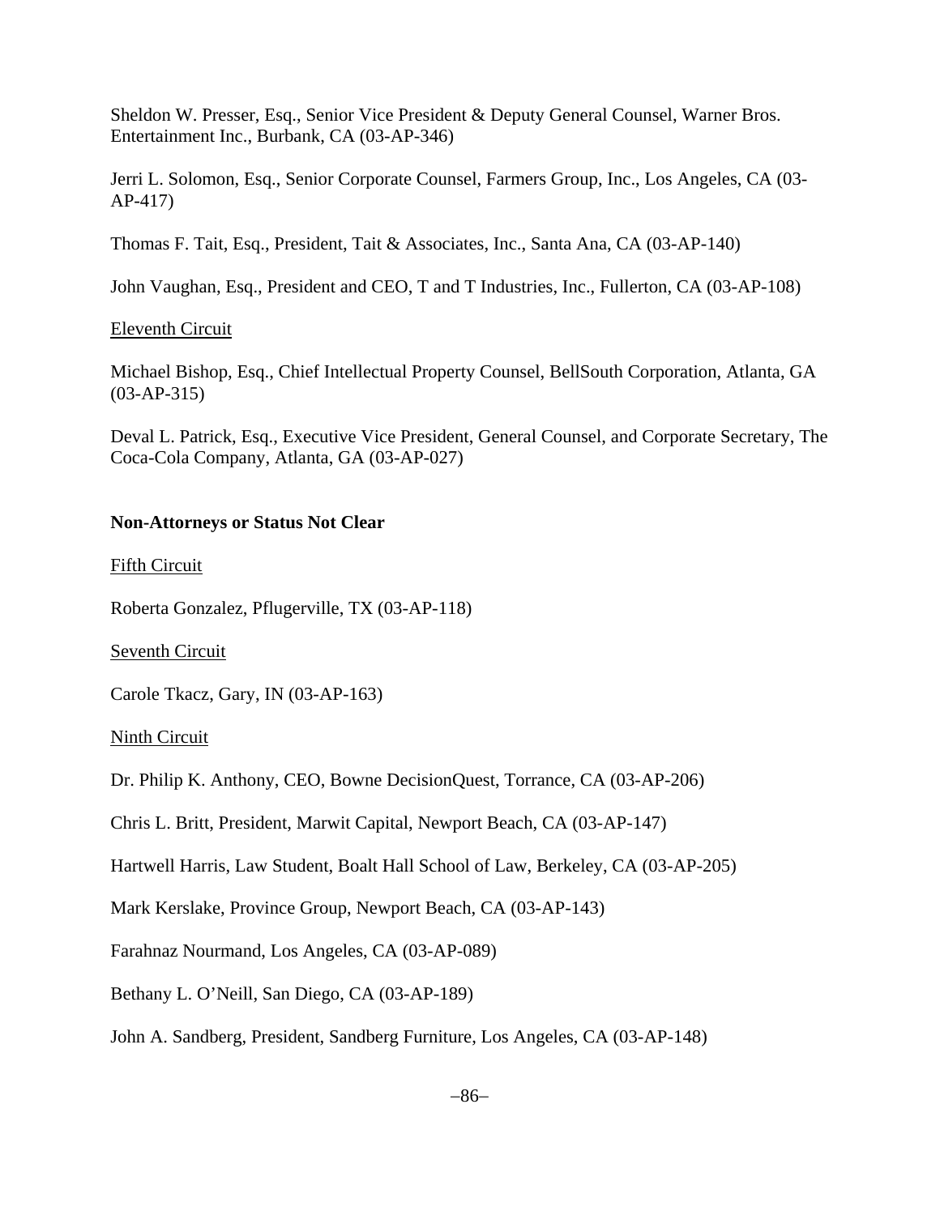Sheldon W. Presser, Esq., Senior Vice President & Deputy General Counsel, Warner Bros. Entertainment Inc., Burbank, CA (03-AP-346)

Jerri L. Solomon, Esq., Senior Corporate Counsel, Farmers Group, Inc., Los Angeles, CA (03-AP-417)

Thomas F. Tait, Esq., President, Tait & Associates, Inc., Santa Ana, CA (03-AP-140)

John Vaughan, Esq., President and CEO, T and T Industries, Inc., Fullerton, CA (03-AP-108)

Eleventh Circuit

Michael Bishop, Esq., Chief Intellectual Property Counsel, BellSouth Corporation, Atlanta, GA (03-AP-315)

Deval L. Patrick, Esq., Executive Vice President, General Counsel, and Corporate Secretary, The Coca-Cola Company, Atlanta, GA (03-AP-027)

**Non-Attorneys or Status Not Clear**

Fifth Circuit

Roberta Gonzalez, Pflugerville, TX (03-AP-118)

Seventh Circuit

Carole Tkacz, Gary, IN (03-AP-163)

Ninth Circuit

Dr. Philip K. Anthony, CEO, Bowne DecisionQuest, Torrance, CA (03-AP-206)

Chris L. Britt, President, Marwit Capital, Newport Beach, CA (03-AP-147)

Hartwell Harris, Law Student, Boalt Hall School of Law, Berkeley, CA (03-AP-205)

Mark Kerslake, Province Group, Newport Beach, CA (03-AP-143)

Farahnaz Nourmand, Los Angeles, CA (03-AP-089)

Bethany L. O'Neill, San Diego, CA (03-AP-189)

John A. Sandberg, President, Sandberg Furniture, Los Angeles, CA (03-AP-148)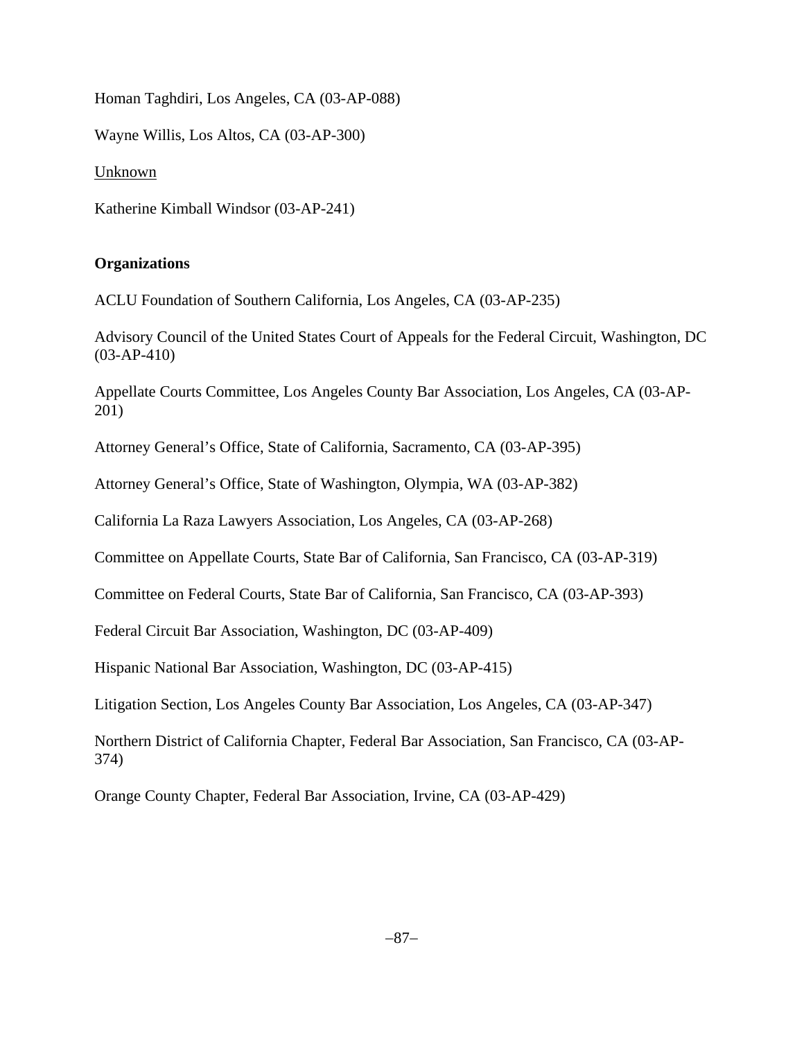Homan Taghdiri, Los Angeles, CA (03-AP-088)

Wayne Willis, Los Altos, CA (03-AP-300)

Unknown

Katherine Kimball Windsor (03-AP-241)

**Organizations**

ACLU Foundation of Southern California, Los Angeles, CA (03-AP-235)

Advisory Council of the United States Court of Appeals for the Federal Circuit, Washington, DC (03-AP-410)

Appellate Courts Committee, Los Angeles County Bar Association, Los Angeles, CA (03-AP-201)

Attorney General's Office, State of California, Sacramento, CA (03-AP-395)

Attorney General's Office, State of Washington, Olympia, WA (03-AP-382)

California La Raza Lawyers Association, Los Angeles, CA (03-AP-268)

Committee on Appellate Courts, State Bar of California, San Francisco, CA (03-AP-319)

Committee on Federal Courts, State Bar of California, San Francisco, CA (03-AP-393)

Federal Circuit Bar Association, Washington, DC (03-AP-409)

Hispanic National Bar Association, Washington, DC (03-AP-415)

Litigation Section, Los Angeles County Bar Association, Los Angeles, CA (03-AP-347)

Northern District of California Chapter, Federal Bar Association, San Francisco, CA (03-AP-374)

Orange County Chapter, Federal Bar Association, Irvine, CA (03-AP-429)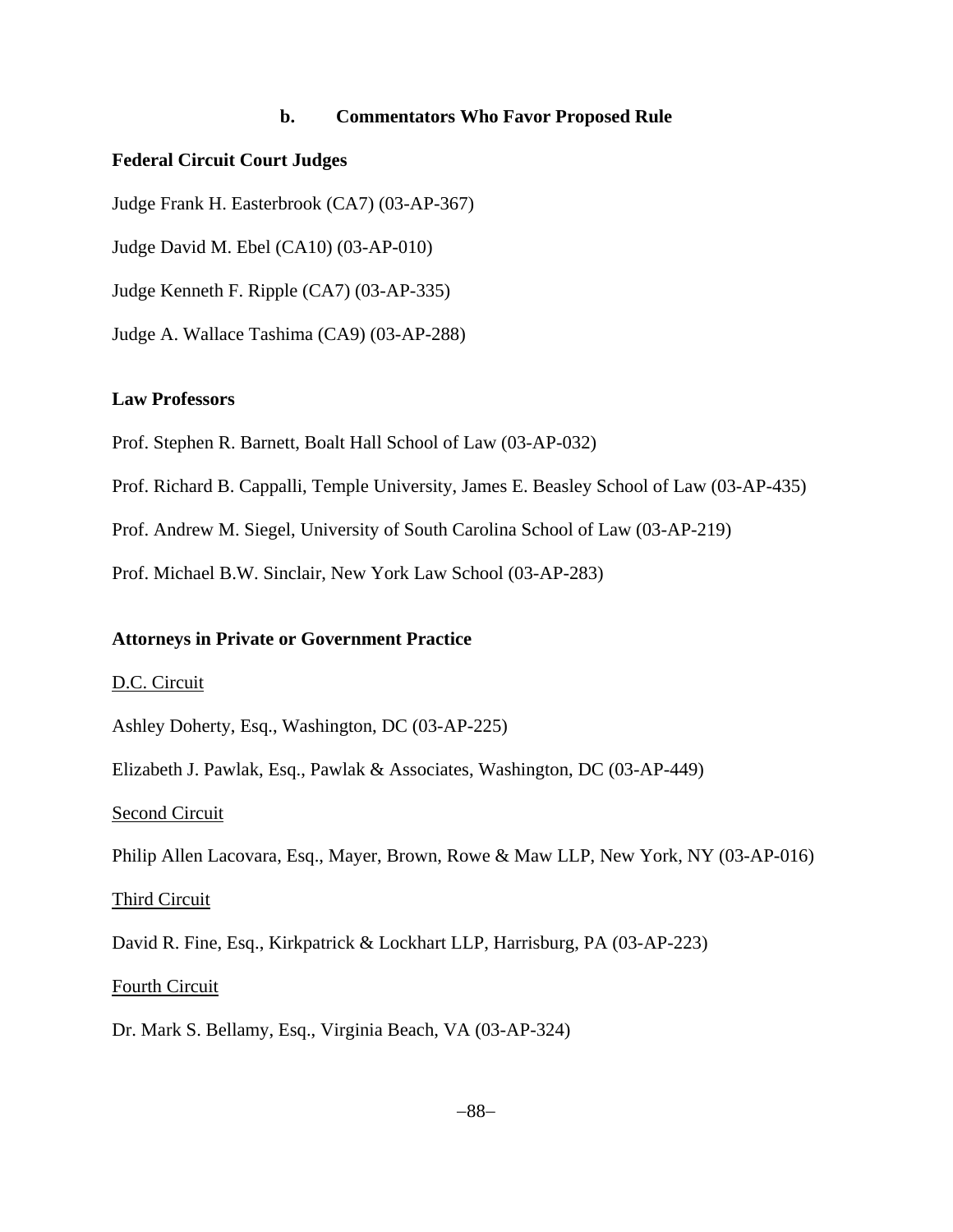### b. Commentators Who Favor Proposed Rule

**Federal Circuit Court Judges**

Judge Frank H. Easterbrook (CA7) (03-AP-367)

Judge David M. Ebel (CA10) (03-AP-010)

Judge Kenneth F. Ripple (CA7) (03-AP-335)

Judge A. Wallace Tashima (CA9) (03-AP-288)

**Law Professors**

Prof. Stephen R. Barnett, Boalt Hall School of Law (03-AP-032)

Prof. Richard B. Cappalli, Temple University, James E. Beasley School of Law (03-AP-435)

Prof. Andrew M. Siegel, University of South Carolina School of Law (03-AP-219)

Prof. Michael B.W. Sinclair, New York Law School (03-AP-283)

**Attorneys in Private or Government Practice**

D.C. Circuit

Ashley Doherty, Esq., Washington, DC (03-AP-225)

Elizabeth J. Pawlak, Esq., Pawlak & Associates, Washington, DC (03-AP-449)

Second Circuit

Philip Allen Lacovara, Esq., Mayer, Brown, Rowe & Maw LLP, New York, NY (03-AP-016)

Third Circuit

David R. Fine, Esq., Kirkpatrick & Lockhart LLP, Harrisburg, PA (03-AP-223)

Fourth Circuit

Dr. Mark S. Bellamy, Esq., Virginia Beach, VA (03-AP-324)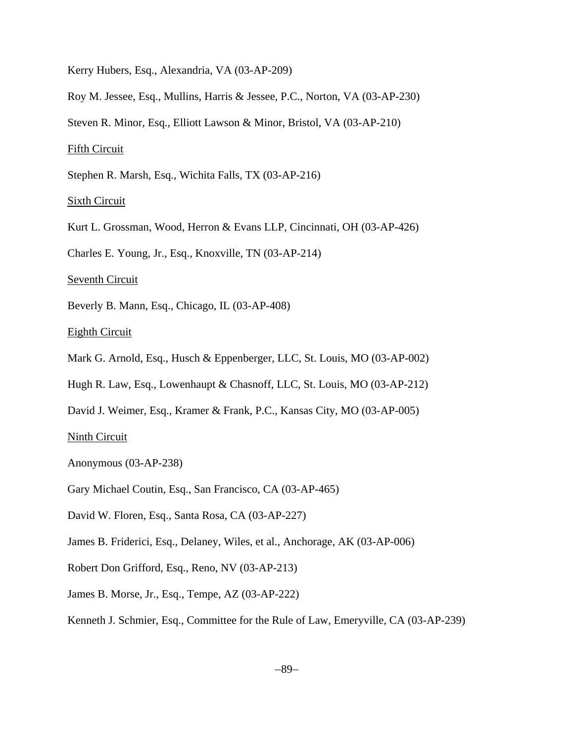Kerry Hubers, Esq., Alexandria, VA (03-AP-209)

Roy M. Jessee, Esq., Mullins, Harris & Jessee, P.C., Norton, VA (03-AP-230)

Steven R. Minor, Esq., Elliott Lawson & Minor, Bristol, VA (03-AP-210)

<u>Fifth Circuit</u>

Stephen R. Marsh, Esq., Wichita Falls, TX (03-AP-216)

<u>Sixth Circuit</u>

Kurt L. Grossman, Wood, Herron & Evans LLP, Cincinnati, OH (03-AP-426)

Charles E. Young, Jr., Esq., Knoxville, TN (03-AP-214)

<u>Seventh Circuit</u>

Beverly B. Mann, Esq., Chicago, IL (03-AP-408)

<u>Eighth Circuit</u>

Mark G. Arnold, Esq., Husch & Eppenberger, LLC, St. Louis, MO (03-AP-002)

Hugh R. Law, Esq., Lowenhaupt & Chasnoff, LLC, St. Louis, MO (03-AP-212)

David J. Weimer, Esq., Kramer & Frank, P.C., Kansas City, MO (03-AP-005)

<u>Ninth Circuit</u>

Anonymous (03-AP-238)

Gary Michael Coutin, Esq., San Francisco, CA (03-AP-465)

David W. Floren, Esq., Santa Rosa, CA (03-AP-227)

James B. Friderici, Esq., Delaney, Wiles, et al., Anchorage, AK (03-AP-006)

Robert Don Grifford, Esq., Reno, NV (03-AP-213)

James B. Morse, Jr., Esq., Tempe, AZ (03-AP-222)

Kenneth J. Schmier, Esq., Committee for the Rule of Law, Emeryville, CA (03-AP-239)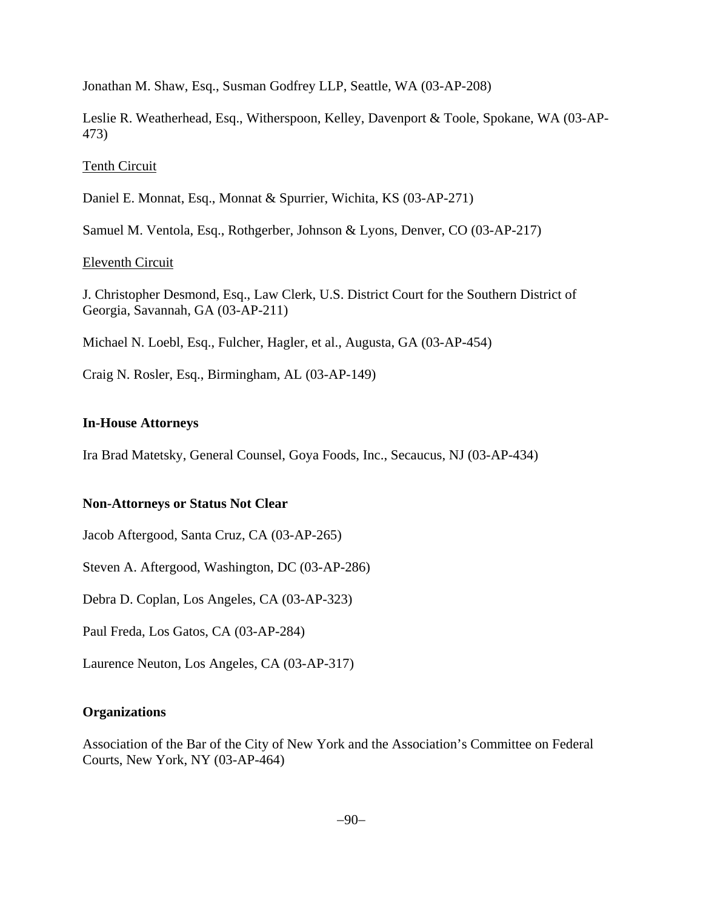Jonathan M. Shaw, Esq., Susman Godfrey LLP, Seattle, WA (03-AP-208)

Leslie R. Weatherhead, Esq., Witherspoon, Kelley, Davenport & Toole, Spokane, WA (03-AP-473)

<u>Tenth Circuit</u>

Daniel E. Monnat, Esq., Monnat & Spurrier, Wichita, KS (03-AP-271)

Samuel M. Ventola, Esq., Rothgerber, Johnson & Lyons, Denver, CO (03-AP-217)

<u>Eleventh Circuit</u>

J. Christopher Desmond, Esq., Law Clerk, U.S. District Court for the Southern District of Georgia, Savannah, GA (03-AP-211)

Michael N. Loebl, Esq., Fulcher, Hagler, et al., Augusta, GA (03-AP-454)

Craig N. Rosler, Esq., Birmingham, AL (03-AP-149)

**In-House Attorneys**

Ira Brad Matetsky, General Counsel, Goya Foods, Inc., Secaucus, NJ (03-AP-434)

**Non-Attorneys or Status Not Clear**

Jacob Aftergood, Santa Cruz, CA (03-AP-265)

Steven A. Aftergood, Washington, DC (03-AP-286)

Debra D. Coplan, Los Angeles, CA (03-AP-323)

Paul Freda, Los Gatos, CA (03-AP-284)

Laurence Neuton, Los Angeles, CA (03-AP-317)

**Organizations**

Association of the Bar of the City of New York and the Association's Committee on Federal Courts, New York, NY (03-AP-464)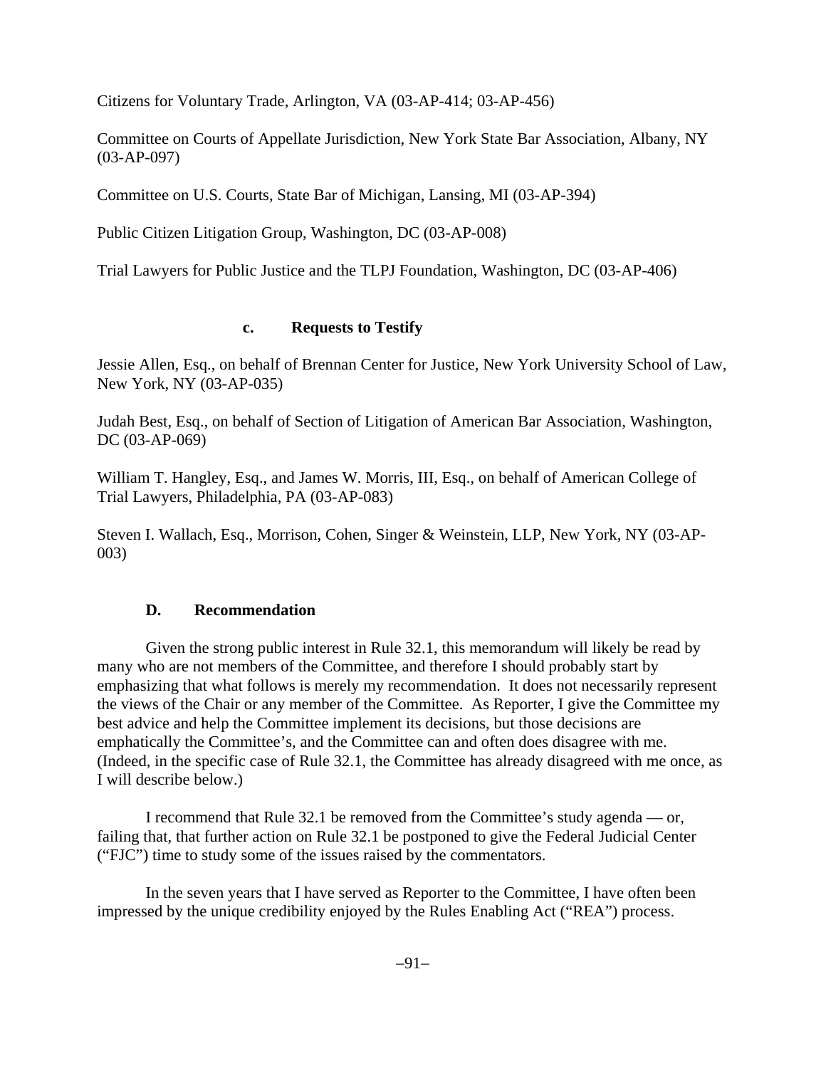Citizens for Voluntary Trade, Arlington, VA (03-AP-414; 03-AP-456)

Committee on Courts of Appellate Jurisdiction, New York State Bar Association, Albany, NY (03-AP-097)

Committee on U.S. Courts, State Bar of Michigan, Lansing, MI (03-AP-394)

Public Citizen Litigation Group, Washington, DC (03-AP-008)

Trial Lawyers for Public Justice and the TLPJ Foundation, Washington, DC (03-AP-406)

#### c. Requests to Testify

Jessie Allen, Esq., on behalf of Brennan Center for Justice, New York University School of Law, New York, NY (03-AP-035)

Judah Best, Esq., on behalf of Section of Litigation of American Bar Association, Washington, DC (03-AP-069)

William T. Hangley, Esq., and James W. Morris, III, Esq., on behalf of American College of Trial Lawyers, Philadelphia, PA (03-AP-083)

Steven I. Wallach, Esq., Morrison, Cohen, Singer & Weinstein, LLP, New York, NY (03-AP-003)

### D. Recommendation

Given the strong public interest in Rule 32.1, this memorandum will likely be read by many who are not members of the Committee, and therefore I should probably start by emphasizing that what follows is merely my recommendation. It does not necessarily represent the views of the Chair or any member of the Committee. As Reporter, I give the Committee my best advice and help the Committee implement its decisions, but those decisions are emphatically the Committee's, and the Committee can and often does disagree with me. (Indeed, in the specific case of Rule 32.1, the Committee has already disagreed with me once, as I will describe below.)

I recommend that Rule 32.1 be removed from the Committee's study agenda — or, failing that, that further action on Rule 32.1 be postponed to give the Federal Judicial Center ("FJC") time to study some of the issues raised by the commentators.

In the seven years that I have served as Reporter to the Committee, I have often been impressed by the unique credibility enjoyed by the Rules Enabling Act ("REA") process.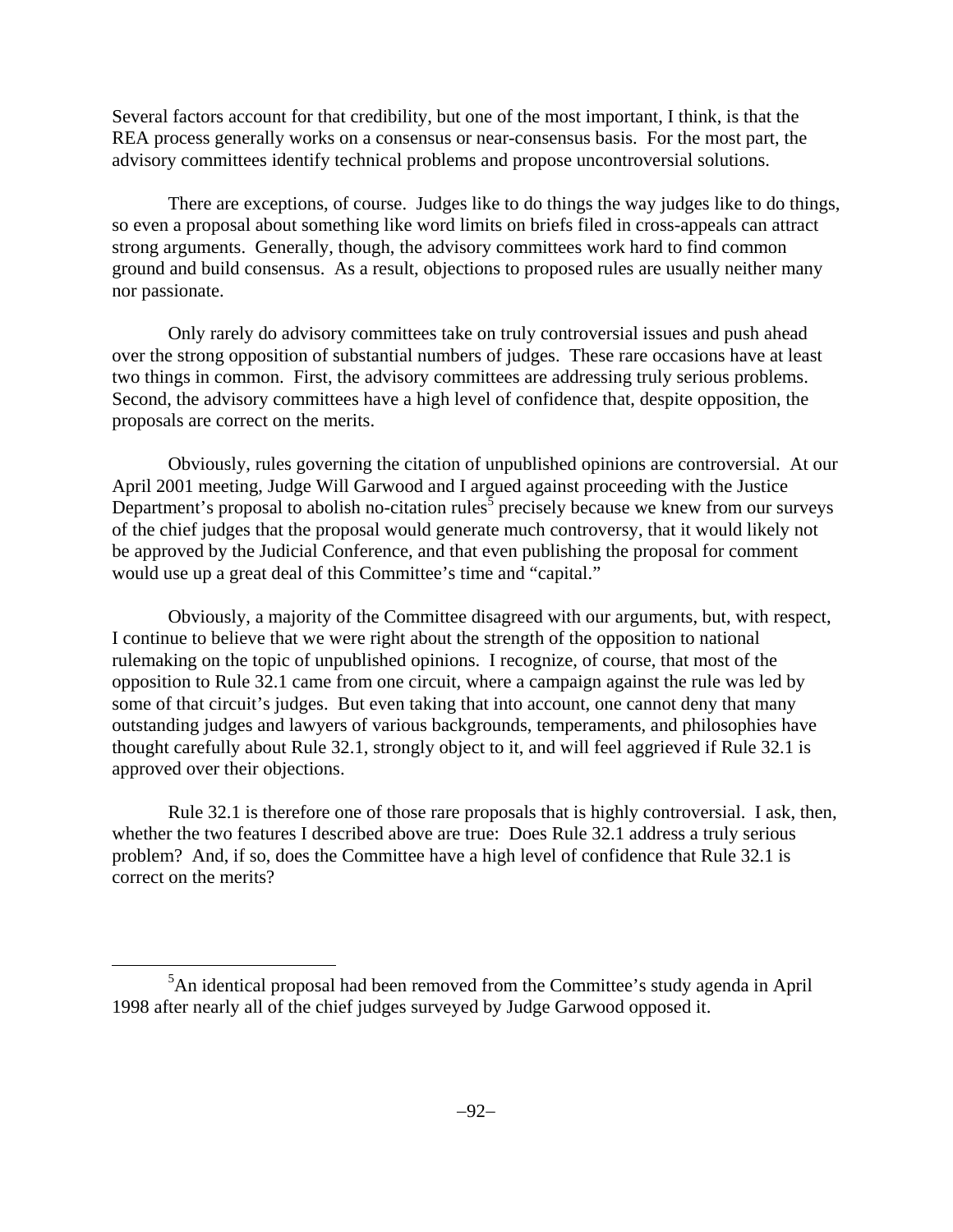Several factors account for that credibility, but one of the most important, I think, is that the REA process generally works on a consensus or near-consensus basis. For the most part, the advisory committees identify technical problems and propose uncontroversial solutions.

There are exceptions, of course. Judges like to do things the way judges like to do things, so even a proposal about something like word limits on briefs filed in cross-appeals can attract strong arguments. Generally, though, the advisory committees work hard to find common ground and build consensus. As a result, objections to proposed rules are usually neither many nor passionate.

Only rarely do advisory committees take on truly controversial issues and push ahead over the strong opposition of substantial numbers of judges. These rare occasions have at least two things in common. First, the advisory committees are addressing truly serious problems. Second, the advisory committees have a high level of confidence that, despite opposition, the proposals are correct on the merits.

Obviously, rules governing the citation of unpublished opinions are controversial. At our April 2001 meeting, Judge Will Garwood and I argued against proceeding with the Justice Department's proposal to abolish no-citation rules[5] precisely because we knew from our surveys of the chief judges that the proposal would generate much controversy, that it would likely not be approved by the Judicial Conference, and that even publishing the proposal for comment would use up a great deal of this Committee's time and "capital."

Obviously, a majority of the Committee disagreed with our arguments, but, with respect, I continue to believe that we were right about the strength of the opposition to national rulemaking on the topic of unpublished opinions. I recognize, of course, that most of the opposition to Rule 32.1 came from one circuit, where a campaign against the rule was led by some of that circuit's judges. But even taking that into account, one cannot deny that many outstanding judges and lawyers of various backgrounds, temperaments, and philosophies have thought carefully about Rule 32.1, strongly object to it, and will feel aggrieved if Rule 32.1 is approved over their objections.

Rule 32.1 is therefore one of those rare proposals that is highly controversial. I ask, then, whether the two features I described above are true: Does Rule 32.1 address a truly serious problem? And, if so, does the Committee have a high level of confidence that Rule 32.1 is correct on the merits?

---

[5] An identical proposal had been removed from the Committee's study agenda in April 1998 after nearly all of the chief judges surveyed by Judge Garwood opposed it.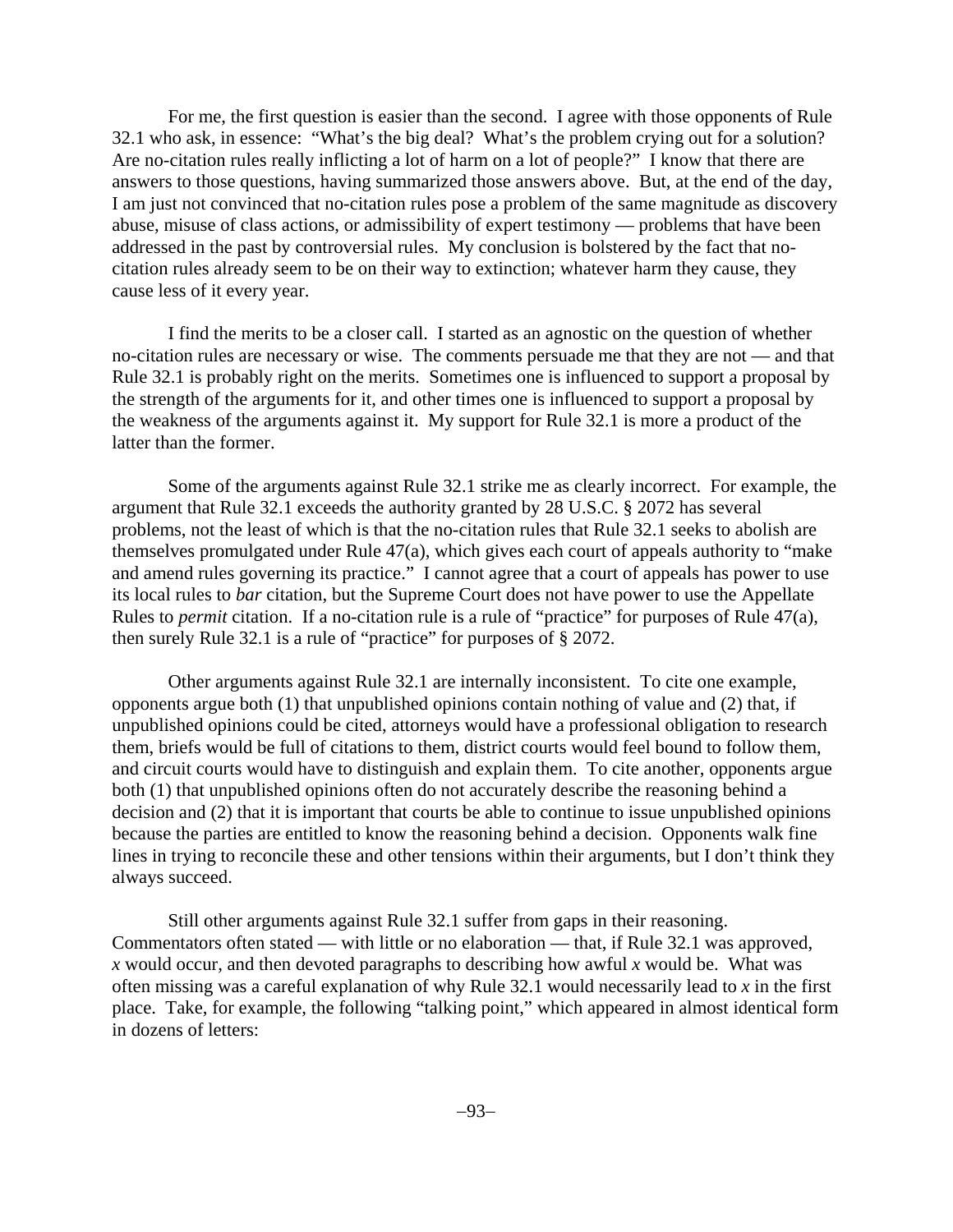For me, the first question is easier than the second. I agree with those opponents of Rule 32.1 who ask, in essence: "What's the big deal? What's the problem crying out for a solution? Are no-citation rules really inflicting a lot of harm on a lot of people?" I know that there are answers to those questions, having summarized those answers above. But, at the end of the day, I am just not convinced that no-citation rules pose a problem of the same magnitude as discovery abuse, misuse of class actions, or admissibility of expert testimony — problems that have been addressed in the past by controversial rules. My conclusion is bolstered by the fact that no-citation rules already seem to be on their way to extinction; whatever harm they cause, they cause less of it every year.

I find the merits to be a closer call. I started as an agnostic on the question of whether no-citation rules are necessary or wise. The comments persuade me that they are not — and that Rule 32.1 is probably right on the merits. Sometimes one is influenced to support a proposal by the strength of the arguments for it, and other times one is influenced to support a proposal by the weakness of the arguments against it. My support for Rule 32.1 is more a product of the latter than the former.

Some of the arguments against Rule 32.1 strike me as clearly incorrect. For example, the argument that Rule 32.1 exceeds the authority granted by 28 U.S.C. § 2072 has several problems, not the least of which is that the no-citation rules that Rule 32.1 seeks to abolish are themselves promulgated under Rule 47(a), which gives each court of appeals authority to "make and amend rules governing its practice." I cannot agree that a court of appeals has power to use its local rules to *bar* citation, but the Supreme Court does not have power to use the Appellate Rules to *permit* citation. If a no-citation rule is a rule of "practice" for purposes of Rule 47(a), then surely Rule 32.1 is a rule of "practice" for purposes of § 2072.

Other arguments against Rule 32.1 are internally inconsistent. To cite one example, opponents argue both (1) that unpublished opinions contain nothing of value and (2) that, if unpublished opinions could be cited, attorneys would have a professional obligation to research them, briefs would be full of citations to them, district courts would feel bound to follow them, and circuit courts would have to distinguish and explain them. To cite another, opponents argue both (1) that unpublished opinions often do not accurately describe the reasoning behind a decision and (2) that it is important that courts be able to continue to issue unpublished opinions because the parties are entitled to know the reasoning behind a decision. Opponents walk fine lines in trying to reconcile these and other tensions within their arguments, but I don't think they always succeed.

Still other arguments against Rule 32.1 suffer from gaps in their reasoning. Commentators often stated — with little or no elaboration — that, if Rule 32.1 was approved, *x* would occur, and then devoted paragraphs to describing how awful *x* would be. What was often missing was a careful explanation of why Rule 32.1 would necessarily lead to *x* in the first place. Take, for example, the following "talking point," which appeared in almost identical form in dozens of letters: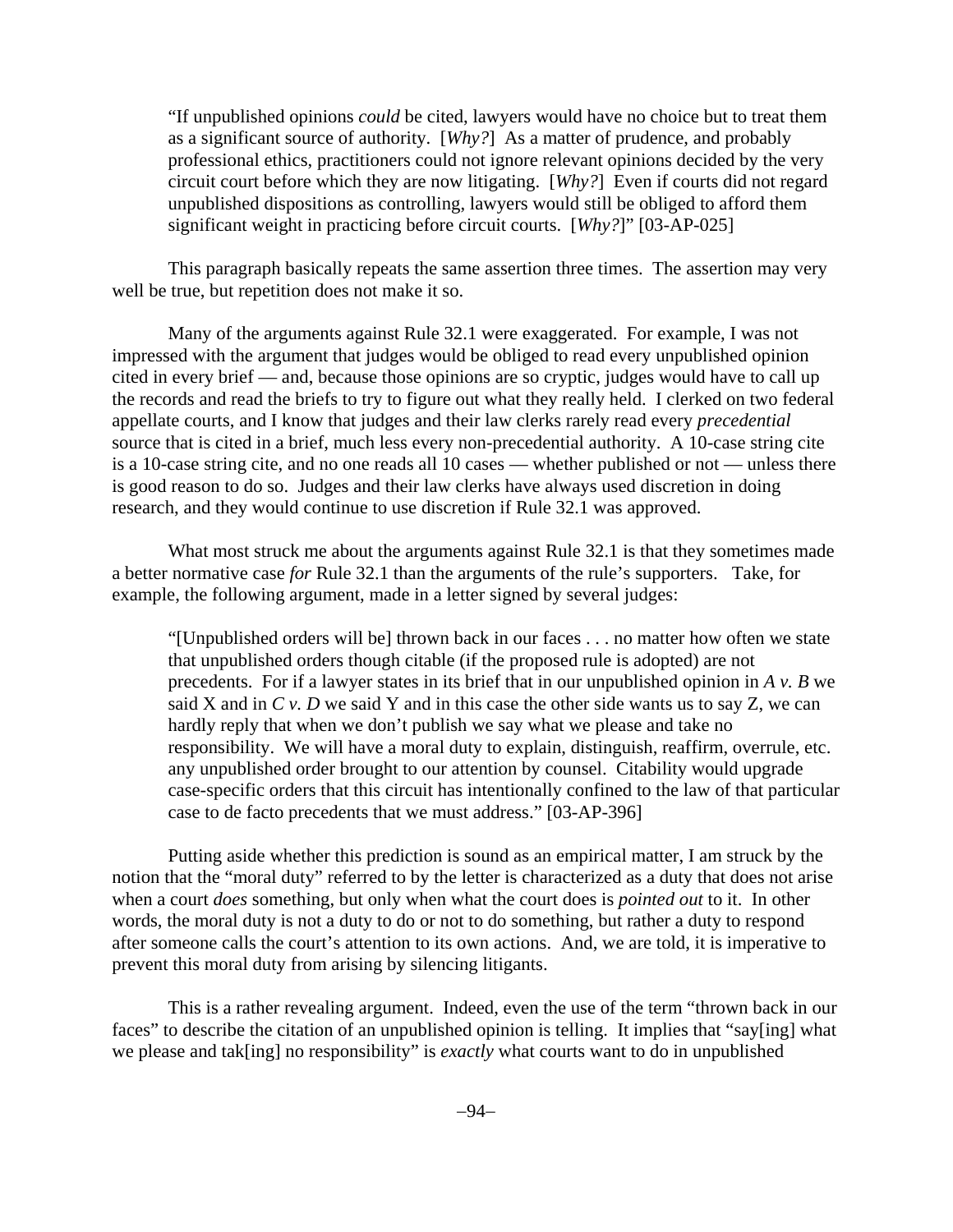> "If unpublished opinions *could* be cited, lawyers would have no choice but to treat them as a significant source of authority. [*Why?*] As a matter of prudence, and probably professional ethics, practitioners could not ignore relevant opinions decided by the very circuit court before which they are now litigating. [*Why?*] Even if courts did not regard unpublished dispositions as controlling, lawyers would still be obliged to afford them significant weight in practicing before circuit courts. [*Why?*]" [03-AP-025]

This paragraph basically repeats the same assertion three times. The assertion may very well be true, but repetition does not make it so.

Many of the arguments against Rule 32.1 were exaggerated. For example, I was not impressed with the argument that judges would be obliged to read every unpublished opinion cited in every brief — and, because those opinions are so cryptic, judges would have to call up the records and read the briefs to try to figure out what they really held. I clerked on two federal appellate courts, and I know that judges and their law clerks rarely read every *precedential* source that is cited in a brief, much less every non-precedential authority. A 10-case string cite is a 10-case string cite, and no one reads all 10 cases — whether published or not — unless there is good reason to do so. Judges and their law clerks have always used discretion in doing research, and they would continue to use discretion if Rule 32.1 was approved.

What most struck me about the arguments against Rule 32.1 is that they sometimes made a better normative case *for* Rule 32.1 than the arguments of the rule's supporters. Take, for example, the following argument, made in a letter signed by several judges:

> "[Unpublished orders will be] thrown back in our faces . . . no matter how often we state that unpublished orders though citable (if the proposed rule is adopted) are not precedents. For if a lawyer states in its brief that in our unpublished opinion in *A v. B* we said X and in *C v. D* we said Y and in this case the other side wants us to say Z, we can hardly reply that when we don't publish we say what we please and take no responsibility. We will have a moral duty to explain, distinguish, reaffirm, overrule, etc. any unpublished order brought to our attention by counsel. Citability would upgrade case-specific orders that this circuit has intentionally confined to the law of that particular case to de facto precedents that we must address." [03-AP-396]

Putting aside whether this prediction is sound as an empirical matter, I am struck by the notion that the "moral duty" referred to by the letter is characterized as a duty that does not arise when a court *does* something, but only when what the court does is *pointed out* to it. In other words, the moral duty is not a duty to do or not to do something, but rather a duty to respond after someone calls the court's attention to its own actions. And, we are told, it is imperative to prevent this moral duty from arising by silencing litigants.

This is a rather revealing argument. Indeed, even the use of the term "thrown back in our faces" to describe the citation of an unpublished opinion is telling. It implies that "say[ing] what we please and tak[ing] no responsibility" is *exactly* what courts want to do in unpublished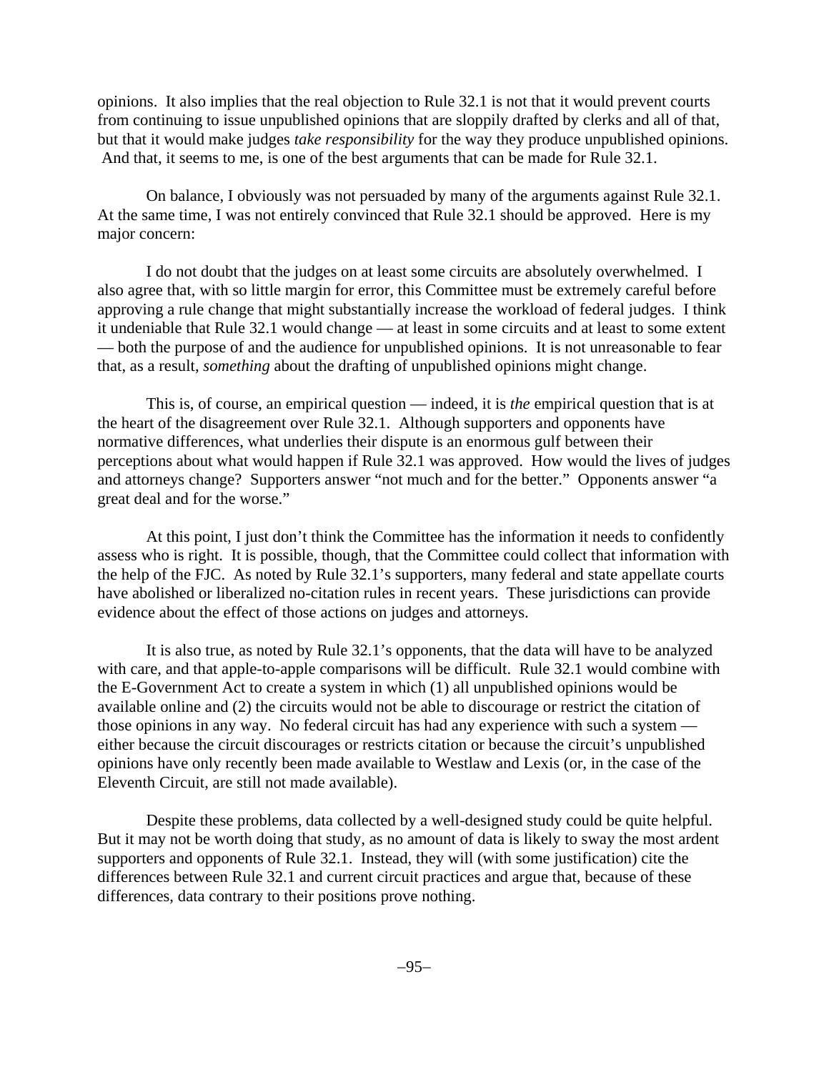opinions. It also implies that the real objection to Rule 32.1 is not that it would prevent courts from continuing to issue unpublished opinions that are sloppily drafted by clerks and all of that, but that it would make judges *take responsibility* for the way they produce unpublished opinions. And that, it seems to me, is one of the best arguments that can be made for Rule 32.1.

On balance, I obviously was not persuaded by many of the arguments against Rule 32.1. At the same time, I was not entirely convinced that Rule 32.1 should be approved. Here is my major concern:

I do not doubt that the judges on at least some circuits are absolutely overwhelmed. I also agree that, with so little margin for error, this Committee must be extremely careful before approving a rule change that might substantially increase the workload of federal judges. I think it undeniable that Rule 32.1 would change — at least in some circuits and at least to some extent — both the purpose of and the audience for unpublished opinions. It is not unreasonable to fear that, as a result, *something* about the drafting of unpublished opinions might change.

This is, of course, an empirical question — indeed, it is *the* empirical question that is at the heart of the disagreement over Rule 32.1. Although supporters and opponents have normative differences, what underlies their dispute is an enormous gulf between their perceptions about what would happen if Rule 32.1 was approved. How would the lives of judges and attorneys change? Supporters answer "not much and for the better." Opponents answer "a great deal and for the worse."

At this point, I just don't think the Committee has the information it needs to confidently assess who is right. It is possible, though, that the Committee could collect that information with the help of the FJC. As noted by Rule 32.1's supporters, many federal and state appellate courts have abolished or liberalized no-citation rules in recent years. These jurisdictions can provide evidence about the effect of those actions on judges and attorneys.

It is also true, as noted by Rule 32.1's opponents, that the data will have to be analyzed with care, and that apple-to-apple comparisons will be difficult. Rule 32.1 would combine with the E-Government Act to create a system in which (1) all unpublished opinions would be available online and (2) the circuits would not be able to discourage or restrict the citation of those opinions in any way. No federal circuit has had any experience with such a system — either because the circuit discourages or restricts citation or because the circuit's unpublished opinions have only recently been made available to Westlaw and Lexis (or, in the case of the Eleventh Circuit, are still not made available).

Despite these problems, data collected by a well-designed study could be quite helpful. But it may not be worth doing that study, as no amount of data is likely to sway the most ardent supporters and opponents of Rule 32.1. Instead, they will (with some justification) cite the differences between Rule 32.1 and current circuit practices and argue that, because of these differences, data contrary to their positions prove nothing.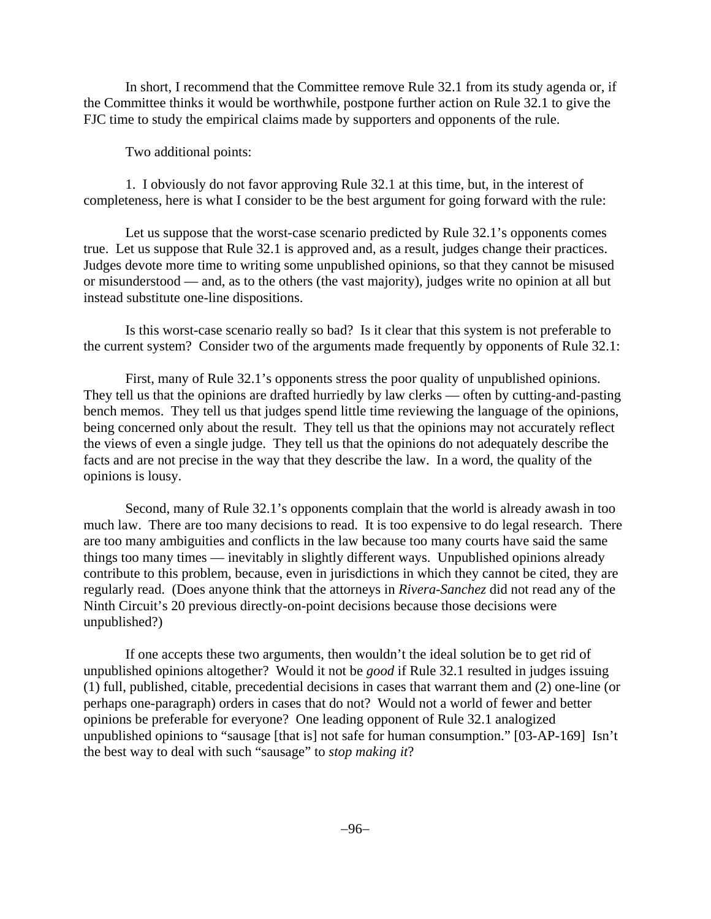In short, I recommend that the Committee remove Rule 32.1 from its study agenda or, if the Committee thinks it would be worthwhile, postpone further action on Rule 32.1 to give the FJC time to study the empirical claims made by supporters and opponents of the rule.

Two additional points:

1. I obviously do not favor approving Rule 32.1 at this time, but, in the interest of completeness, here is what I consider to be the best argument for going forward with the rule:

Let us suppose that the worst-case scenario predicted by Rule 32.1's opponents comes true. Let us suppose that Rule 32.1 is approved and, as a result, judges change their practices. Judges devote more time to writing some unpublished opinions, so that they cannot be misused or misunderstood — and, as to the others (the vast majority), judges write no opinion at all but instead substitute one-line dispositions.

Is this worst-case scenario really so bad? Is it clear that this system is not preferable to the current system? Consider two of the arguments made frequently by opponents of Rule 32.1:

First, many of Rule 32.1's opponents stress the poor quality of unpublished opinions. They tell us that the opinions are drafted hurriedly by law clerks — often by cutting-and-pasting bench memos. They tell us that judges spend little time reviewing the language of the opinions, being concerned only about the result. They tell us that the opinions may not accurately reflect the views of even a single judge. They tell us that the opinions do not adequately describe the facts and are not precise in the way that they describe the law. In a word, the quality of the opinions is lousy.

Second, many of Rule 32.1's opponents complain that the world is already awash in too much law. There are too many decisions to read. It is too expensive to do legal research. There are too many ambiguities and conflicts in the law because too many courts have said the same things too many times — inevitably in slightly different ways. Unpublished opinions already contribute to this problem, because, even in jurisdictions in which they cannot be cited, they are regularly read. (Does anyone think that the attorneys in *Rivera-Sanchez* did not read any of the Ninth Circuit's 20 previous directly-on-point decisions because those decisions were unpublished?)

If one accepts these two arguments, then wouldn't the ideal solution be to get rid of unpublished opinions altogether? Would it not be *good* if Rule 32.1 resulted in judges issuing (1) full, published, citable, precedential decisions in cases that warrant them and (2) one-line (or perhaps one-paragraph) orders in cases that do not? Would not a world of fewer and better opinions be preferable for everyone? One leading opponent of Rule 32.1 analogized unpublished opinions to "sausage [that is] not safe for human consumption." [03-AP-169] Isn't the best way to deal with such "sausage" to *stop making it*?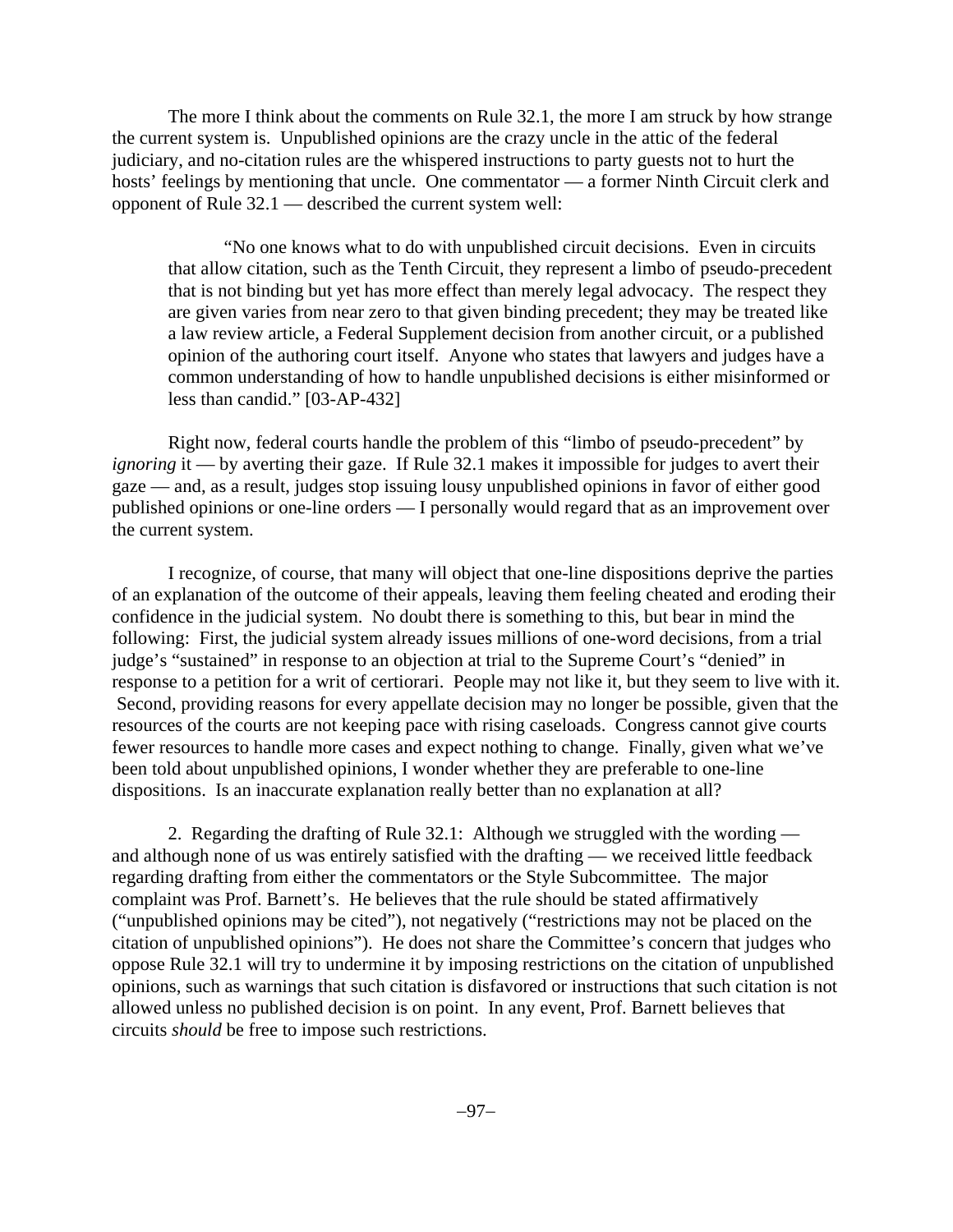The more I think about the comments on Rule 32.1, the more I am struck by how strange the current system is. Unpublished opinions are the crazy uncle in the attic of the federal judiciary, and no-citation rules are the whispered instructions to party guests not to hurt the hosts' feelings by mentioning that uncle. One commentator — a former Ninth Circuit clerk and opponent of Rule 32.1 — described the current system well:

> "No one knows what to do with unpublished circuit decisions. Even in circuits that allow citation, such as the Tenth Circuit, they represent a limbo of pseudo-precedent that is not binding but yet has more effect than merely legal advocacy. The respect they are given varies from near zero to that given binding precedent; they may be treated like a law review article, a Federal Supplement decision from another circuit, or a published opinion of the authoring court itself. Anyone who states that lawyers and judges have a common understanding of how to handle unpublished decisions is either misinformed or less than candid." [03-AP-432]

Right now, federal courts handle the problem of this "limbo of pseudo-precedent" by *ignoring* it — by averting their gaze. If Rule 32.1 makes it impossible for judges to avert their gaze — and, as a result, judges stop issuing lousy unpublished opinions in favor of either good published opinions or one-line orders — I personally would regard that as an improvement over the current system.

I recognize, of course, that many will object that one-line dispositions deprive the parties of an explanation of the outcome of their appeals, leaving them feeling cheated and eroding their confidence in the judicial system. No doubt there is something to this, but bear in mind the following: First, the judicial system already issues millions of one-word decisions, from a trial judge's "sustained" in response to an objection at trial to the Supreme Court's "denied" in response to a petition for a writ of certiorari. People may not like it, but they seem to live with it. Second, providing reasons for every appellate decision may no longer be possible, given that the resources of the courts are not keeping pace with rising caseloads. Congress cannot give courts fewer resources to handle more cases and expect nothing to change. Finally, given what we've been told about unpublished opinions, I wonder whether they are preferable to one-line dispositions. Is an inaccurate explanation really better than no explanation at all?

2. Regarding the drafting of Rule 32.1: Although we struggled with the wording — and although none of us was entirely satisfied with the drafting — we received little feedback regarding drafting from either the commentators or the Style Subcommittee. The major complaint was Prof. Barnett's. He believes that the rule should be stated affirmatively ("unpublished opinions may be cited"), not negatively ("restrictions may not be placed on the citation of unpublished opinions"). He does not share the Committee's concern that judges who oppose Rule 32.1 will try to undermine it by imposing restrictions on the citation of unpublished opinions, such as warnings that such citation is disfavored or instructions that such citation is not allowed unless no published decision is on point. In any event, Prof. Barnett believes that circuits *should* be free to impose such restrictions.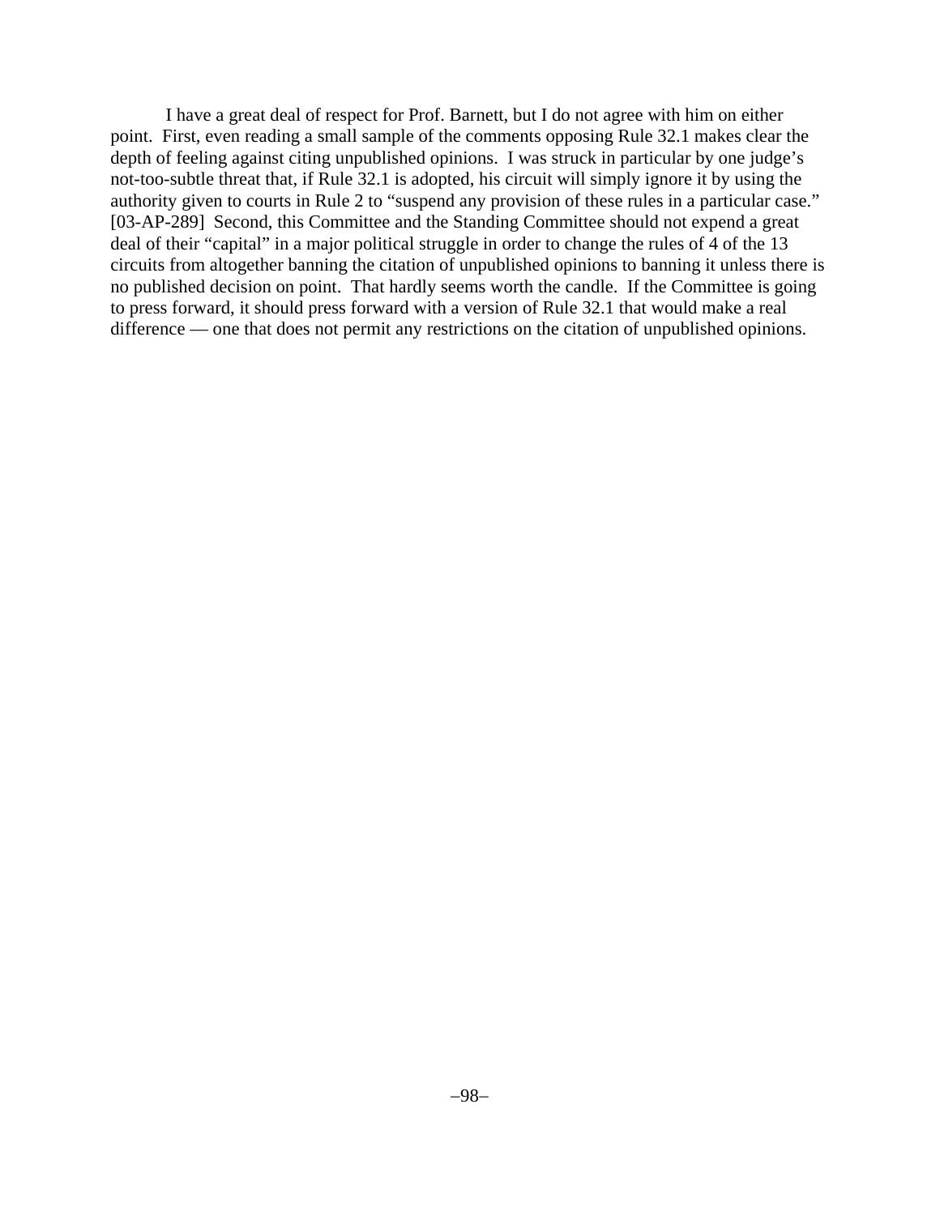I have a great deal of respect for Prof. Barnett, but I do not agree with him on either point. First, even reading a small sample of the comments opposing Rule 32.1 makes clear the depth of feeling against citing unpublished opinions. I was struck in particular by one judge's not-too-subtle threat that, if Rule 32.1 is adopted, his circuit will simply ignore it by using the authority given to courts in Rule 2 to "suspend any provision of these rules in a particular case." [03-AP-289] Second, this Committee and the Standing Committee should not expend a great deal of their "capital" in a major political struggle in order to change the rules of 4 of the 13 circuits from altogether banning the citation of unpublished opinions to banning it unless there is no published decision on point. That hardly seems worth the candle. If the Committee is going to press forward, it should press forward with a version of Rule 32.1 that would make a real difference — one that does not permit any restrictions on the citation of unpublished opinions.